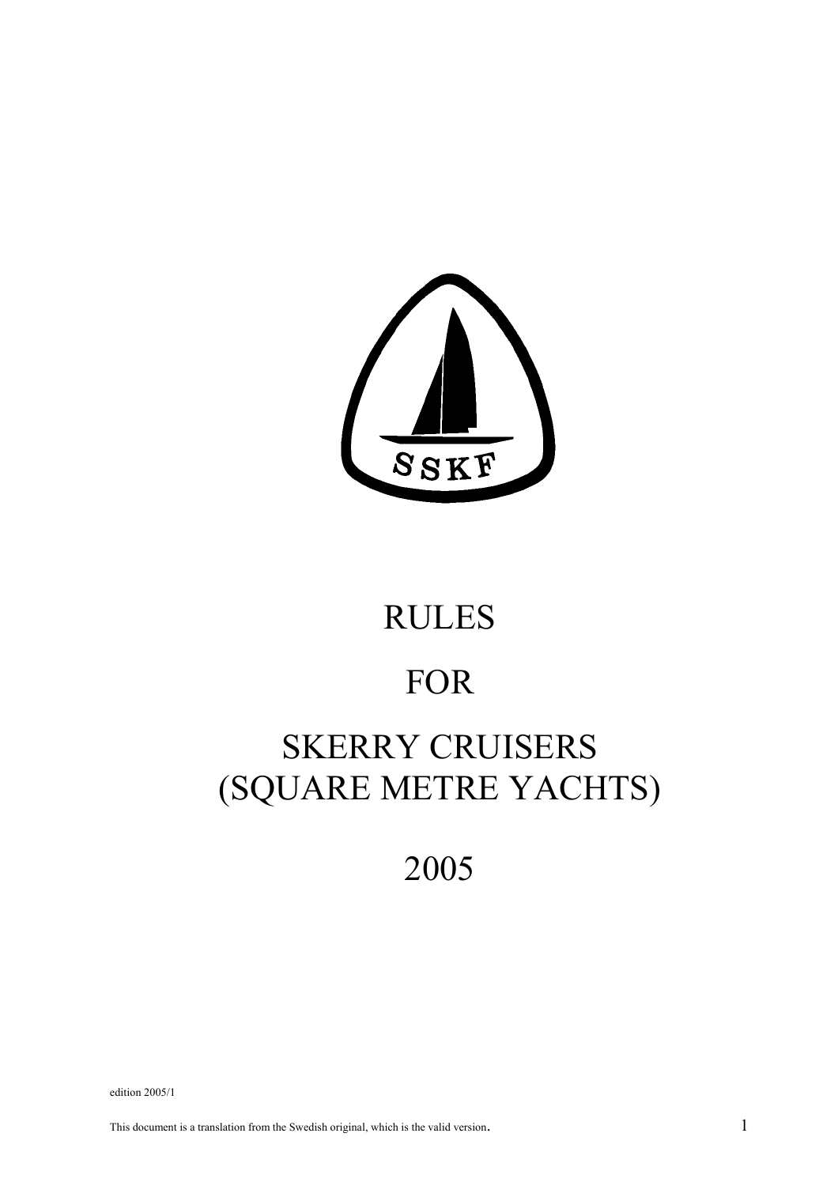SSKF

# RULES

# FOR

# SKERRY CRUISERS (SQUARE METRE YACHTS)

# 2005

edition 2005/1

This document is a translation from the Swedish original, which is the valid version.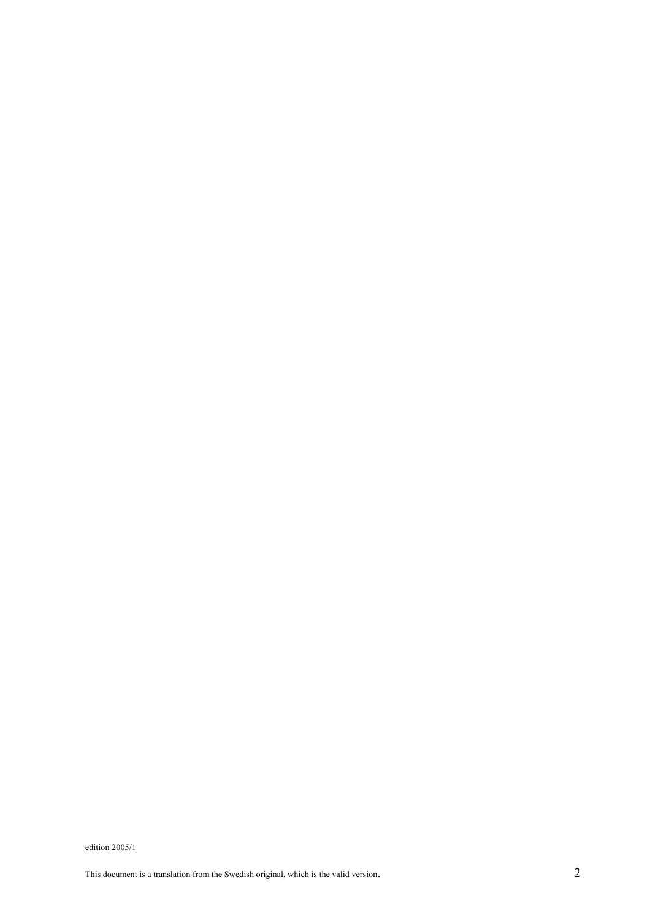edition 2005/1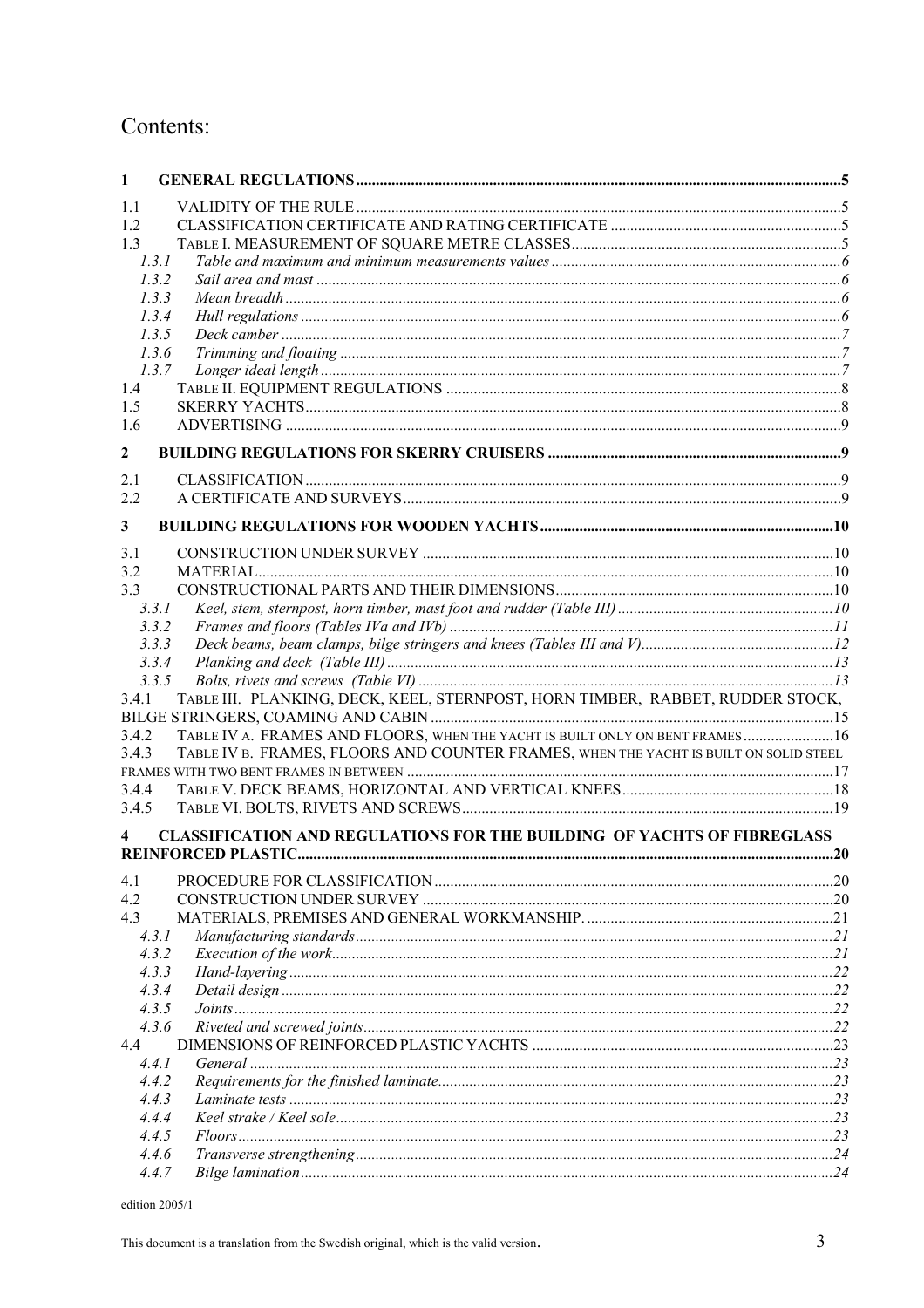# Contents:

1 GENERAL REGULATIONS ..... 5

1.1 VALIDITY OF THE RULE ..... 5
1.2 CLASSIFICATION CERTIFICATE AND RATING CERTIFICATE ..... 5
1.3 TABLE I. MEASUREMENT OF SQUARE METRE CLASSES ..... 5
- 1.3.1 *Table and maximum and minimum measurements values* ..... 6
- 1.3.2 *Sail area and mast* ..... 6
- 1.3.3 *Mean breadth* ..... 6
- 1.3.4 *Hull regulations* ..... 6
- 1.3.5 *Deck camber* ..... 7
- 1.3.6 *Trimming and floating* ..... 7
- 1.3.7 *Longer ideal length* ..... 7

1.4 TABLE II. EQUIPMENT REGULATIONS ..... 8
1.5 SKERRY YACHTS ..... 8
1.6 ADVERTISING ..... 9

2 BUILDING REGULATIONS FOR SKERRY CRUISERS ..... 9

2.1 CLASSIFICATION ..... 9
2.2 A CERTIFICATE AND SURVEYS ..... 9

3 BUILDING REGULATIONS FOR WOODEN YACHTS ..... 10

3.1 CONSTRUCTION UNDER SURVEY ..... 10
3.2 MATERIAL ..... 10
3.3 CONSTRUCTIONAL PARTS AND THEIR DIMENSIONS ..... 10
- 3.3.1 *Keel, stem, sternpost, horn timber, mast foot and rudder (Table III)* ..... 10
- 3.3.2 *Frames and floors (Tables IVa and IVb)* ..... 11
- 3.3.3 *Deck beams, beam clamps, bilge stringers and knees (Tables III and V)* ..... 12
- 3.3.4 *Planking and deck (Table III)* ..... 13
- 3.3.5 *Bolts, rivets and screws (Table VI)* ..... 13

3.4.1 TABLE III. PLANKING, DECK, KEEL, STERNPOST, HORN TIMBER, RABBET, RUDDER STOCK, BILGE STRINGERS, COAMING AND CABIN ..... 15
3.4.2 TABLE IV A. FRAMES AND FLOORS, WHEN THE YACHT IS BUILT ONLY ON BENT FRAMES ..... 16
3.4.3 TABLE IV B. FRAMES, FLOORS AND COUNTER FRAMES, WHEN THE YACHT IS BUILT ON SOLID STEEL FRAMES WITH TWO BENT FRAMES IN BETWEEN ..... 17
3.4.4 TABLE V. DECK BEAMS, HORIZONTAL AND VERTICAL KNEES ..... 18
3.4.5 TABLE VI. BOLTS, RIVETS AND SCREWS ..... 19

4 CLASSIFICATION AND REGULATIONS FOR THE BUILDING OF YACHTS OF FIBREGLASS REINFORCED PLASTIC ..... 20

4.1 PROCEDURE FOR CLASSIFICATION ..... 20
4.2 CONSTRUCTION UNDER SURVEY ..... 20
4.3 MATERIALS, PREMISES AND GENERAL WORKMANSHIP. ..... 21
- 4.3.1 *Manufacturing standards* ..... 21
- 4.3.2 *Execution of the work* ..... 21
- 4.3.3 *Hand-layering* ..... 22
- 4.3.4 *Detail design* ..... 22
- 4.3.5 *Joints* ..... 22
- 4.3.6 *Riveted and screwed joints* ..... 22

4.4 DIMENSIONS OF REINFORCED PLASTIC YACHTS ..... 23
- 4.4.1 *General* ..... 23
- 4.4.2 *Requirements for the finished laminate* ..... 23
- 4.4.3 *Laminate tests* ..... 23
- 4.4.4 *Keel strake / Keel sole* ..... 23
- 4.4.5 *Floors* ..... 23
- 4.4.6 *Transverse strengthening* ..... 24
- 4.4.7 *Bilge lamination* ..... 24

edition 2005/1

This document is a translation from the Swedish original, which is the valid version.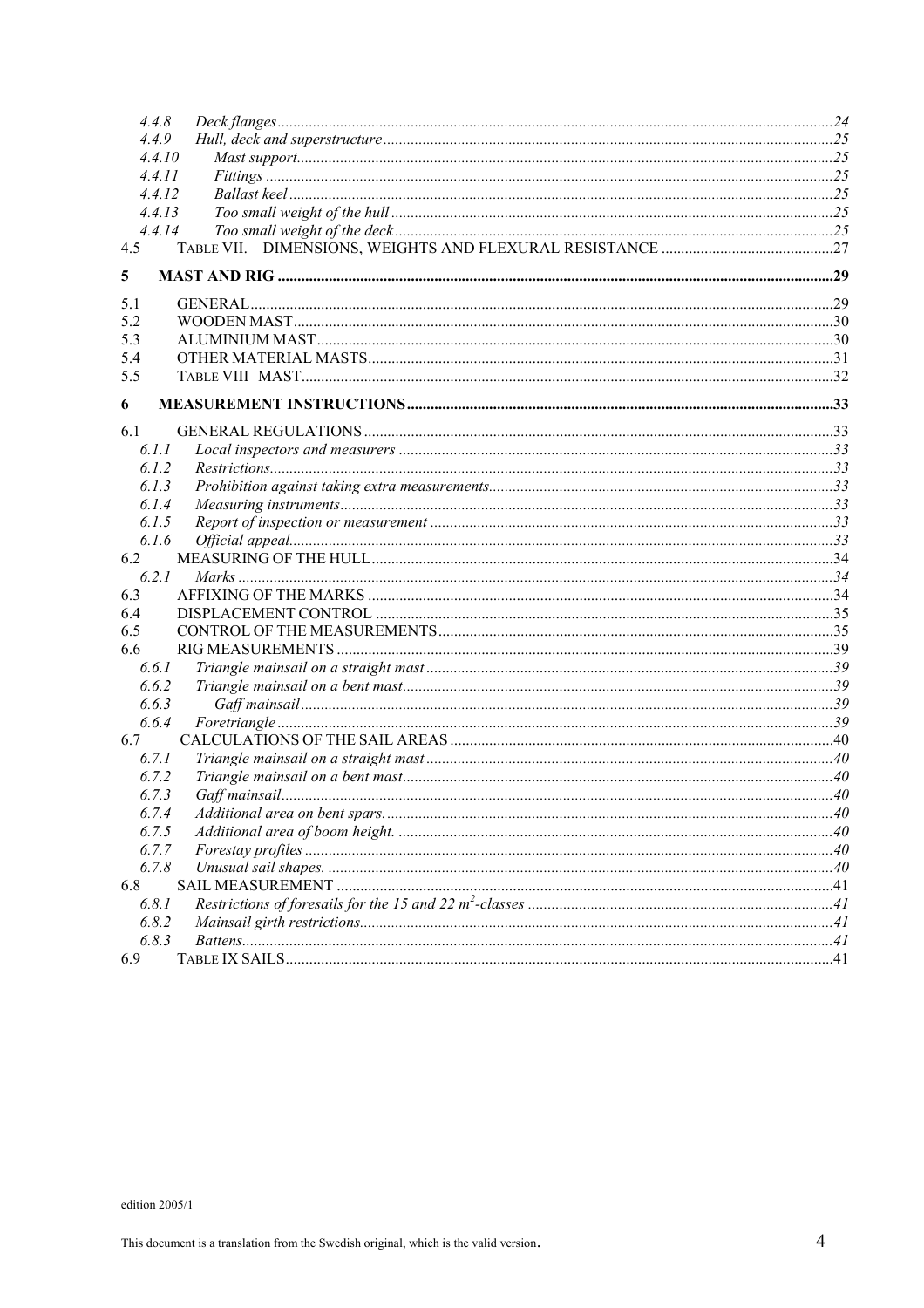4.4.8 *Deck flanges* ... 24
4.4.9 *Hull, deck and superstructure* ... 25
4.4.10 *Mast support* ... 25
4.4.11 *Fittings* ... 25
4.4.12 *Ballast keel* ... 25
4.4.13 *Too small weight of the hull* ... 25
4.4.14 *Too small weight of the deck* ... 25
4.5 TABLE VII. DIMENSIONS, WEIGHTS AND FLEXURAL RESISTANCE ... 27

**5 MAST AND RIG ... 29**

5.1 GENERAL ... 29
5.2 WOODEN MAST ... 30
5.3 ALUMINIUM MAST ... 30
5.4 OTHER MATERIAL MASTS ... 31
5.5 TABLE VIII MAST ... 32

**6 MEASUREMENT INSTRUCTIONS ... 33**

6.1 GENERAL REGULATIONS ... 33
6.1.1 *Local inspectors and measurers* ... 33
6.1.2 *Restrictions* ... 33
6.1.3 *Prohibition against taking extra measurements* ... 33
6.1.4 *Measuring instruments* ... 33
6.1.5 *Report of inspection or measurement* ... 33
6.1.6 *Official appeal* ... 33
6.2 MEASURING OF THE HULL ... 34
6.2.1 *Marks* ... 34
6.3 AFFIXING OF THE MARKS ... 34
6.4 DISPLACEMENT CONTROL ... 35
6.5 CONTROL OF THE MEASUREMENTS ... 35
6.6 RIG MEASUREMENTS ... 39
6.6.1 *Triangle mainsail on a straight mast* ... 39
6.6.2 *Triangle mainsail on a bent mast* ... 39
6.6.3 *Gaff mainsail* ... 39
6.6.4 *Foretriangle* ... 39
6.7 CALCULATIONS OF THE SAIL AREAS ... 40
6.7.1 *Triangle mainsail on a straight mast* ... 40
6.7.2 *Triangle mainsail on a bent mast* ... 40
6.7.3 *Gaff mainsail* ... 40
6.7.4 *Additional area on bent spars.* ... 40
6.7.5 *Additional area of boom height.* ... 40
6.7.7 *Forestay profiles* ... 40
6.7.8 *Unusual sail shapes.* ... 40
6.8 SAIL MEASUREMENT ... 41
6.8.1 *Restrictions of foresails for the 15 and 22 $m^2$-classes* ... 41
6.8.2 *Mainsail girth restrictions* ... 41
6.8.3 *Battens* ... 41
6.9 TABLE IX SAILS ... 41

edition 2005/1

This document is a translation from the Swedish original, which is the valid version.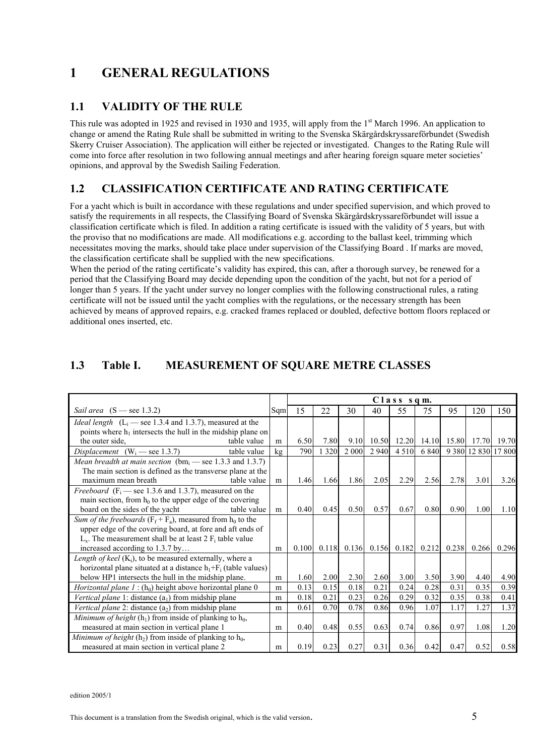# 1 GENERAL REGULATIONS

## 1.1 VALIDITY OF THE RULE

This rule was adopted in 1925 and revised in 1930 and 1935, will apply from the 1st March 1996. An application to change or amend the Rating Rule shall be submitted in writing to the Svenska Skärgårdskryssareförbundet (Swedish Skerry Cruiser Association). The application will either be rejected or investigated. Changes to the Rating Rule will come into force after resolution in two following annual meetings and after hearing foreign square meter societies' opinions, and approval by the Swedish Sailing Federation.

## 1.2 CLASSIFICATION CERTIFICATE AND RATING CERTIFICATE

For a yacht which is built in accordance with these regulations and under specified supervision, and which proved to satisfy the requirements in all respects, the Classifying Board of Svenska Skärgårdskryssareförbundet will issue a classification certificate which is filed. In addition a rating certificate is issued with the validity of 5 years, but with the proviso that no modifications are made. All modifications e.g. according to the ballast keel, trimming which necessitates moving the marks, should take place under supervision of the Classifying Board . If marks are moved, the classification certificate shall be supplied with the new specifications.

When the period of the rating certificate's validity has expired, this can, after a thorough survey, be renewed for a period that the Classifying Board may decide depending upon the condition of the yacht, but not for a period of longer than 5 years. If the yacht under survey no longer complies with the following constructional rules, a rating certificate will not be issued until the yacht complies with the regulations, or the necessary strength has been achieved by means of approved repairs, e.g. cracked frames replaced or doubled, defective bottom floors replaced or additional ones inserted, etc.

## 1.3 Table I. MEASUREMENT OF SQUARE METRE CLASSES

| | | Class sqm. | | | | | | | | |
|---|---|---|---|---|---|---|---|---|---|---|
| *Sail area* (S — see 1.3.2) | Sqm | 15 | 22 | 30 | 40 | 55 | 75 | 95 | 120 | 150 |
| *Ideal length* ($L_i$ — see 1.3.4 and 1.3.7), measured at the points where $h_1$ intersects the hull in the midship plane on the outer side, table value | m | 6.50 | 7.80 | 9.10 | 10.50 | 12.20 | 14.10 | 15.80 | 17.70 | 19.70 |
| *Displacement* ($W_i$ — see 1.3.7) table value | kg | 790 | 1 320 | 2 000 | 2 940 | 4 510 | 6 840 | 9 380 | 12 830 | 17 800 |
| *Mean breadth at main section* ($bm_i$ — see 1.3.3 and 1.3.7) The main section is defined as the transverse plane at the maximum mean breath table value | m | 1.46 | 1.66 | 1.86 | 2.05 | 2.29 | 2.56 | 2.78 | 3.01 | 3.26 |
| *Freeboard* ($F_i$ — see 1.3.6 and 1.3.7), measured on the main section, from $h_0$ to the upper edge of the covering board on the sides of the yacht table value | m | 0.40 | 0.45 | 0.50 | 0.57 | 0.67 | 0.80 | 0.90 | 1.00 | 1.10 |
| *Sum of the freeboards* ($F_f + F_a$), measured from $h_0$ to the upper edge of the covering board, at fore and aft ends of $L_x$. The measurement shall be at least 2 $F_i$ table value increased according to 1.3.7 by… | m | 0.100 | 0.118 | 0.136 | 0.156 | 0.182 | 0.212 | 0.238 | 0.266 | 0.296 |
| *Length of keel* ($K_i$), to be measured externally, where a horizontal plane situated at a distance $h_1+F_i$ (table values) below HP1 intersects the hull in the midship plane. | m | 1.60 | 2.00 | 2.30 | 2.60 | 3.00 | 3.50 | 3.90 | 4.40 | 4.90 |
| *Horizontal plane 1* : ($h_0$) height above horizontal plane 0 | m | 0.13 | 0.15 | 0.18 | 0.21 | 0.24 | 0.28 | 0.31 | 0.35 | 0.39 |
| *Vertical plane* 1: distance ($a_1$) from midship plane | m | 0.18 | 0.21 | 0.23 | 0.26 | 0.29 | 0.32 | 0.35 | 0.38 | 0.41 |
| *Vertical plane* 2: distance ($a_2$) from midship plane | m | 0.61 | 0.70 | 0.78 | 0.86 | 0.96 | 1.07 | 1.17 | 1.27 | 1.37 |
| *Minimum of height* ($h_1$) from inside of planking to $h_0$, measured at main section in vertical plane 1 | m | 0.40 | 0.48 | 0.55 | 0.63 | 0.74 | 0.86 | 0.97 | 1.08 | 1.20 |
| *Minimum of height* ($h_2$) from inside of planking to $h_0$, measured at main section in vertical plane 2 | m | 0.19 | 0.23 | 0.27 | 0.31 | 0.36 | 0.42 | 0.47 | 0.52 | 0.58 |

edition 2005/1

This document is a translation from the Swedish original, which is the valid version.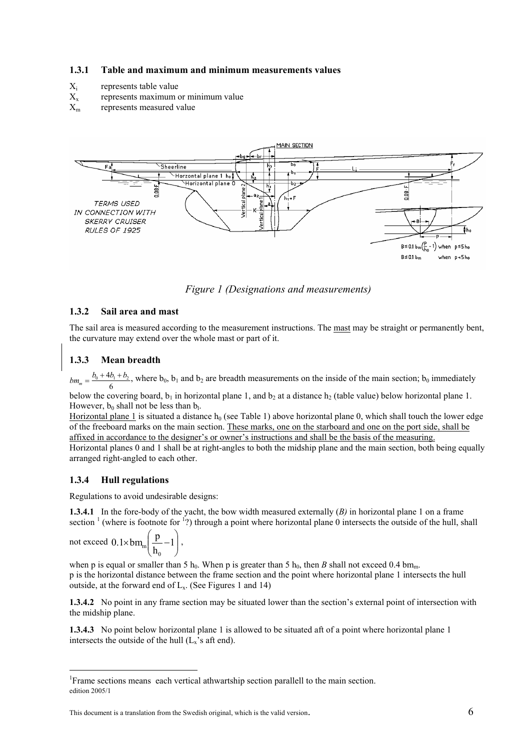### 1.3.1 Table and maximum and minimum measurements values

$X_i$ represents table value
$X_x$ represents maximum or minimum value
$X_m$ represents measured value

*Figure 1 (Designations and measurements)*

### 1.3.2 Sail area and mast

The sail area is measured according to the measurement instructions. The mast may be straight or permanently bent, the curvature may extend over the whole mast or part of it.

### 1.3.3 Mean breadth

$bm_m = \frac{b_0 + 4b_1 + b_2}{6}$, where $b_0$, $b_1$ and $b_2$ are breadth measurements on the inside of the main section; $b_0$ immediately below the covering board, $b_1$ in horizontal plane 1, and $b_2$ at a distance $h_2$ (table value) below horizontal plane 1. However, $b_0$ shall not be less than $b_l$.

Horizontal plane 1 is situated a distance $h_0$ (see Table 1) above horizontal plane 0, which shall touch the lower edge of the freeboard marks on the main section. These marks, one on the starboard and one on the port side, shall be affixed in accordance to the designer's or owner's instructions and shall be the basis of the measuring. Horizontal planes 0 and 1 shall be at right-angles to both the midship plane and the main section, both being equally arranged right-angled to each other.

### 1.3.4 Hull regulations

Regulations to avoid undesirable designs:

**1.3.4.1** In the fore-body of the yacht, the bow width measured externally (*B)* in horizontal plane 1 on a frame section [1] (where is footnote for [1]?) through a point where horizontal plane 0 intersects the outside of the hull, shall not exceed $0.1 \times bm_m \left( \frac{p}{h_0} - 1 \right)$,

when p is equal or smaller than 5 $h_0$. When p is greater than 5 $h_0$, then *B* shall not exceed 0.4 $bm_m$. p is the horizontal distance between the frame section and the point where horizontal plane 1 intersects the hull outside, at the forward end of $L_x$. (See Figures 1 and 14)

**1.3.4.2** No point in any frame section may be situated lower than the section's external point of intersection with the midship plane.

**1.3.4.3** No point below horizontal plane 1 is allowed to be situated aft of a point where horizontal plane 1 intersects the outside of the hull ($L_x$'s aft end).

[1] Frame sections means each vertical athwartship section parallell to the main section.
edition 2005/1

This document is a translation from the Swedish original, which is the valid version.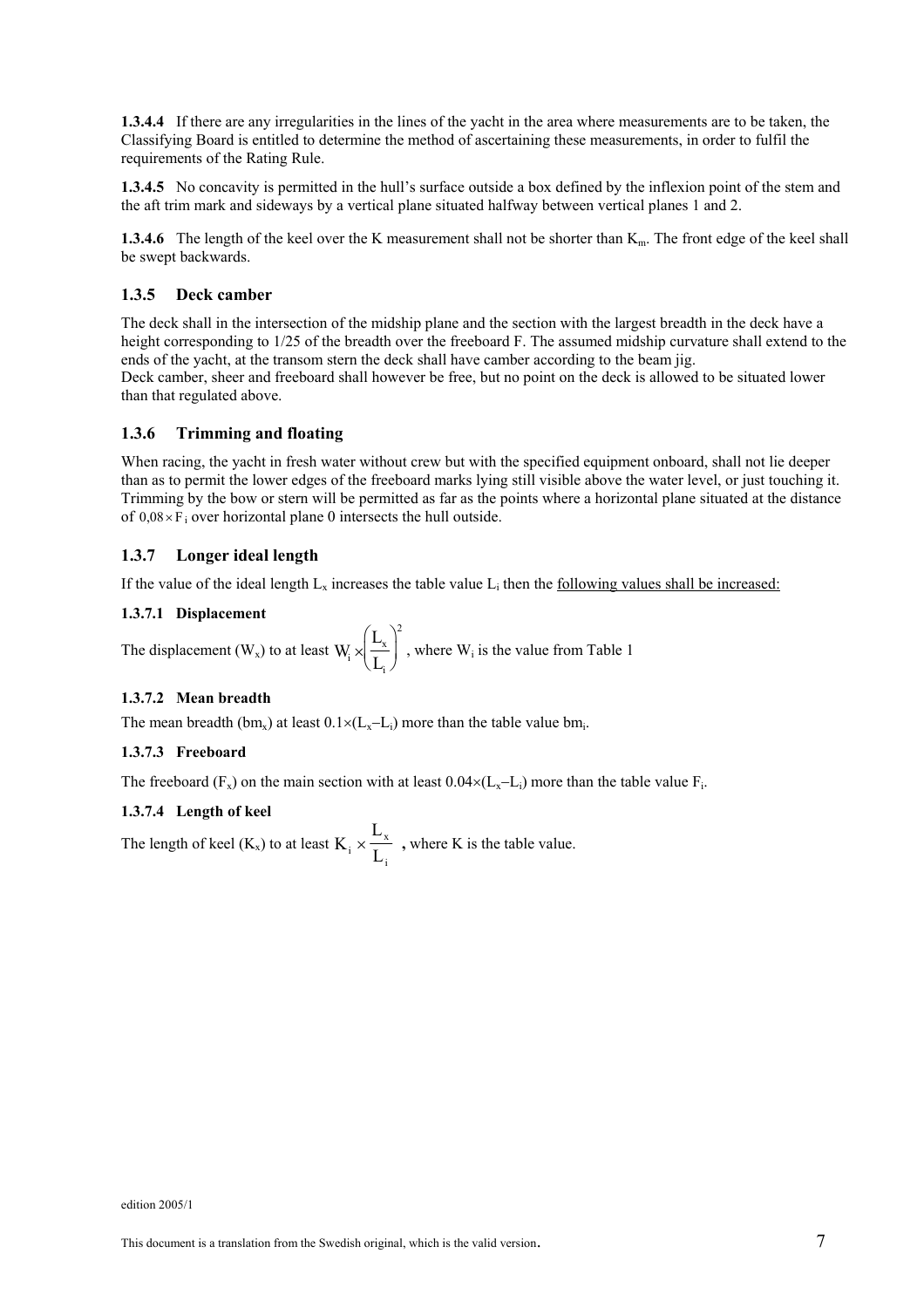**1.3.4.4** If there are any irregularities in the lines of the yacht in the area where measurements are to be taken, the Classifying Board is entitled to determine the method of ascertaining these measurements, in order to fulfil the requirements of the Rating Rule.

**1.3.4.5** No concavity is permitted in the hull's surface outside a box defined by the inflexion point of the stem and the aft trim mark and sideways by a vertical plane situated halfway between vertical planes 1 and 2.

**1.3.4.6** The length of the keel over the K measurement shall not be shorter than $K_m$. The front edge of the keel shall be swept backwards.

### 1.3.5 Deck camber

The deck shall in the intersection of the midship plane and the section with the largest breadth in the deck have a height corresponding to 1/25 of the breadth over the freeboard F. The assumed midship curvature shall extend to the ends of the yacht, at the transom stern the deck shall have camber according to the beam jig.
Deck camber, sheer and freeboard shall however be free, but no point on the deck is allowed to be situated lower than that regulated above.

### 1.3.6 Trimming and floating

When racing, the yacht in fresh water without crew but with the specified equipment onboard, shall not lie deeper than as to permit the lower edges of the freeboard marks lying still visible above the water level, or just touching it. Trimming by the bow or stern will be permitted as far as the points where a horizontal plane situated at the distance of $0{,}08 \times F_i$ over horizontal plane 0 intersects the hull outside.

### 1.3.7 Longer ideal length

If the value of the ideal length $L_x$ increases the table value $L_i$ then the following values shall be increased:

**1.3.7.1 Displacement**

The displacement ($W_x$) to at least $W_i \times \left(\frac{L_x}{L_i}\right)^2$, where $W_i$ is the value from Table 1

**1.3.7.2 Mean breadth**

The mean breadth ($bm_x$) at least $0.1\times(L_x - L_i)$ more than the table value $bm_i$.

**1.3.7.3 Freeboard**

The freeboard ($F_x$) on the main section with at least $0.04\times(L_x - L_i)$ more than the table value $F_i$.

**1.3.7.4 Length of keel**

The length of keel ($K_x$) to at least $K_i \times \frac{L_x}{L_i}$ **,** where K is the table value.

edition 2005/1

This document is a translation from the Swedish original, which is the valid version.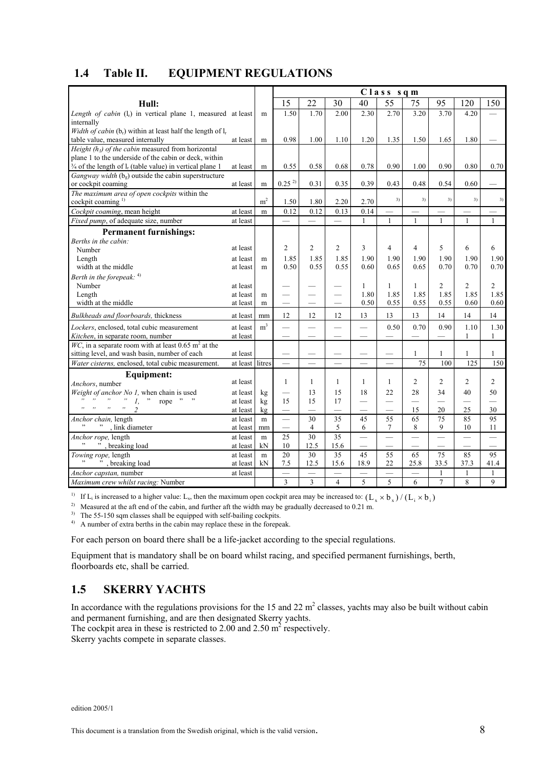## 1.4 Table II. EQUIPMENT REGULATIONS

| | | | Class sqm | | | | | | | | |
|---|---|---|---|---|---|---|---|---|---|---|---|
| **Hull:** | | | 15 | 22 | 30 | 40 | 55 | 75 | 95 | 120 | 150 |
| *Length of cabin* ($l_r$) in vertical plane 1, measured internally | at least | m | 1.50 | 1.70 | 2.00 | 2.30 | 2.70 | 3.20 | 3.70 | 4.20 | — |
| *Width of cabin* ($b_r$) within at least half the length of $l_r$ table value, measured internally | at least | m | 0.98 | 1.00 | 1.10 | 1.20 | 1.35 | 1.50 | 1.65 | 1.80 | — |
| *Height ($h_3$) of the cabin* measured from horizontal plane 1 to the underside of the cabin or deck, within ¾ of the length of $l_r$ (table value) in vertical plane 1 | at least | m | 0.55 | 0.58 | 0.68 | 0.78 | 0.90 | 1.00 | 0.90 | 0.80 | 0.70 |
| *Gangway width* ($b_g$) outside the cabin superstructure or cockpit coaming | at least | m | 0.25 [2] | 0.31 | 0.35 | 0.39 | 0.43 | 0.48 | 0.54 | 0.60 | — |
| *The maximum area of open cockpits* within the cockpit coaming [1] | | $m^2$ | 1.50 | 1.80 | 2.20 | 2.70 | [3] | [3] | [3] | [3] | [3] |
| *Cockpit coaming*, mean height | at least | m | 0.12 | 0.12 | 0.13 | 0.14 | — | — | — | — | — |
| *Fixed pump*, of adequate size, number | at least | | — | — | — | 1 | 1 | 1 | 1 | 1 | 1 |
| **Permanent furnishings:** | | | | | | | | | | | |
| *Berths in the cabin:* Number | at least | | 2 | 2 | 2 | 3 | 4 | 4 | 5 | 6 | 6 |
| Length | at least | m | 1.85 | 1.85 | 1.85 | 1.90 | 1.90 | 1.90 | 1.90 | 1.90 | 1.90 |
| width at the middle | at least | m | 0.50 | 0.55 | 0.55 | 0.60 | 0.65 | 0.65 | 0.70 | 0.70 | 0.70 |
| *Berth in the forepeak:* [4] Number | at least | | — | — | — | 1 | 1 | 1 | 2 | 2 | 2 |
| Length | at least | m | — | — | — | 1.80 | 1.85 | 1.85 | 1.85 | 1.85 | 1.85 |
| width at the middle | at least | m | — | — | — | 0.50 | 0.55 | 0.55 | 0.55 | 0.60 | 0.60 |
| *Bulkheads and floorboards,* thickness | at least | mm | 12 | 12 | 12 | 13 | 13 | 13 | 14 | 14 | 14 |
| *Lockers*, enclosed, total cubic measurement | at least | $m^3$ | — | — | — | — | 0.50 | 0.70 | 0.90 | 1.10 | 1.30 |
| *Kitchen*, in separate room, number | at least | | — | — | — | — | — | — | — | 1 | 1 |
| *WC*, in a separate room with at least 0.65 $m^2$ at the sitting level, and wash basin, number of each | at least | | — | — | — | — | — | 1 | 1 | 1 | 1 |
| *Water cisterns,* enclosed, total cubic measurement. | at least | litres | — | — | — | — | — | 75 | 100 | 125 | 150 |
| **Equipment:** | | | | | | | | | | | |
| *Anchors*, number | at least | | 1 | 1 | 1 | 1 | 1 | 2 | 2 | 2 | 2 |
| *Weight of anchor No 1,* when chain is used | at least | kg | — | 13 | 15 | 18 | 22 | 28 | 34 | 40 | 50 |
| " " " " *1,* " rope " " | at least | kg | 15 | 15 | 17 | — | — | — | — | — | — |
| " " " " *2* | at least | kg | — | — | — | — | — | 15 | 20 | 25 | 30 |
| *Anchor chain,* length | at least | m | — | 30 | 35 | 45 | 55 | 65 | 75 | 85 | 95 |
| " " , link diameter | at least | mm | — | 4 | 5 | 6 | 7 | 8 | 9 | 10 | 11 |
| *Anchor rope,* length | at least | m | 25 | 30 | 35 | — | — | — | — | — | — |
| " " , breaking load | at least | kN | 10 | 12.5 | 15.6 | — | — | — | — | — | — |
| *Towing rope,* length | at least | m | 20 | 30 | 35 | 45 | 55 | 65 | 75 | 85 | 95 |
| " " , breaking load | at least | kN | 7.5 | 12.5 | 15.6 | 18.9 | 22 | 25.8 | 33.5 | 37.3 | 41.4 |
| *Anchor capstan,* number | at least | | — | — | — | — | — | — | 1 | 1 | 1 |
| *Maximum crew whilst racing:* Number | | | 3 | 3 | 4 | 5 | 5 | 6 | 7 | 8 | 9 |

[1] If $L_i$ is increased to a higher value: $L_x$, then the maximum open cockpit area may be increased to: $(L_x \times b_x)/(L_i \times b_i)$

[2] Measured at the aft end of the cabin, and further aft the width may be gradually decreased to 0.21 m.

[3] The 55-150 sqm classes shall be equipped with self-bailing cockpits.

[4] A number of extra berths in the cabin may replace these in the forepeak.

For each person on board there shall be a life-jacket according to the special regulations.

Equipment that is mandatory shall be on board whilst racing, and specified permanent furnishings, berth, floorboards etc, shall be carried.

## 1.5 SKERRY YACHTS

In accordance with the regulations provisions for the 15 and 22 $m^2$ classes, yachts may also be built without cabin and permanent furnishing, and are then designated Skerry yachts.
The cockpit area in these is restricted to 2.00 and 2.50 $m^2$ respectively.
Skerry yachts compete in separate classes.

edition 2005/1

This document is a translation from the Swedish original, which is the valid version.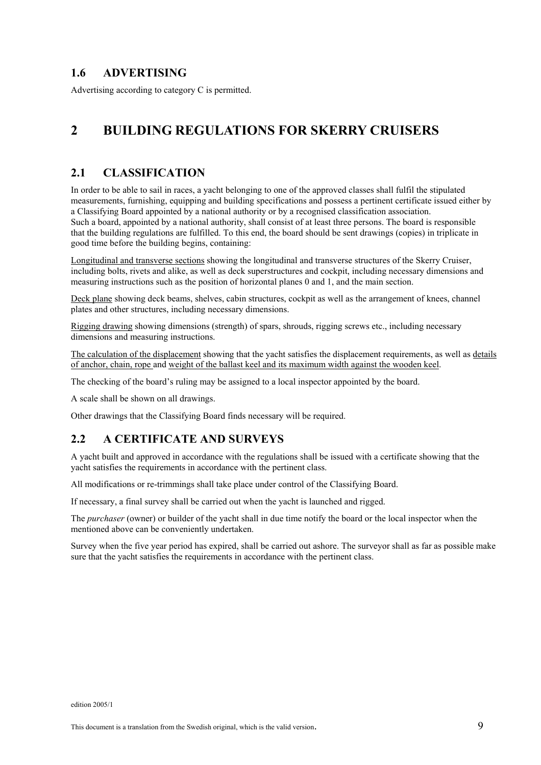## 1.6 ADVERTISING

Advertising according to category C is permitted.

# 2 BUILDING REGULATIONS FOR SKERRY CRUISERS

## 2.1 CLASSIFICATION

In order to be able to sail in races, a yacht belonging to one of the approved classes shall fulfil the stipulated measurements, furnishing, equipping and building specifications and possess a pertinent certificate issued either by a Classifying Board appointed by a national authority or by a recognised classification association.
Such a board, appointed by a national authority, shall consist of at least three persons. The board is responsible that the building regulations are fulfilled. To this end, the board should be sent drawings (copies) in triplicate in good time before the building begins, containing:

Longitudinal and transverse sections showing the longitudinal and transverse structures of the Skerry Cruiser, including bolts, rivets and alike, as well as deck superstructures and cockpit, including necessary dimensions and measuring instructions such as the position of horizontal planes 0 and 1, and the main section.

Deck plane showing deck beams, shelves, cabin structures, cockpit as well as the arrangement of knees, channel plates and other structures, including necessary dimensions.

Rigging drawing showing dimensions (strength) of spars, shrouds, rigging screws etc., including necessary dimensions and measuring instructions.

The calculation of the displacement showing that the yacht satisfies the displacement requirements, as well as details of anchor, chain, rope and weight of the ballast keel and its maximum width against the wooden keel.

The checking of the board's ruling may be assigned to a local inspector appointed by the board.

A scale shall be shown on all drawings.

Other drawings that the Classifying Board finds necessary will be required.

## 2.2 A CERTIFICATE AND SURVEYS

A yacht built and approved in accordance with the regulations shall be issued with a certificate showing that the yacht satisfies the requirements in accordance with the pertinent class.

All modifications or re-trimmings shall take place under control of the Classifying Board.

If necessary, a final survey shall be carried out when the yacht is launched and rigged.

The *purchaser* (owner) or builder of the yacht shall in due time notify the board or the local inspector when the mentioned above can be conveniently undertaken.

Survey when the five year period has expired, shall be carried out ashore. The surveyor shall as far as possible make sure that the yacht satisfies the requirements in accordance with the pertinent class.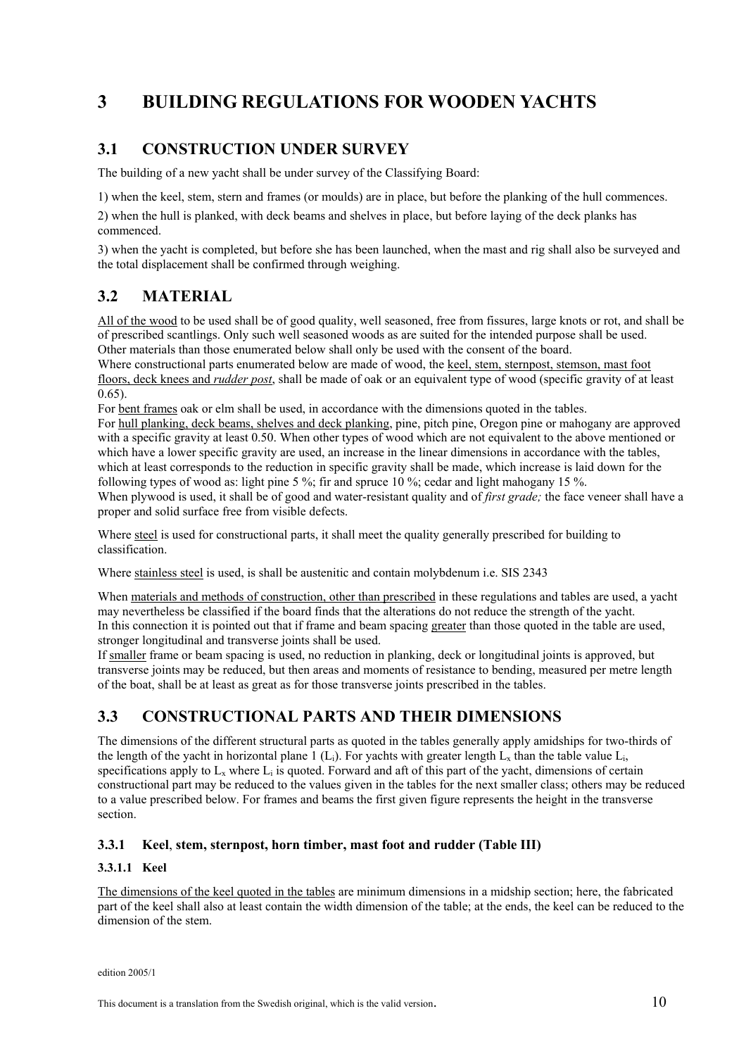# 3 BUILDING REGULATIONS FOR WOODEN YACHTS

## 3.1 CONSTRUCTION UNDER SURVEY

The building of a new yacht shall be under survey of the Classifying Board:

1) when the keel, stem, stern and frames (or moulds) are in place, but before the planking of the hull commences.

2) when the hull is planked, with deck beams and shelves in place, but before laying of the deck planks has commenced.

3) when the yacht is completed, but before she has been launched, when the mast and rig shall also be surveyed and the total displacement shall be confirmed through weighing.

## 3.2 MATERIAL

All of the wood to be used shall be of good quality, well seasoned, free from fissures, large knots or rot, and shall be of prescribed scantlings. Only such well seasoned woods as are suited for the intended purpose shall be used. Other materials than those enumerated below shall only be used with the consent of the board.
Where constructional parts enumerated below are made of wood, the keel, stem, sternpost, stemson, mast foot floors, deck knees and *rudder post*, shall be made of oak or an equivalent type of wood (specific gravity of at least 0.65).
For bent frames oak or elm shall be used, in accordance with the dimensions quoted in the tables.
For hull planking, deck beams, shelves and deck planking, pine, pitch pine, Oregon pine or mahogany are approved with a specific gravity at least 0.50. When other types of wood which are not equivalent to the above mentioned or which have a lower specific gravity are used, an increase in the linear dimensions in accordance with the tables, which at least corresponds to the reduction in specific gravity shall be made, which increase is laid down for the following types of wood as: light pine 5 %; fir and spruce 10 %; cedar and light mahogany 15 %.
When plywood is used, it shall be of good and water-resistant quality and of *first grade;* the face veneer shall have a proper and solid surface free from visible defects.

Where steel is used for constructional parts, it shall meet the quality generally prescribed for building to classification.

Where stainless steel is used, is shall be austenitic and contain molybdenum i.e. SIS 2343

When materials and methods of construction, other than prescribed in these regulations and tables are used, a yacht may nevertheless be classified if the board finds that the alterations do not reduce the strength of the yacht.
In this connection it is pointed out that if frame and beam spacing greater than those quoted in the table are used, stronger longitudinal and transverse joints shall be used.
If smaller frame or beam spacing is used, no reduction in planking, deck or longitudinal joints is approved, but transverse joints may be reduced, but then areas and moments of resistance to bending, measured per metre length of the boat, shall be at least as great as for those transverse joints prescribed in the tables.

## 3.3 CONSTRUCTIONAL PARTS AND THEIR DIMENSIONS

The dimensions of the different structural parts as quoted in the tables generally apply amidships for two-thirds of the length of the yacht in horizontal plane 1 ($L_i$). For yachts with greater length $L_x$ than the table value $L_i$, specifications apply to $L_x$ where $L_i$ is quoted. Forward and aft of this part of the yacht, dimensions of certain constructional part may be reduced to the values given in the tables for the next smaller class; others may be reduced to a value prescribed below. For frames and beams the first given figure represents the height in the transverse section.

### 3.3.1 Keel, stem, sternpost, horn timber, mast foot and rudder (Table III)

#### 3.3.1.1 Keel

The dimensions of the keel quoted in the tables are minimum dimensions in a midship section; here, the fabricated part of the keel shall also at least contain the width dimension of the table; at the ends, the keel can be reduced to the dimension of the stem.

edition 2005/1

This document is a translation from the Swedish original, which is the valid version.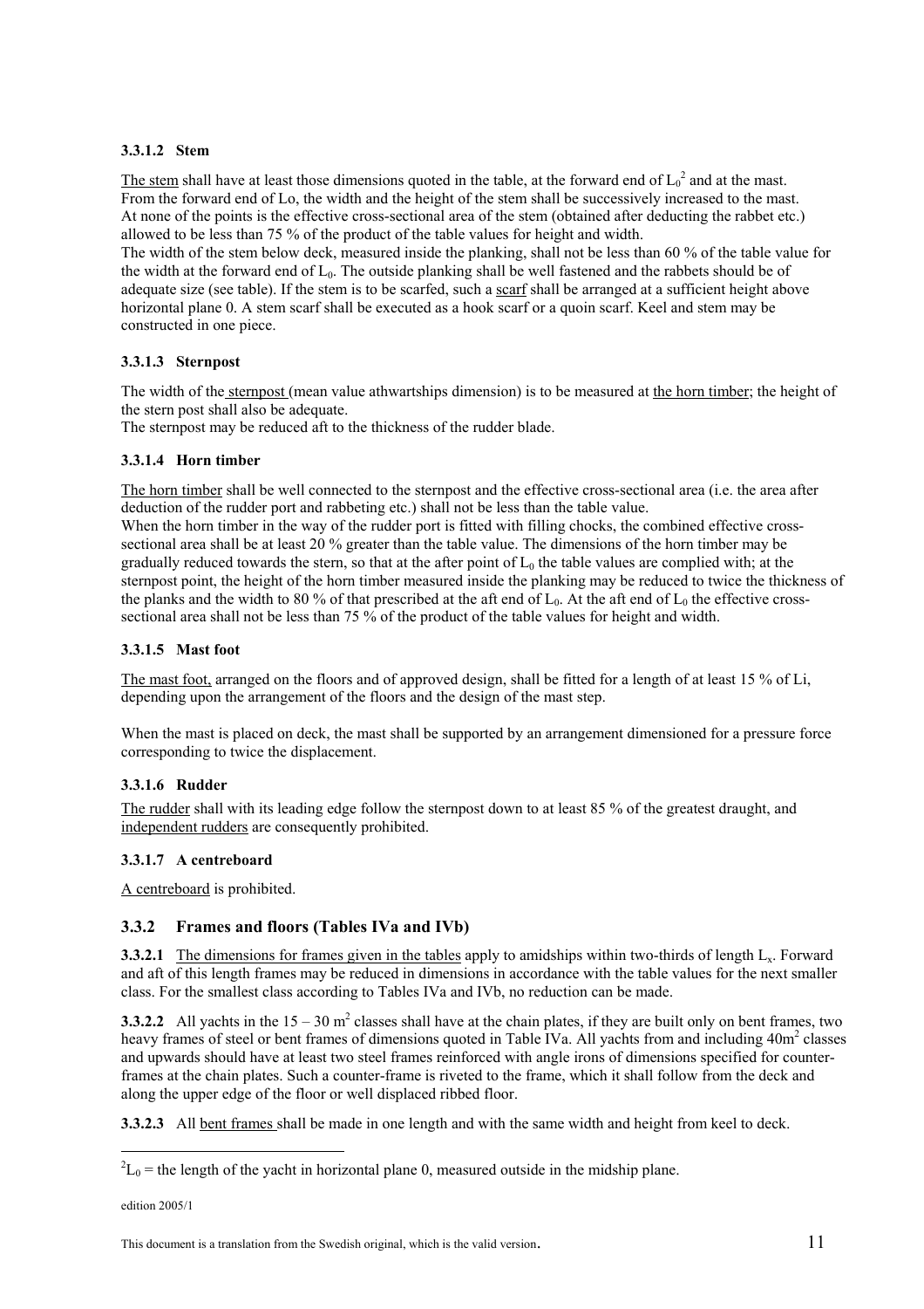#### 3.3.1.2 Stem

The stem shall have at least those dimensions quoted in the table, at the forward end of $L_0$[2] and at the mast. From the forward end of Lo, the width and the height of the stem shall be successively increased to the mast. At none of the points is the effective cross-sectional area of the stem (obtained after deducting the rabbet etc.) allowed to be less than 75 % of the product of the table values for height and width.
The width of the stem below deck, measured inside the planking, shall not be less than 60 % of the table value for the width at the forward end of $L_0$. The outside planking shall be well fastened and the rabbets should be of adequate size (see table). If the stem is to be scarfed, such a scarf shall be arranged at a sufficient height above horizontal plane 0. A stem scarf shall be executed as a hook scarf or a quoin scarf. Keel and stem may be constructed in one piece.

#### 3.3.1.3 Sternpost

The width of the sternpost (mean value athwartships dimension) is to be measured at the horn timber; the height of the stern post shall also be adequate.
The sternpost may be reduced aft to the thickness of the rudder blade.

#### 3.3.1.4 Horn timber

The horn timber shall be well connected to the sternpost and the effective cross-sectional area (i.e. the area after deduction of the rudder port and rabbeting etc.) shall not be less than the table value.
When the horn timber in the way of the rudder port is fitted with filling chocks, the combined effective cross-sectional area shall be at least 20 % greater than the table value. The dimensions of the horn timber may be gradually reduced towards the stern, so that at the after point of $L_0$ the table values are complied with; at the sternpost point, the height of the horn timber measured inside the planking may be reduced to twice the thickness of the planks and the width to 80 % of that prescribed at the aft end of $L_0$. At the aft end of $L_0$ the effective cross-sectional area shall not be less than 75 % of the product of the table values for height and width.

#### 3.3.1.5 Mast foot

The mast foot, arranged on the floors and of approved design, shall be fitted for a length of at least 15 % of Li, depending upon the arrangement of the floors and the design of the mast step.

When the mast is placed on deck, the mast shall be supported by an arrangement dimensioned for a pressure force corresponding to twice the displacement.

#### 3.3.1.6 Rudder

The rudder shall with its leading edge follow the sternpost down to at least 85 % of the greatest draught, and independent rudders are consequently prohibited.

#### 3.3.1.7 A centreboard

A centreboard is prohibited.

### 3.3.2 Frames and floors (Tables IVa and IVb)

**3.3.2.1** The dimensions for frames given in the tables apply to amidships within two-thirds of length $L_x$. Forward and aft of this length frames may be reduced in dimensions in accordance with the table values for the next smaller class. For the smallest class according to Tables IVa and IVb, no reduction can be made.

**3.3.2.2** All yachts in the 15 – 30 $m^2$ classes shall have at the chain plates, if they are built only on bent frames, two heavy frames of steel or bent frames of dimensions quoted in Table IVa. All yachts from and including 40$m^2$ classes and upwards should have at least two steel frames reinforced with angle irons of dimensions specified for counter-frames at the chain plates. Such a counter-frame is riveted to the frame, which it shall follow from the deck and along the upper edge of the floor or well displaced ribbed floor.

**3.3.2.3** All bent frames shall be made in one length and with the same width and height from keel to deck.

---

[2] $L_0$ = the length of the yacht in horizontal plane 0, measured outside in the midship plane.

edition 2005/1

This document is a translation from the Swedish original, which is the valid version.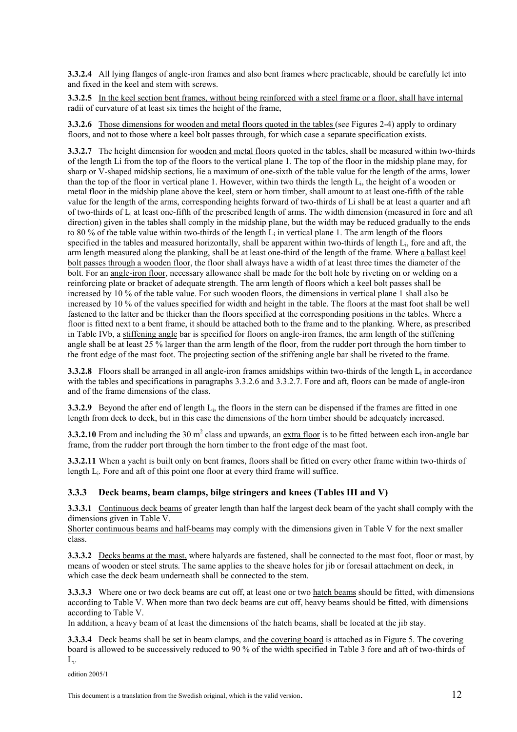**3.3.2.4** All lying flanges of angle-iron frames and also bent frames where practicable, should be carefully let into and fixed in the keel and stem with screws.

**3.3.2.5** In the keel section bent frames, without being reinforced with a steel frame or a floor, shall have internal radii of curvature of at least six times the height of the frame,

**3.3.2.6** Those dimensions for wooden and metal floors quoted in the tables (see Figures 2-4) apply to ordinary floors, and not to those where a keel bolt passes through, for which case a separate specification exists.

**3.3.2.7** The height dimension for wooden and metal floors quoted in the tables, shall be measured within two-thirds of the length Li from the top of the floors to the vertical plane 1. The top of the floor in the midship plane may, for sharp or V-shaped midship sections, lie a maximum of one-sixth of the table value for the length of the arms, lower than the top of the floor in vertical plane 1. However, within two thirds the length $L_i$, the height of a wooden or metal floor in the midship plane above the keel, stem or horn timber, shall amount to at least one-fifth of the table value for the length of the arms, corresponding heights forward of two-thirds of Li shall be at least a quarter and aft of two-thirds of $L_i$ at least one-fifth of the prescribed length of arms. The width dimension (measured in fore and aft direction) given in the tables shall comply in the midship plane, but the width may be reduced gradually to the ends to 80 % of the table value within two-thirds of the length $L_i$ in vertical plane 1. The arm length of the floors specified in the tables and measured horizontally, shall be apparent within two-thirds of length $L_i$, fore and aft, the arm length measured along the planking, shall be at least one-third of the length of the frame. Where a ballast keel bolt passes through a wooden floor, the floor shall always have a width of at least three times the diameter of the bolt. For an angle-iron floor, necessary allowance shall be made for the bolt hole by riveting on or welding on a reinforcing plate or bracket of adequate strength. The arm length of floors which a keel bolt passes shall be increased by 10 % of the table value. For such wooden floors, the dimensions in vertical plane 1 shall also be increased by 10 % of the values specified for width and height in the table. The floors at the mast foot shall be well fastened to the latter and be thicker than the floors specified at the corresponding positions in the tables. Where a floor is fitted next to a bent frame, it should be attached both to the frame and to the planking. Where, as prescribed in Table IVb, a stiffening angle bar is specified for floors on angle-iron frames, the arm length of the stiffening angle shall be at least 25 % larger than the arm length of the floor, from the rudder port through the horn timber to the front edge of the mast foot. The projecting section of the stiffening angle bar shall be riveted to the frame.

**3.3.2.8** Floors shall be arranged in all angle-iron frames amidships within two-thirds of the length $L_i$ in accordance with the tables and specifications in paragraphs 3.3.2.6 and 3.3.2.7. Fore and aft, floors can be made of angle-iron and of the frame dimensions of the class.

**3.3.2.9** Beyond the after end of length $L_i$, the floors in the stern can be dispensed if the frames are fitted in one length from deck to deck, but in this case the dimensions of the horn timber should be adequately increased.

**3.3.2.10** From and including the 30 $m^2$ class and upwards, an extra floor is to be fitted between each iron-angle bar frame, from the rudder port through the horn timber to the front edge of the mast foot.

**3.3.2.11** When a yacht is built only on bent frames, floors shall be fitted on every other frame within two-thirds of length $L_i$. Fore and aft of this point one floor at every third frame will suffice.

### 3.3.3 Deck beams, beam clamps, bilge stringers and knees (Tables III and V)

**3.3.3.1** Continuous deck beams of greater length than half the largest deck beam of the yacht shall comply with the dimensions given in Table V.
Shorter continuous beams and half-beams may comply with the dimensions given in Table V for the next smaller class.

**3.3.3.2** Decks beams at the mast, where halyards are fastened, shall be connected to the mast foot, floor or mast, by means of wooden or steel struts. The same applies to the sheave holes for jib or foresail attachment on deck, in which case the deck beam underneath shall be connected to the stem.

**3.3.3.3** Where one or two deck beams are cut off, at least one or two hatch beams should be fitted, with dimensions according to Table V. When more than two deck beams are cut off, heavy beams should be fitted, with dimensions according to Table V.
In addition, a heavy beam of at least the dimensions of the hatch beams, shall be located at the jib stay.

**3.3.3.4** Deck beams shall be set in beam clamps, and the covering board is attached as in Figure 5. The covering board is allowed to be successively reduced to 90 % of the width specified in Table 3 fore and aft of two-thirds of $L_i$.

edition 2005/1

This document is a translation from the Swedish original, which is the valid version.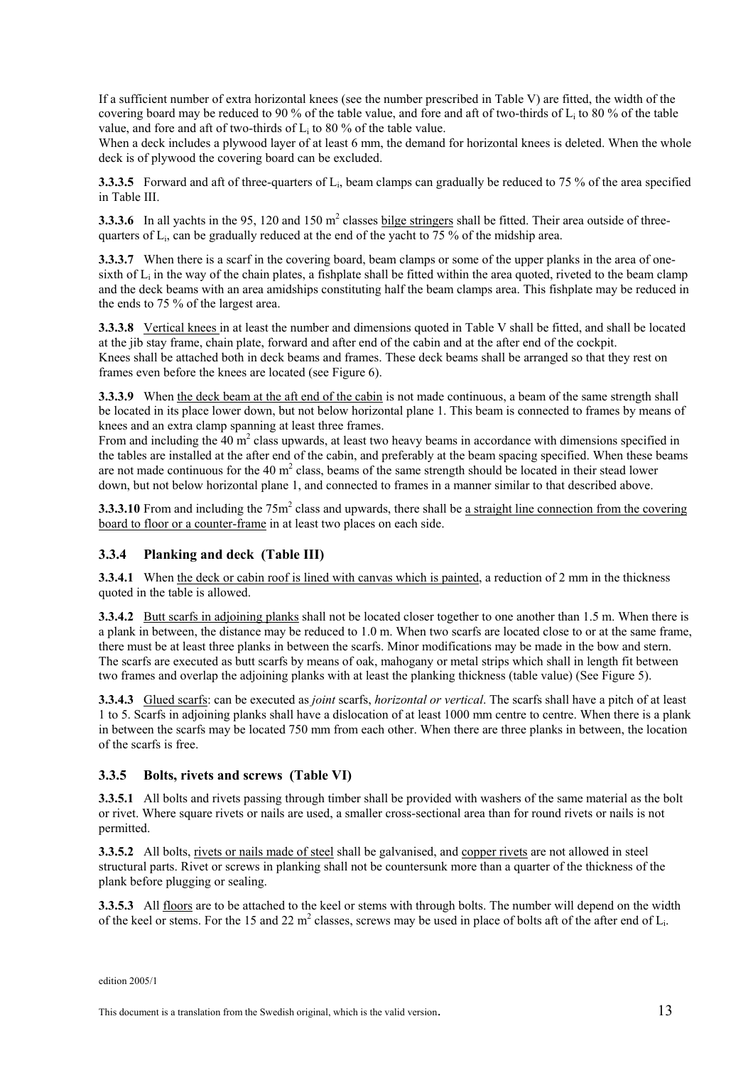If a sufficient number of extra horizontal knees (see the number prescribed in Table V) are fitted, the width of the covering board may be reduced to 90 % of the table value, and fore and aft of two-thirds of $L_i$ to 80 % of the table value, and fore and aft of two-thirds of $L_i$ to 80 % of the table value.

When a deck includes a plywood layer of at least 6 mm, the demand for horizontal knees is deleted. When the whole deck is of plywood the covering board can be excluded.

**3.3.3.5** Forward and aft of three-quarters of $L_i$, beam clamps can gradually be reduced to 75 % of the area specified in Table III.

**3.3.3.6** In all yachts in the 95, 120 and 150 $m^2$ classes bilge stringers shall be fitted. Their area outside of three-quarters of $L_i$, can be gradually reduced at the end of the yacht to 75 % of the midship area.

**3.3.3.7** When there is a scarf in the covering board, beam clamps or some of the upper planks in the area of one-sixth of $L_i$ in the way of the chain plates, a fishplate shall be fitted within the area quoted, riveted to the beam clamp and the deck beams with an area amidships constituting half the beam clamps area. This fishplate may be reduced in the ends to 75 % of the largest area.

**3.3.3.8** Vertical knees in at least the number and dimensions quoted in Table V shall be fitted, and shall be located at the jib stay frame, chain plate, forward and after end of the cabin and at the after end of the cockpit.
Knees shall be attached both in deck beams and frames. These deck beams shall be arranged so that they rest on frames even before the knees are located (see Figure 6).

**3.3.3.9** When the deck beam at the aft end of the cabin is not made continuous, a beam of the same strength shall be located in its place lower down, but not below horizontal plane 1. This beam is connected to frames by means of knees and an extra clamp spanning at least three frames.
From and including the 40 $m^2$ class upwards, at least two heavy beams in accordance with dimensions specified in the tables are installed at the after end of the cabin, and preferably at the beam spacing specified. When these beams are not made continuous for the 40 $m^2$ class, beams of the same strength should be located in their stead lower down, but not below horizontal plane 1, and connected to frames in a manner similar to that described above.

**3.3.3.10** From and including the 75$m^2$ class and upwards, there shall be a straight line connection from the covering board to floor or a counter-frame in at least two places on each side.

### 3.3.4 Planking and deck (Table III)

**3.3.4.1** When the deck or cabin roof is lined with canvas which is painted, a reduction of 2 mm in the thickness quoted in the table is allowed.

**3.3.4.2** Butt scarfs in adjoining planks shall not be located closer together to one another than 1.5 m. When there is a plank in between, the distance may be reduced to 1.0 m. When two scarfs are located close to or at the same frame, there must be at least three planks in between the scarfs. Minor modifications may be made in the bow and stern. The scarfs are executed as butt scarfs by means of oak, mahogany or metal strips which shall in length fit between two frames and overlap the adjoining planks with at least the planking thickness (table value) (See Figure 5).

**3.3.4.3** Glued scarfs: can be executed as *joint* scarfs, *horizontal or vertical*. The scarfs shall have a pitch of at least 1 to 5. Scarfs in adjoining planks shall have a dislocation of at least 1000 mm centre to centre. When there is a plank in between the scarfs may be located 750 mm from each other. When there are three planks in between, the location of the scarfs is free.

### 3.3.5 Bolts, rivets and screws (Table VI)

**3.3.5.1** All bolts and rivets passing through timber shall be provided with washers of the same material as the bolt or rivet. Where square rivets or nails are used, a smaller cross-sectional area than for round rivets or nails is not permitted.

**3.3.5.2** All bolts, rivets or nails made of steel shall be galvanised, and copper rivets are not allowed in steel structural parts. Rivet or screws in planking shall not be countersunk more than a quarter of the thickness of the plank before plugging or sealing.

**3.3.5.3** All floors are to be attached to the keel or stems with through bolts. The number will depend on the width of the keel or stems. For the 15 and 22 $m^2$ classes, screws may be used in place of bolts aft of the after end of $L_i$.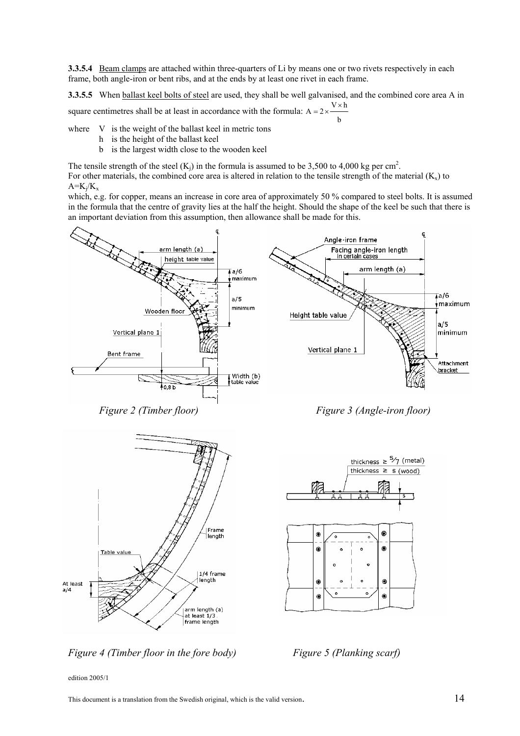**3.3.5.4** Beam clamps are attached within three-quarters of Li by means one or two rivets respectively in each frame, both angle-iron or bent ribs, and at the ends by at least one rivet in each frame.

**3.3.5.5** When ballast keel bolts of steel are used, they shall be well galvanised, and the combined core area A in square centimetres shall be at least in accordance with the formula: $A = 2 \times \frac{V \times h}{b}$

where V is the weight of the ballast keel in metric tons
h is the height of the ballast keel
b is the largest width close to the wooden keel

The tensile strength of the steel ($K_j$) in the formula is assumed to be 3,500 to 4,000 kg per cm$^2$.
For other materials, the combined core area is altered in relation to the tensile strength of the material ($K_x$) to $A=K_j/K_x$
which, e.g. for copper, means an increase in core area of approximately 50 % compared to steel bolts. It is assumed in the formula that the centre of gravity lies at the half the height. Should the shape of the keel be such that there is an important deviation from this assumption, then allowance shall be made for this.

*Figure 2 (Timber floor)*

*Figure 3 (Angle-iron floor)*

*Figure 4 (Timber floor in the fore body)*

*Figure 5 (Planking scarf)*

edition 2005/1

This document is a translation from the Swedish original, which is the valid version.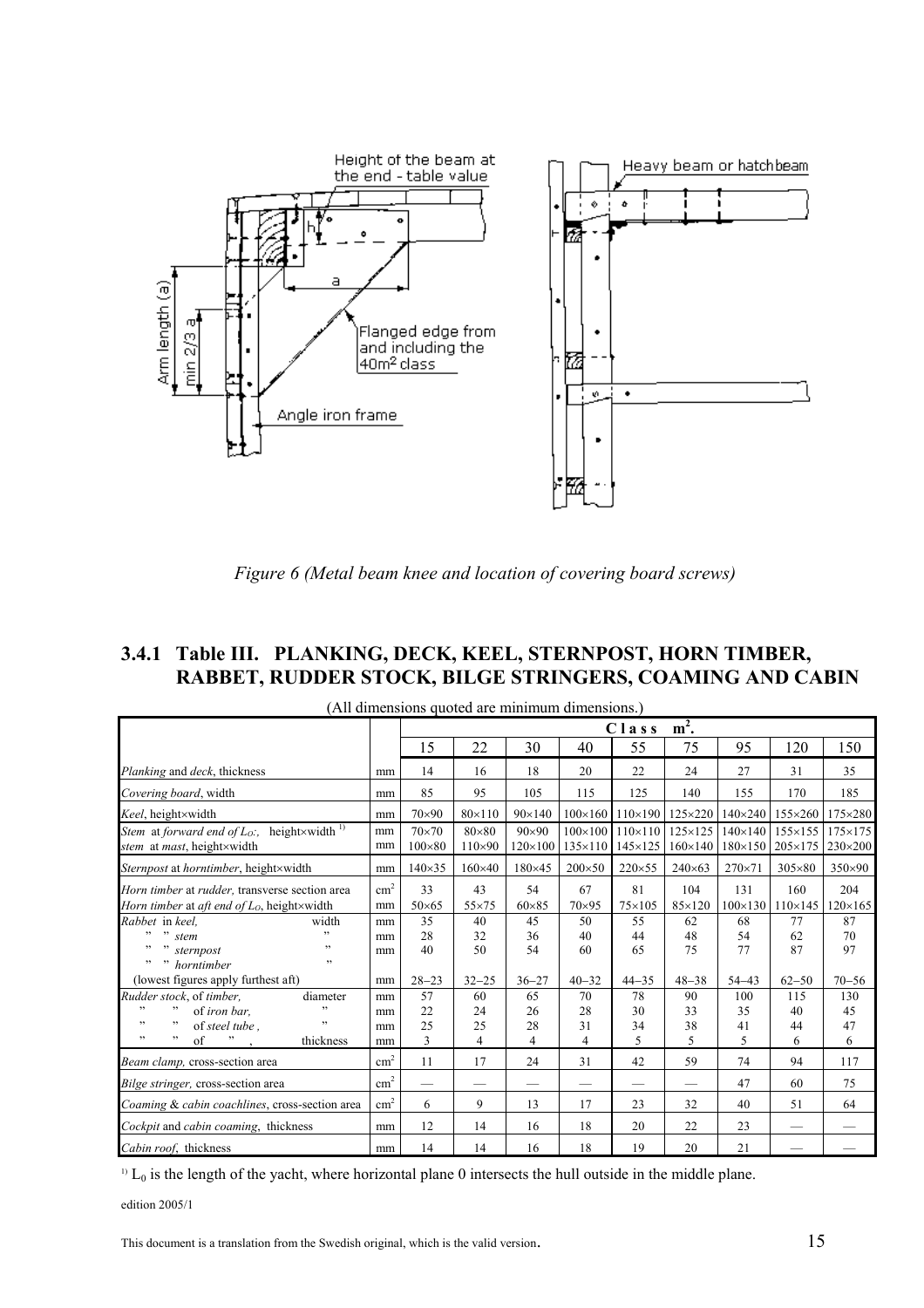Figure 6 (Metal beam knee and location of covering board screws)

## 3.4.1 Table III. PLANKING, DECK, KEEL, STERNPOST, HORN TIMBER, RABBET, RUDDER STOCK, BILGE STRINGERS, COAMING AND CABIN

(All dimensions quoted are minimum dimensions.)

| | | Class m². | | | | | | | | |
|---|---|---|---|---|---|---|---|---|---|---|
| | | 15 | 22 | 30 | 40 | 55 | 75 | 95 | 120 | 150 |
| *Planking* and *deck*, thickness | mm | 14 | 16 | 18 | 20 | 22 | 24 | 27 | 31 | 35 |
| *Covering board*, width | mm | 85 | 95 | 105 | 115 | 125 | 140 | 155 | 170 | 185 |
| *Keel*, height×width | mm | 70×90 | 80×110 | 90×140 | 100×160 | 110×190 | 125×220 | 140×240 | 155×260 | 175×280 |
| *Stem* at *forward end of* $L_O$, height×width [1] | mm | 70×70 | 80×80 | 90×90 | 100×100 | 110×110 | 125×125 | 140×140 | 155×155 | 175×175 |
| *stem* at *mast*, height×width | mm | 100×80 | 110×90 | 120×100 | 135×110 | 145×125 | 160×140 | 180×150 | 205×175 | 230×200 |
| *Sternpost* at *horntimber*, height×width | mm | 140×35 | 160×40 | 180×45 | 200×50 | 220×55 | 240×63 | 270×71 | 305×80 | 350×90 |
| *Horn timber* at *rudder,* transverse section area | cm² | 33 | 43 | 54 | 67 | 81 | 104 | 131 | 160 | 204 |
| *Horn timber* at *aft end of* $L_O$, height×width | mm | 50×65 | 55×75 | 60×85 | 70×95 | 75×105 | 85×120 | 100×130 | 110×145 | 120×165 |
| *Rabbet* in *keel*, width | mm | 35 | 40 | 45 | 50 | 55 | 62 | 68 | 77 | 87 |
| " " *stem* " | mm | 28 | 32 | 36 | 40 | 44 | 48 | 54 | 62 | 70 |
| " " *sternpost* " | mm | 40 | 50 | 54 | 60 | 65 | 75 | 77 | 87 | 97 |
| " " *horntimber* " (lowest figures apply furthest aft) | mm | 28–23 | 32–25 | 36–27 | 40–32 | 44–35 | 48–38 | 54–43 | 62–50 | 70–56 |
| *Rudder stock*, of *timber,* diameter | mm | 57 | 60 | 65 | 70 | 78 | 90 | 100 | 115 | 130 |
| " " of *iron bar,* " | mm | 22 | 24 | 26 | 28 | 30 | 33 | 35 | 40 | 45 |
| " " of *steel tube ,* " | mm | 25 | 25 | 28 | 31 | 34 | 38 | 41 | 44 | 47 |
| " " of " , thickness | mm | 3 | 4 | 4 | 4 | 5 | 5 | 5 | 6 | 6 |
| *Beam clamp,* cross-section area | cm² | 11 | 17 | 24 | 31 | 42 | 59 | 74 | 94 | 117 |
| *Bilge stringer,* cross-section area | cm² | — | — | — | — | — | — | 47 | 60 | 75 |
| *Coaming* & *cabin coachlines*, cross-section area | cm² | 6 | 9 | 13 | 17 | 23 | 32 | 40 | 51 | 64 |
| *Cockpit* and *cabin coaming*, thickness | mm | 12 | 14 | 16 | 18 | 20 | 22 | 23 | — | — |
| *Cabin roof*, thickness | mm | 14 | 14 | 16 | 18 | 19 | 20 | 21 | — | — |

[1] $L_0$ is the length of the yacht, where horizontal plane 0 intersects the hull outside in the middle plane.

edition 2005/1

This document is a translation from the Swedish original, which is the valid version.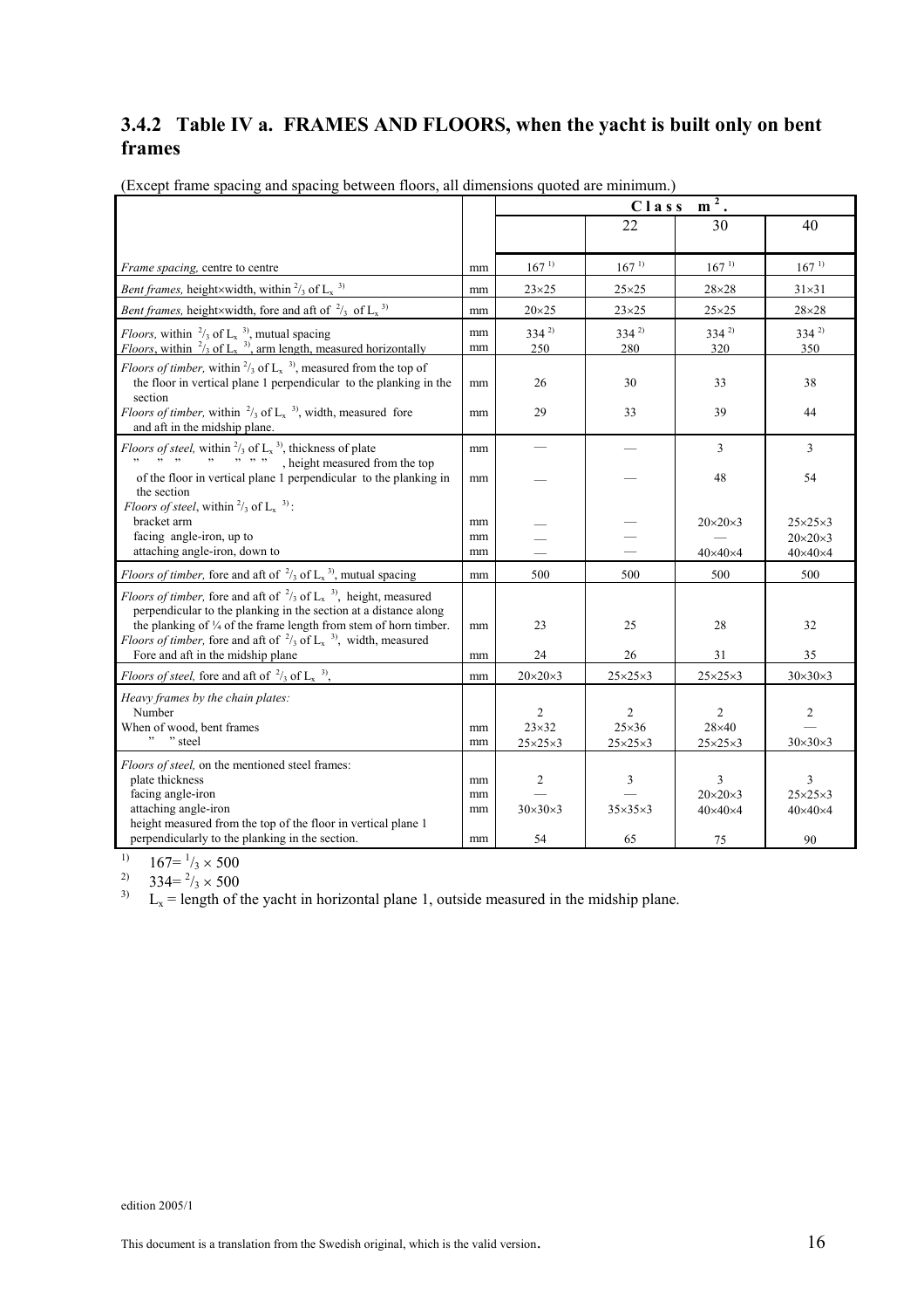## 3.4.2 Table IV a. FRAMES AND FLOORS, when the yacht is built only on bent frames

(Except frame spacing and spacing between floors, all dimensions quoted are minimum.)

| | | Class $m^2$. | | | |
|---|---|---|---|---|---|
| | | | 22 | 30 | 40 |
| *Frame spacing,* centre to centre | mm | 167 [1] | 167 [1] | 167 [1] | 167 [1] |
| *Bent frames,* height×width, within $^2/_3$ of $L_x$ [3] | mm | 23×25 | 25×25 | 28×28 | 31×31 |
| *Bent frames,* height×width, fore and aft of $^2/_3$ of $L_x$ [3] | mm | 20×25 | 23×25 | 25×25 | 28×28 |
| *Floors,* within $^2/_3$ of $L_x$ [3], mutual spacing | mm | 334 [2] | 334 [2] | 334 [2] | 334 [2] |
| *Floors*, within $^2/_3$ of $L_x$ [3], arm length, measured horizontally | mm | 250 | 280 | 320 | 350 |
| *Floors of timber,* within $^2/_3$ of $L_x$ [3], measured from the top of the floor in vertical plane 1 perpendicular to the planking in the section | mm | 26 | 30 | 33 | 38 |
| *Floors of timber,* within $^2/_3$ of $L_x$ [3], width, measured fore and aft in the midship plane. | mm | 29 | 33 | 39 | 44 |
| *Floors of steel,* within $^2/_3$ of $L_x$ [3], thickness of plate | mm | — | — | 3 | 3 |
| " " " " " " " , height measured from the top of the floor in vertical plane 1 perpendicular to the planking in the section | mm | — | — | 48 | 54 |
| *Floors of steel*, within $^2/_3$ of $L_x$ [3]: bracket arm | mm | — | — | 20×20×3 | 25×25×3 |
| facing angle-iron, up to | mm | — | — | — | 20×20×3 |
| attaching angle-iron, down to | mm | — | — | 40×40×4 | 40×40×4 |
| *Floors of timber,* fore and aft of $^2/_3$ of $L_x$ [3], mutual spacing | mm | 500 | 500 | 500 | 500 |
| *Floors of timber,* fore and aft of $^2/_3$ of $L_x$ [3], height, measured perpendicular to the planking in the section at a distance along the planking of ¼ of the frame length from stem of horn timber. | mm | 23 | 25 | 28 | 32 |
| *Floors of timber,* fore and aft of $^2/_3$ of $L_x$ [3], width, measured Fore and aft in the midship plane | mm | 24 | 26 | 31 | 35 |
| *Floors of steel,* fore and aft of $^2/_3$ of $L_x$ [3], | mm | 20×20×3 | 25×25×3 | 25×25×3 | 30×30×3 |
| *Heavy frames by the chain plates:* Number | | 2 | 2 | 2 | 2 |
| When of wood, bent frames | mm | 23×32 | 25×36 | 28×40 | — |
| " " steel | mm | 25×25×3 | 25×25×3 | 25×25×3 | 30×30×3 |
| *Floors of steel,* on the mentioned steel frames: plate thickness | mm | 2 | 3 | 3 | 3 |
| facing angle-iron | mm | — | — | 20×20×3 | 25×25×3 |
| attaching angle-iron | mm | 30×30×3 | 35×35×3 | 40×40×4 | 40×40×4 |
| height measured from the top of the floor in vertical plane 1 perpendicularly to the planking in the section. | mm | 54 | 65 | 75 | 90 |

[1] $167 = {}^1/_3 \times 500$

[2] $334 = {}^2/_3 \times 500$

[3] $L_x$ = length of the yacht in horizontal plane 1, outside measured in the midship plane.

edition 2005/1

This document is a translation from the Swedish original, which is the valid version.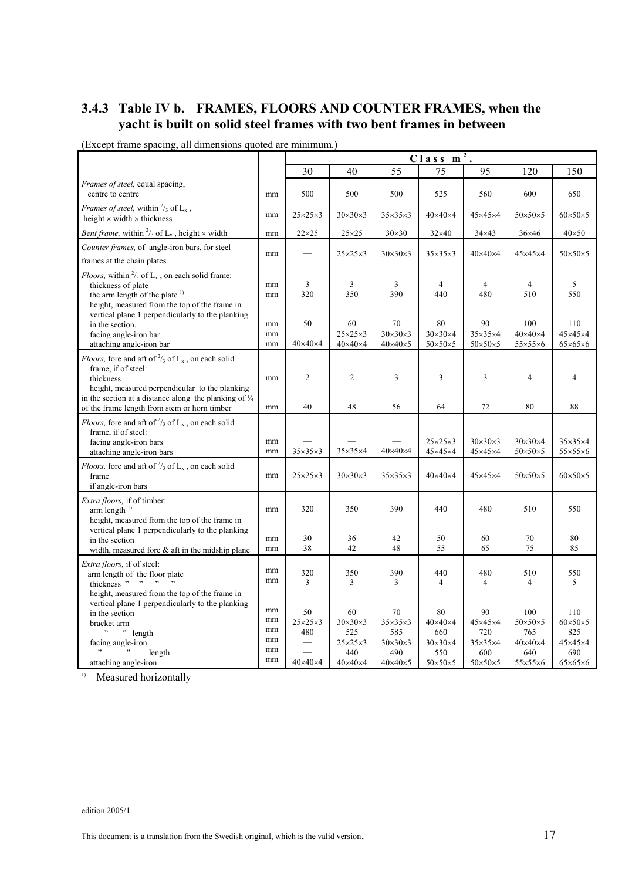### 3.4.3 Table IV b. FRAMES, FLOORS AND COUNTER FRAMES, when the yacht is built on solid steel frames with two bent frames in between

(Except frame spacing, all dimensions quoted are minimum.)

| | | Class $m^2$. | | | | | | |
|---|---|---|---|---|---|---|---|---|
| | | 30 | 40 | 55 | 75 | 95 | 120 | 150 |
| *Frames of steel,* equal spacing, centre to centre | mm | 500 | 500 | 500 | 525 | 560 | 600 | 650 |
| *Frames of steel,* within $^2/_3$ of $L_x$, height × width × thickness | mm | 25×25×3 | 30×30×3 | 35×35×3 | 40×40×4 | 45×45×4 | 50×50×5 | 60×50×5 |
| *Bent frame,* within $^2/_3$ of $L_x$, height × width | mm | 22×25 | 25×25 | 30×30 | 32×40 | 34×43 | 36×46 | 40×50 |
| *Counter frames,* of angle-iron bars, for steel frames at the chain plates | mm | — | 25×25×3 | 30×30×3 | 35×35×3 | 40×40×4 | 45×45×4 | 50×50×5 |
| *Floors,* within $^2/_3$ of $L_x$, on each solid frame: | | | | | | | | |
| thickness of plate | mm | 3 | 3 | 3 | 4 | 4 | 4 | 5 |
| the arm length of the plate [1] | mm | 320 | 350 | 390 | 440 | 480 | 510 | 550 |
| height, measured from the top of the frame in vertical plane 1 perpendicularly to the planking in the section. | mm | 50 | 60 | 70 | 80 | 90 | 100 | 110 |
| facing angle-iron bar | mm | — | 25×25×3 | 30×30×3 | 30×30×4 | 35×35×4 | 40×40×4 | 45×45×4 |
| attaching angle-iron bar | mm | 40×40×4 | 40×40×4 | 40×40×5 | 50×50×5 | 50×50×5 | 55×55×6 | 65×65×6 |
| *Floors,* fore and aft of $^2/_3$ of $L_x$, on each solid frame, if of steel: | | | | | | | | |
| thickness | mm | 2 | 2 | 3 | 3 | 3 | 4 | 4 |
| height, measured perpendicular to the planking in the section at a distance along the planking of ¼ of the frame length from stem or horn timber | mm | 40 | 48 | 56 | 64 | 72 | 80 | 88 |
| *Floors,* fore and aft of $^2/_3$ of $L_x$, on each solid frame, if of steel: | | | | | | | | |
| facing angle-iron bars | mm | — | — | — | 25×25×3 | 30×30×3 | 30×30×4 | 35×35×4 |
| attaching angle-iron bars | mm | 35×35×3 | 35×35×4 | 40×40×4 | 45×45×4 | 45×45×4 | 50×50×5 | 55×55×6 |
| *Floors,* fore and aft of $^2/_3$ of $L_x$, on each solid frame if angle-iron bars | mm | 25×25×3 | 30×30×3 | 35×35×3 | 40×40×4 | 45×45×4 | 50×50×5 | 60×50×5 |
| *Extra floors,* if of timber: | | | | | | | | |
| arm length [1] | mm | 320 | 350 | 390 | 440 | 480 | 510 | 550 |
| height, measured from the top of the frame in vertical plane 1 perpendicularly to the planking in the section | mm | 30 | 36 | 42 | 50 | 60 | 70 | 80 |
| width, measured fore & aft in the midship plane | mm | 38 | 42 | 48 | 55 | 65 | 75 | 85 |
| *Extra floors,* if of steel: | | | | | | | | |
| arm length of the floor plate | mm | 320 | 350 | 390 | 440 | 480 | 510 | 550 |
| thickness " " " " | mm | 3 | 3 | 3 | 4 | 4 | 4 | 5 |
| height, measured from the top of the frame in vertical plane 1 perpendicularly to the planking in the section | mm | 50 | 60 | 70 | 80 | 90 | 100 | 110 |
| bracket arm | mm | 25×25×3 | 30×30×3 | 35×35×3 | 40×40×4 | 45×45×4 | 50×50×5 | 60×50×5 |
| " " length | mm | 480 | 525 | 585 | 660 | 720 | 765 | 825 |
| facing angle-iron | mm | — | 25×25×3 | 30×30×3 | 30×30×4 | 35×35×4 | 40×40×4 | 45×45×4 |
| " " length | mm | — | 440 | 490 | 550 | 600 | 640 | 690 |
| attaching angle-iron | mm | 40×40×4 | 40×40×4 | 40×40×5 | 50×50×5 | 50×50×5 | 55×55×6 | 65×65×6 |

[1] Measured horizontally

edition 2005/1

This document is a translation from the Swedish original, which is the valid version.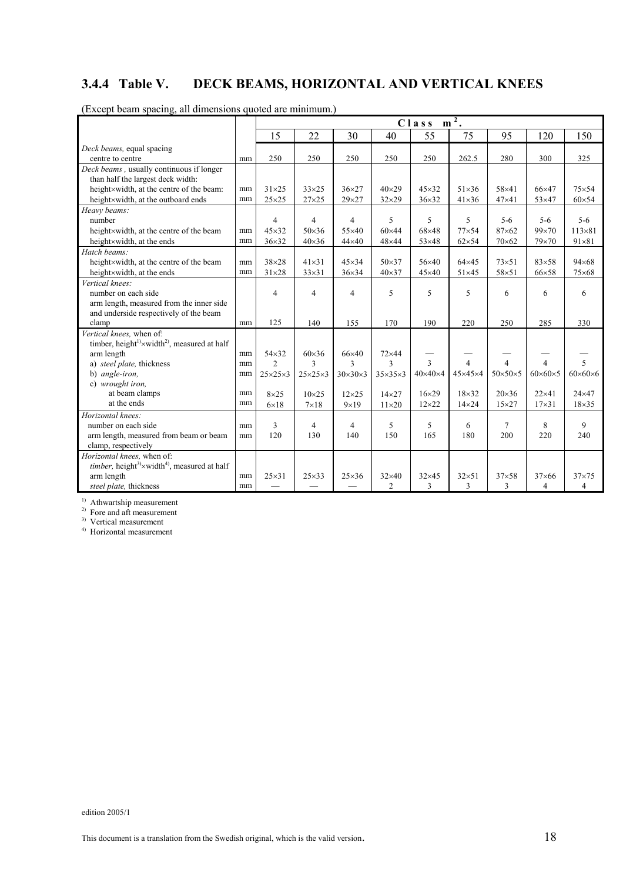## 3.4.4 Table V. DECK BEAMS, HORIZONTAL AND VERTICAL KNEES

(Except beam spacing, all dimensions quoted are minimum.)

| | | Class $m^2$. | | | | | | | | |
|---|---|---|---|---|---|---|---|---|---|---|
| | | 15 | 22 | 30 | 40 | 55 | 75 | 95 | 120 | 150 |
| *Deck beams,* equal spacing centre to centre | mm | 250 | 250 | 250 | 250 | 250 | 262.5 | 280 | 300 | 325 |
| *Deck beams* , usually continuous if longer than half the largest deck width: | | | | | | | | | | |
| height×width, at the centre of the beam: | mm | 31×25 | 33×25 | 36×27 | 40×29 | 45×32 | 51×36 | 58×41 | 66×47 | 75×54 |
| height×width, at the outboard ends | mm | 25×25 | 27×25 | 29×27 | 32×29 | 36×32 | 41×36 | 47×41 | 53×47 | 60×54 |
| *Heavy beams:* | | | | | | | | | | |
| number | | 4 | 4 | 4 | 5 | 5 | 5 | 5-6 | 5-6 | 5-6 |
| height×width, at the centre of the beam | mm | 45×32 | 50×36 | 55×40 | 60×44 | 68×48 | 77×54 | 87×62 | 99×70 | 113×81 |
| height×width, at the ends | mm | 36×32 | 40×36 | 44×40 | 48×44 | 53×48 | 62×54 | 70×62 | 79×70 | 91×81 |
| *Hatch beams:* | | | | | | | | | | |
| height×width, at the centre of the beam | mm | 38×28 | 41×31 | 45×34 | 50×37 | 56×40 | 64×45 | 73×51 | 83×58 | 94×68 |
| height×width, at the ends | mm | 31×28 | 33×31 | 36×34 | 40×37 | 45×40 | 51×45 | 58×51 | 66×58 | 75×68 |
| *Vertical knees:* | | | | | | | | | | |
| number on each side | | 4 | 4 | 4 | 5 | 5 | 5 | 6 | 6 | 6 |
| arm length, measured from the inner side and underside respectively of the beam clamp | mm | 125 | 140 | 155 | 170 | 190 | 220 | 250 | 285 | 330 |
| *Vertical knees,* when of: | | | | | | | | | | |
| timber, height[1]×width[2], measured at half arm length | mm | 54×32 | 60×36 | 66×40 | 72×44 | — | — | — | — | — |
| a) *steel plate,* thickness | mm | 2 | 3 | 3 | 3 | 3 | 4 | 4 | 4 | 5 |
| b) *angle-iron,* | mm | 25×25×3 | 25×25×3 | 30×30×3 | 35×35×3 | 40×40×4 | 45×45×4 | 50×50×5 | 60×60×5 | 60×60×6 |
| c) *wrought iron,* | | | | | | | | | | |
| at beam clamps | mm | 8×25 | 10×25 | 12×25 | 14×27 | 16×29 | 18×32 | 20×36 | 22×41 | 24×47 |
| at the ends | mm | 6×18 | 7×18 | 9×19 | 11×20 | 12×22 | 14×24 | 15×27 | 17×31 | 18×35 |
| *Horizontal knees:* | | | | | | | | | | |
| number on each side | mm | 3 | 4 | 4 | 5 | 5 | 6 | 7 | 8 | 9 |
| arm length, measured from beam or beam clamp, respectively | mm | 120 | 130 | 140 | 150 | 165 | 180 | 200 | 220 | 240 |
| *Horizontal knees,* when of: | | | | | | | | | | |
| *timber,* height[3]×width[4], measured at half arm length | mm | 25×31 | 25×33 | 25×36 | 32×40 | 32×45 | 32×51 | 37×58 | 37×66 | 37×75 |
| *steel plate,* thickness | mm | — | — | — | 2 | 3 | 3 | 3 | 4 | 4 |

[1] Athwartship measurement
[2] Fore and aft measurement
[3] Vertical measurement
[4] Horizontal measurement

edition 2005/1

This document is a translation from the Swedish original, which is the valid version.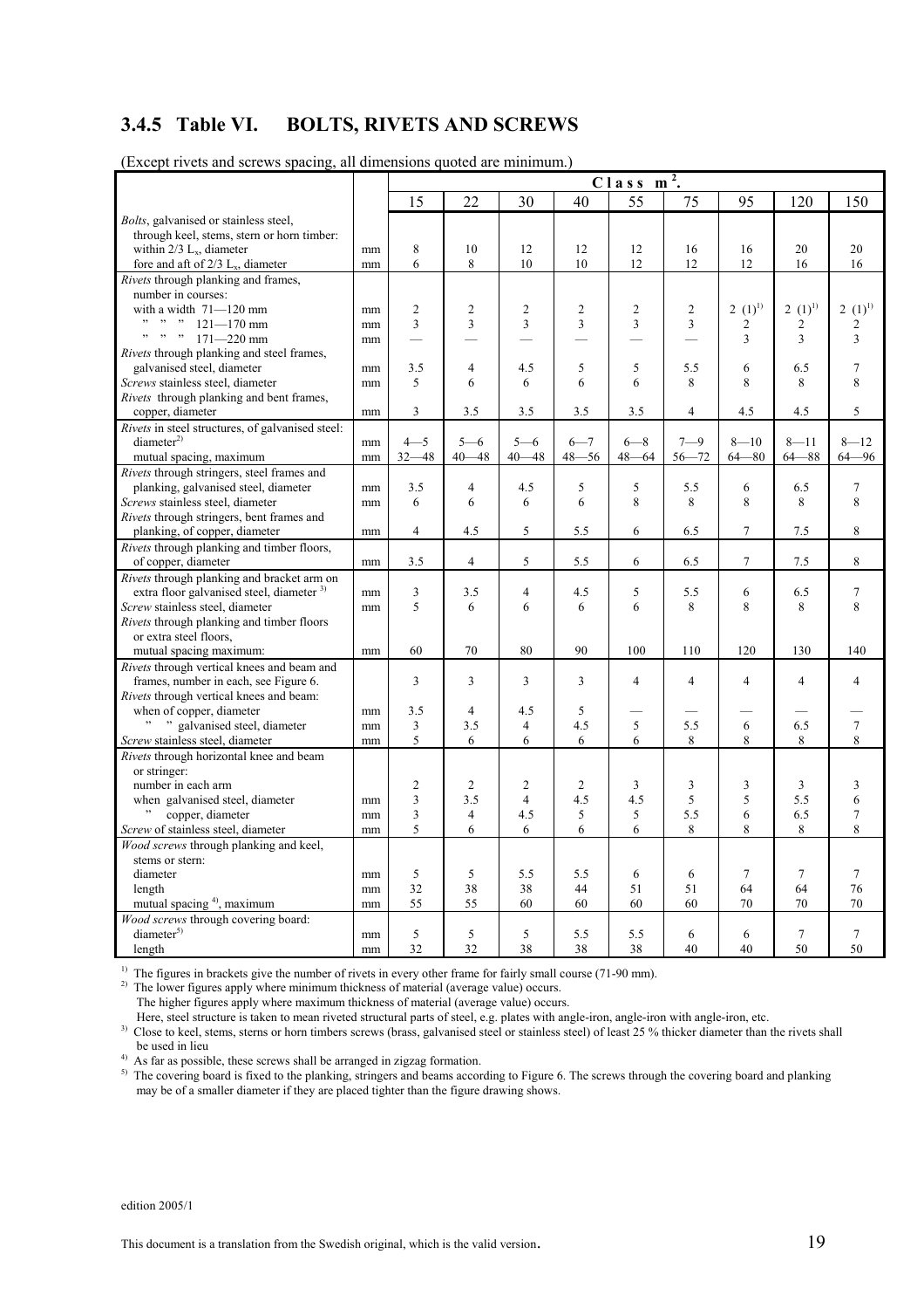## 3.4.5 Table VI. BOLTS, RIVETS AND SCREWS

(Except rivets and screws spacing, all dimensions quoted are minimum.)

| | | Class $m^2$. | | | | | | | | |
|---|---|---|---|---|---|---|---|---|---|---|
| | | 15 | 22 | 30 | 40 | 55 | 75 | 95 | 120 | 150 |
| *Bolts*, galvanised or stainless steel, through keel, stems, stern or horn timber: | | | | | | | | | | |
| within 2/3 $L_x$, diameter | mm | 8 | 10 | 12 | 12 | 12 | 16 | 16 | 20 | 20 |
| fore and aft of 2/3 $L_x$, diameter | mm | 6 | 8 | 10 | 10 | 12 | 12 | 12 | 16 | 16 |
| *Rivets* through planking and frames, number in courses: | | | | | | | | | | |
| with a width 71—120 mm | mm | 2 | 2 | 2 | 2 | 2 | 2 | 2 (1)[1] | 2 (1)[1] | 2 (1)[1] |
| " " " 121—170 mm | mm | 3 | 3 | 3 | 3 | 3 | 3 | 2 | 2 | 2 |
| " " " 171—220 mm | mm | — | — | — | — | — | — | 3 | 3 | 3 |
| *Rivets* through planking and steel frames, galvanised steel, diameter | mm | 3.5 | 4 | 4.5 | 5 | 5 | 5.5 | 6 | 6.5 | 7 |
| *Screws* stainless steel, diameter | mm | 5 | 6 | 6 | 6 | 6 | 8 | 8 | 8 | 8 |
| *Rivets* through planking and bent frames, copper, diameter | mm | 3 | 3.5 | 3.5 | 3.5 | 3.5 | 4 | 4.5 | 4.5 | 5 |
| *Rivets* in steel structures, of galvanised steel: diameter[2] | mm | 4—5 | 5—6 | 5—6 | 6—7 | 6—8 | 7—9 | 8—10 | 8—11 | 8—12 |
| mutual spacing, maximum | mm | 32—48 | 40—48 | 40—48 | 48—56 | 48—64 | 56—72 | 64—80 | 64—88 | 64—96 |
| *Rivets* through stringers, steel frames and planking, galvanised steel, diameter | mm | 3.5 | 4 | 4.5 | 5 | 5 | 5.5 | 6 | 6.5 | 7 |
| *Screws* stainless steel, diameter | mm | 6 | 6 | 6 | 6 | 8 | 8 | 8 | 8 | 8 |
| *Rivets* through stringers, bent frames and planking, of copper, diameter | mm | 4 | 4.5 | 5 | 5.5 | 6 | 6.5 | 7 | 7.5 | 8 |
| *Rivets* through planking and timber floors, of copper, diameter | mm | 3.5 | 4 | 5 | 5.5 | 6 | 6.5 | 7 | 7.5 | 8 |
| *Rivets* through planking and bracket arm on extra floor galvanised steel, diameter [3] | mm | 3 | 3.5 | 4 | 4.5 | 5 | 5.5 | 6 | 6.5 | 7 |
| *Screw* stainless steel, diameter | mm | 5 | 6 | 6 | 6 | 6 | 8 | 8 | 8 | 8 |
| *Rivets* through planking and timber floors or extra steel floors, mutual spacing maximum: | mm | 60 | 70 | 80 | 90 | 100 | 110 | 120 | 130 | 140 |
| *Rivets* through vertical knees and beam and frames, number in each, see Figure 6. | | 3 | 3 | 3 | 3 | 4 | 4 | 4 | 4 | 4 |
| *Rivets* through vertical knees and beam: when of copper, diameter | mm | 3.5 | 4 | 4.5 | 5 | — | — | — | — | — |
| " " galvanised steel, diameter | mm | 3 | 3.5 | 4 | 4.5 | 5 | 5.5 | 6 | 6.5 | 7 |
| *Screw* stainless steel, diameter | mm | 5 | 6 | 6 | 6 | 6 | 8 | 8 | 8 | 8 |
| *Rivets* through horizontal knee and beam or stringer: number in each arm | | 2 | 2 | 2 | 2 | 3 | 3 | 3 | 3 | 3 |
| when galvanised steel, diameter | mm | 3 | 3.5 | 4 | 4.5 | 4.5 | 5 | 5 | 5.5 | 6 |
| " copper, diameter | mm | 3 | 4 | 4.5 | 5 | 5 | 5.5 | 6 | 6.5 | 7 |
| *Screw* of stainless steel, diameter | mm | 5 | 6 | 6 | 6 | 6 | 8 | 8 | 8 | 8 |
| *Wood screws* through planking and keel, stems or stern: diameter | mm | 5 | 5 | 5.5 | 5.5 | 6 | 6 | 7 | 7 | 7 |
| length | mm | 32 | 38 | 38 | 44 | 51 | 51 | 64 | 64 | 76 |
| mutual spacing [4], maximum | mm | 55 | 55 | 60 | 60 | 60 | 60 | 70 | 70 | 70 |
| *Wood screws* through covering board: diameter[5] | mm | 5 | 5 | 5 | 5.5 | 5.5 | 6 | 6 | 7 | 7 |
| length | mm | 32 | 32 | 38 | 38 | 38 | 40 | 40 | 50 | 50 |

[1] The figures in brackets give the number of rivets in every other frame for fairly small course (71-90 mm).

[2] The lower figures apply where minimum thickness of material (average value) occurs.
The higher figures apply where maximum thickness of material (average value) occurs.
Here, steel structure is taken to mean riveted structural parts of steel, e.g. plates with angle-iron, angle-iron with angle-iron, etc.

[3] Close to keel, stems, sterns or horn timbers screws (brass, galvanised steel or stainless steel) of least 25 % thicker diameter than the rivets shall be used in lieu

[4] As far as possible, these screws shall be arranged in zigzag formation.

[5] The covering board is fixed to the planking, stringers and beams according to Figure 6. The screws through the covering board and planking may be of a smaller diameter if they are placed tighter than the figure drawing shows.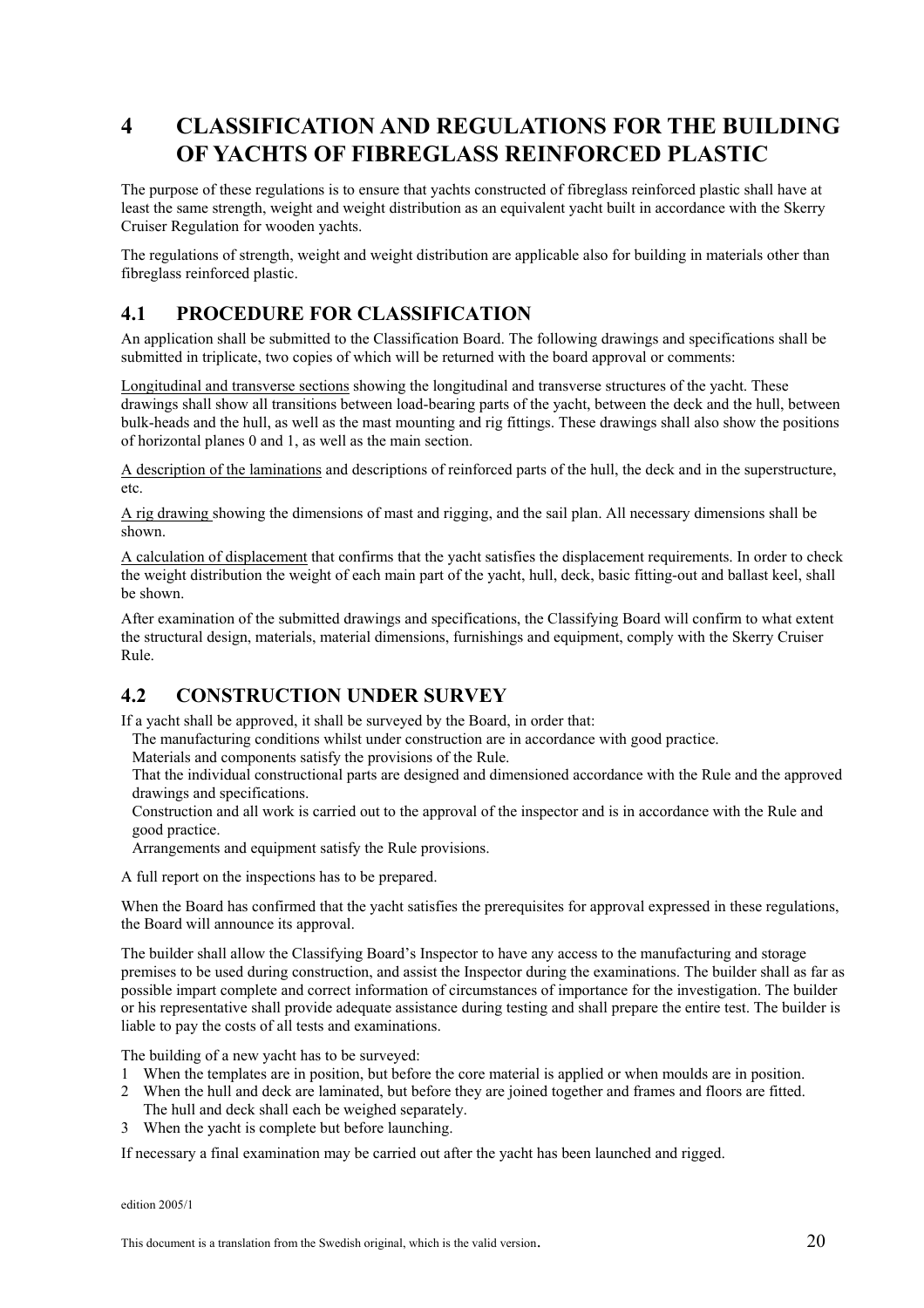# 4 CLASSIFICATION AND REGULATIONS FOR THE BUILDING OF YACHTS OF FIBREGLASS REINFORCED PLASTIC

The purpose of these regulations is to ensure that yachts constructed of fibreglass reinforced plastic shall have at least the same strength, weight and weight distribution as an equivalent yacht built in accordance with the Skerry Cruiser Regulation for wooden yachts.

The regulations of strength, weight and weight distribution are applicable also for building in materials other than fibreglass reinforced plastic.

## 4.1 PROCEDURE FOR CLASSIFICATION

An application shall be submitted to the Classification Board. The following drawings and specifications shall be submitted in triplicate, two copies of which will be returned with the board approval or comments:

Longitudinal and transverse sections showing the longitudinal and transverse structures of the yacht. These drawings shall show all transitions between load-bearing parts of the yacht, between the deck and the hull, between bulk-heads and the hull, as well as the mast mounting and rig fittings. These drawings shall also show the positions of horizontal planes 0 and 1, as well as the main section.

A description of the laminations and descriptions of reinforced parts of the hull, the deck and in the superstructure, etc.

A rig drawing showing the dimensions of mast and rigging, and the sail plan. All necessary dimensions shall be shown.

A calculation of displacement that confirms that the yacht satisfies the displacement requirements. In order to check the weight distribution the weight of each main part of the yacht, hull, deck, basic fitting-out and ballast keel, shall be shown.

After examination of the submitted drawings and specifications, the Classifying Board will confirm to what extent the structural design, materials, material dimensions, furnishings and equipment, comply with the Skerry Cruiser Rule.

## 4.2 CONSTRUCTION UNDER SURVEY

If a yacht shall be approved, it shall be surveyed by the Board, in order that:

The manufacturing conditions whilst under construction are in accordance with good practice.

Materials and components satisfy the provisions of the Rule.

That the individual constructional parts are designed and dimensioned accordance with the Rule and the approved drawings and specifications.

Construction and all work is carried out to the approval of the inspector and is in accordance with the Rule and good practice.

Arrangements and equipment satisfy the Rule provisions.

A full report on the inspections has to be prepared.

When the Board has confirmed that the yacht satisfies the prerequisites for approval expressed in these regulations, the Board will announce its approval.

The builder shall allow the Classifying Board's Inspector to have any access to the manufacturing and storage premises to be used during construction, and assist the Inspector during the examinations. The builder shall as far as possible impart complete and correct information of circumstances of importance for the investigation. The builder or his representative shall provide adequate assistance during testing and shall prepare the entire test. The builder is liable to pay the costs of all tests and examinations.

The building of a new yacht has to be surveyed:

1. When the templates are in position, but before the core material is applied or when moulds are in position.
2. When the hull and deck are laminated, but before they are joined together and frames and floors are fitted. The hull and deck shall each be weighed separately.
3. When the yacht is complete but before launching.

If necessary a final examination may be carried out after the yacht has been launched and rigged.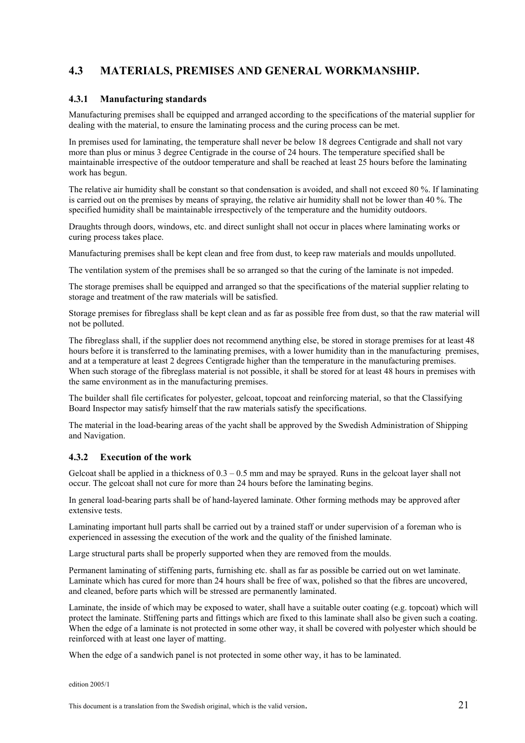## 4.3 MATERIALS, PREMISES AND GENERAL WORKMANSHIP.

### 4.3.1 Manufacturing standards

Manufacturing premises shall be equipped and arranged according to the specifications of the material supplier for dealing with the material, to ensure the laminating process and the curing process can be met.

In premises used for laminating, the temperature shall never be below 18 degrees Centigrade and shall not vary more than plus or minus 3 degree Centigrade in the course of 24 hours. The temperature specified shall be maintainable irrespective of the outdoor temperature and shall be reached at least 25 hours before the laminating work has begun.

The relative air humidity shall be constant so that condensation is avoided, and shall not exceed 80 %. If laminating is carried out on the premises by means of spraying, the relative air humidity shall not be lower than 40 %. The specified humidity shall be maintainable irrespectively of the temperature and the humidity outdoors.

Draughts through doors, windows, etc. and direct sunlight shall not occur in places where laminating works or curing process takes place.

Manufacturing premises shall be kept clean and free from dust, to keep raw materials and moulds unpolluted.

The ventilation system of the premises shall be so arranged so that the curing of the laminate is not impeded.

The storage premises shall be equipped and arranged so that the specifications of the material supplier relating to storage and treatment of the raw materials will be satisfied.

Storage premises for fibreglass shall be kept clean and as far as possible free from dust, so that the raw material will not be polluted.

The fibreglass shall, if the supplier does not recommend anything else, be stored in storage premises for at least 48 hours before it is transferred to the laminating premises, with a lower humidity than in the manufacturing premises, and at a temperature at least 2 degrees Centigrade higher than the temperature in the manufacturing premises. When such storage of the fibreglass material is not possible, it shall be stored for at least 48 hours in premises with the same environment as in the manufacturing premises.

The builder shall file certificates for polyester, gelcoat, topcoat and reinforcing material, so that the Classifying Board Inspector may satisfy himself that the raw materials satisfy the specifications.

The material in the load-bearing areas of the yacht shall be approved by the Swedish Administration of Shipping and Navigation.

### 4.3.2 Execution of the work

Gelcoat shall be applied in a thickness of 0.3 – 0.5 mm and may be sprayed. Runs in the gelcoat layer shall not occur. The gelcoat shall not cure for more than 24 hours before the laminating begins.

In general load-bearing parts shall be of hand-layered laminate. Other forming methods may be approved after extensive tests.

Laminating important hull parts shall be carried out by a trained staff or under supervision of a foreman who is experienced in assessing the execution of the work and the quality of the finished laminate.

Large structural parts shall be properly supported when they are removed from the moulds.

Permanent laminating of stiffening parts, furnishing etc. shall as far as possible be carried out on wet laminate. Laminate which has cured for more than 24 hours shall be free of wax, polished so that the fibres are uncovered, and cleaned, before parts which will be stressed are permanently laminated.

Laminate, the inside of which may be exposed to water, shall have a suitable outer coating (e.g. topcoat) which will protect the laminate. Stiffening parts and fittings which are fixed to this laminate shall also be given such a coating. When the edge of a laminate is not protected in some other way, it shall be covered with polyester which should be reinforced with at least one layer of matting.

When the edge of a sandwich panel is not protected in some other way, it has to be laminated.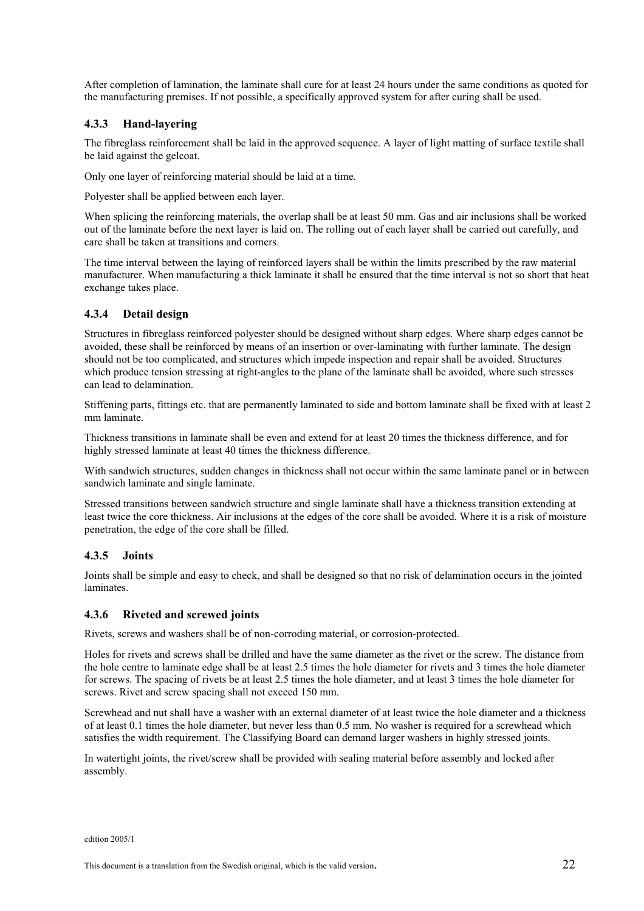After completion of lamination, the laminate shall cure for at least 24 hours under the same conditions as quoted for the manufacturing premises. If not possible, a specifically approved system for after curing shall be used.

### 4.3.3 Hand-layering

The fibreglass reinforcement shall be laid in the approved sequence. A layer of light matting of surface textile shall be laid against the gelcoat.

Only one layer of reinforcing material should be laid at a time.

Polyester shall be applied between each layer.

When splicing the reinforcing materials, the overlap shall be at least 50 mm. Gas and air inclusions shall be worked out of the laminate before the next layer is laid on. The rolling out of each layer shall be carried out carefully, and care shall be taken at transitions and corners.

The time interval between the laying of reinforced layers shall be within the limits prescribed by the raw material manufacturer. When manufacturing a thick laminate it shall be ensured that the time interval is not so short that heat exchange takes place.

### 4.3.4 Detail design

Structures in fibreglass reinforced polyester should be designed without sharp edges. Where sharp edges cannot be avoided, these shall be reinforced by means of an insertion or over-laminating with further laminate. The design should not be too complicated, and structures which impede inspection and repair shall be avoided. Structures which produce tension stressing at right-angles to the plane of the laminate shall be avoided, where such stresses can lead to delamination.

Stiffening parts, fittings etc. that are permanently laminated to side and bottom laminate shall be fixed with at least 2 mm laminate.

Thickness transitions in laminate shall be even and extend for at least 20 times the thickness difference, and for highly stressed laminate at least 40 times the thickness difference.

With sandwich structures, sudden changes in thickness shall not occur within the same laminate panel or in between sandwich laminate and single laminate.

Stressed transitions between sandwich structure and single laminate shall have a thickness transition extending at least twice the core thickness. Air inclusions at the edges of the core shall be avoided. Where it is a risk of moisture penetration, the edge of the core shall be filled.

### 4.3.5 Joints

Joints shall be simple and easy to check, and shall be designed so that no risk of delamination occurs in the jointed laminates.

### 4.3.6 Riveted and screwed joints

Rivets, screws and washers shall be of non-corroding material, or corrosion-protected.

Holes for rivets and screws shall be drilled and have the same diameter as the rivet or the screw. The distance from the hole centre to laminate edge shall be at least 2.5 times the hole diameter for rivets and 3 times the hole diameter for screws. The spacing of rivets be at least 2.5 times the hole diameter, and at least 3 times the hole diameter for screws. Rivet and screw spacing shall not exceed 150 mm.

Screwhead and nut shall have a washer with an external diameter of at least twice the hole diameter and a thickness of at least 0.1 times the hole diameter, but never less than 0.5 mm. No washer is required for a screwhead which satisfies the width requirement. The Classifying Board can demand larger washers in highly stressed joints.

In watertight joints, the rivet/screw shall be provided with sealing material before assembly and locked after assembly.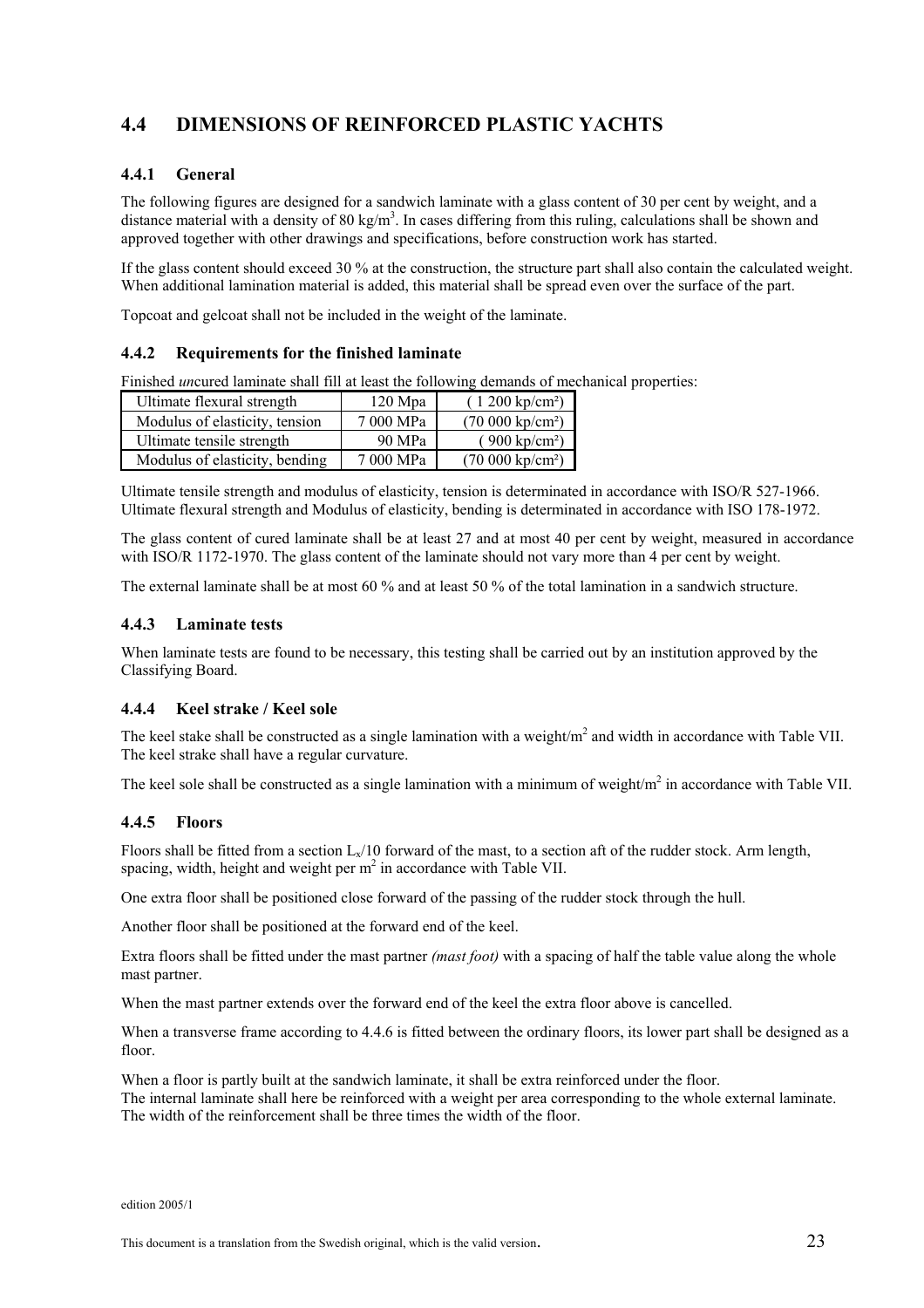## 4.4 DIMENSIONS OF REINFORCED PLASTIC YACHTS

### 4.4.1 General

The following figures are designed for a sandwich laminate with a glass content of 30 per cent by weight, and a distance material with a density of 80 kg/m$^3$. In cases differing from this ruling, calculations shall be shown and approved together with other drawings and specifications, before construction work has started.

If the glass content should exceed 30 % at the construction, the structure part shall also contain the calculated weight. When additional lamination material is added, this material shall be spread even over the surface of the part.

Topcoat and gelcoat shall not be included in the weight of the laminate.

### 4.4.2 Requirements for the finished laminate

Finished *un*cured laminate shall fill at least the following demands of mechanical properties:

| Ultimate flexural strength | 120 Mpa | ( 1 200 kp/cm²) |
|---|---|---|
| Modulus of elasticity, tension | 7 000 MPa | (70 000 kp/cm²) |
| Ultimate tensile strength | 90 MPa | ( 900 kp/cm²) |
| Modulus of elasticity, bending | 7 000 MPa | (70 000 kp/cm²) |

Ultimate tensile strength and modulus of elasticity, tension is determinated in accordance with ISO/R 527-1966. Ultimate flexural strength and Modulus of elasticity, bending is determinated in accordance with ISO 178-1972.

The glass content of cured laminate shall be at least 27 and at most 40 per cent by weight, measured in accordance with ISO/R 1172-1970. The glass content of the laminate should not vary more than 4 per cent by weight.

The external laminate shall be at most 60 % and at least 50 % of the total lamination in a sandwich structure.

### 4.4.3 Laminate tests

When laminate tests are found to be necessary, this testing shall be carried out by an institution approved by the Classifying Board.

### 4.4.4 Keel strake / Keel sole

The keel stake shall be constructed as a single lamination with a weight/m$^2$ and width in accordance with Table VII. The keel strake shall have a regular curvature.

The keel sole shall be constructed as a single lamination with a minimum of weight/m$^2$ in accordance with Table VII.

### 4.4.5 Floors

Floors shall be fitted from a section $L_x/10$ forward of the mast, to a section aft of the rudder stock. Arm length, spacing, width, height and weight per m$^2$ in accordance with Table VII.

One extra floor shall be positioned close forward of the passing of the rudder stock through the hull.

Another floor shall be positioned at the forward end of the keel.

Extra floors shall be fitted under the mast partner *(mast foot)* with a spacing of half the table value along the whole mast partner.

When the mast partner extends over the forward end of the keel the extra floor above is cancelled.

When a transverse frame according to 4.4.6 is fitted between the ordinary floors, its lower part shall be designed as a floor.

When a floor is partly built at the sandwich laminate, it shall be extra reinforced under the floor.
The internal laminate shall here be reinforced with a weight per area corresponding to the whole external laminate. The width of the reinforcement shall be three times the width of the floor.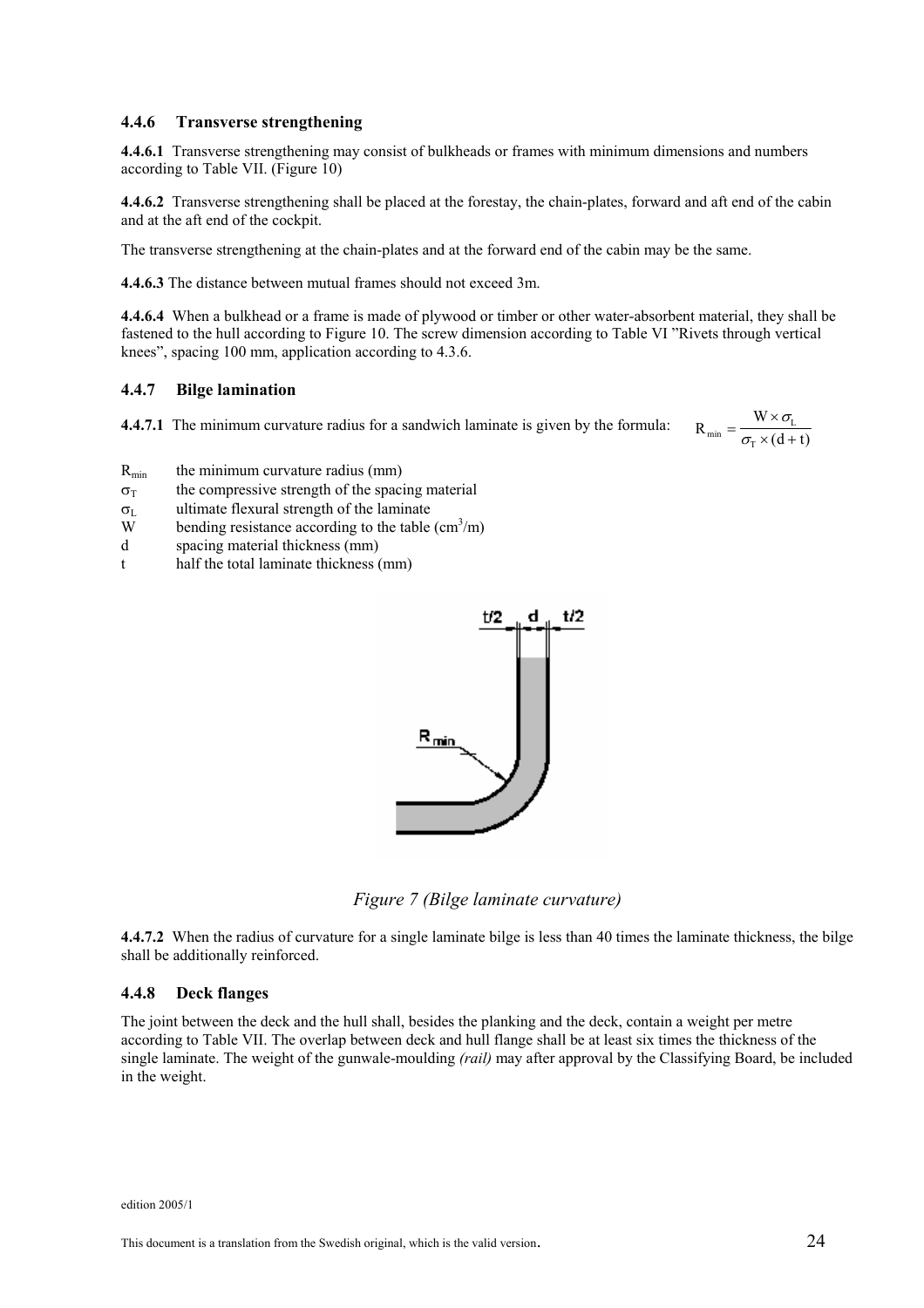### 4.4.6 Transverse strengthening

**4.4.6.1** Transverse strengthening may consist of bulkheads or frames with minimum dimensions and numbers according to Table VII. (Figure 10)

**4.4.6.2** Transverse strengthening shall be placed at the forestay, the chain-plates, forward and aft end of the cabin and at the aft end of the cockpit.

The transverse strengthening at the chain-plates and at the forward end of the cabin may be the same.

**4.4.6.3** The distance between mutual frames should not exceed 3m.

**4.4.6.4** When a bulkhead or a frame is made of plywood or timber or other water-absorbent material, they shall be fastened to the hull according to Figure 10. The screw dimension according to Table VI "Rivets through vertical knees", spacing 100 mm, application according to 4.3.6.

### 4.4.7 Bilge lamination

**4.4.7.1** The minimum curvature radius for a sandwich laminate is given by the formula:

$$R_{min} = \frac{W \times \sigma_L}{\sigma_T \times (d + t)}$$

- $R_{min}$ the minimum curvature radius (mm)
- $\sigma_T$ the compressive strength of the spacing material
- $\sigma_L$ ultimate flexural strength of the laminate
- $W$ bending resistance according to the table ($cm^3/m$)
- $d$ spacing material thickness (mm)
- $t$ half the total laminate thickness (mm)

*Figure 7 (Bilge laminate curvature)*

**4.4.7.2** When the radius of curvature for a single laminate bilge is less than 40 times the laminate thickness, the bilge shall be additionally reinforced.

### 4.4.8 Deck flanges

The joint between the deck and the hull shall, besides the planking and the deck, contain a weight per metre according to Table VII. The overlap between deck and hull flange shall be at least six times the thickness of the single laminate. The weight of the gunwale-moulding *(rail)* may after approval by the Classifying Board, be included in the weight.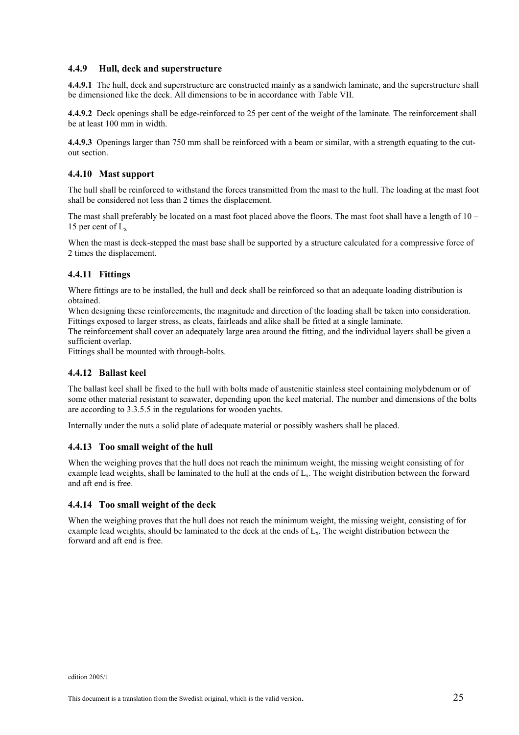### 4.4.9 Hull, deck and superstructure

**4.4.9.1** The hull, deck and superstructure are constructed mainly as a sandwich laminate, and the superstructure shall be dimensioned like the deck. All dimensions to be in accordance with Table VII.

**4.4.9.2** Deck openings shall be edge-reinforced to 25 per cent of the weight of the laminate. The reinforcement shall be at least 100 mm in width.

**4.4.9.3** Openings larger than 750 mm shall be reinforced with a beam or similar, with a strength equating to the cut-out section.

### 4.4.10 Mast support

The hull shall be reinforced to withstand the forces transmitted from the mast to the hull. The loading at the mast foot shall be considered not less than 2 times the displacement.

The mast shall preferably be located on a mast foot placed above the floors. The mast foot shall have a length of 10 – 15 per cent of $L_x$

When the mast is deck-stepped the mast base shall be supported by a structure calculated for a compressive force of 2 times the displacement.

### 4.4.11 Fittings

Where fittings are to be installed, the hull and deck shall be reinforced so that an adequate loading distribution is obtained.
When designing these reinforcements, the magnitude and direction of the loading shall be taken into consideration.
Fittings exposed to larger stress, as cleats, fairleads and alike shall be fitted at a single laminate.
The reinforcement shall cover an adequately large area around the fitting, and the individual layers shall be given a sufficient overlap.
Fittings shall be mounted with through-bolts.

### 4.4.12 Ballast keel

The ballast keel shall be fixed to the hull with bolts made of austenitic stainless steel containing molybdenum or of some other material resistant to seawater, depending upon the keel material. The number and dimensions of the bolts are according to 3.3.5.5 in the regulations for wooden yachts.

Internally under the nuts a solid plate of adequate material or possibly washers shall be placed.

### 4.4.13 Too small weight of the hull

When the weighing proves that the hull does not reach the minimum weight, the missing weight consisting of for example lead weights, shall be laminated to the hull at the ends of $L_x$. The weight distribution between the forward and aft end is free.

### 4.4.14 Too small weight of the deck

When the weighing proves that the hull does not reach the minimum weight, the missing weight, consisting of for example lead weights, should be laminated to the deck at the ends of $L_x$. The weight distribution between the forward and aft end is free.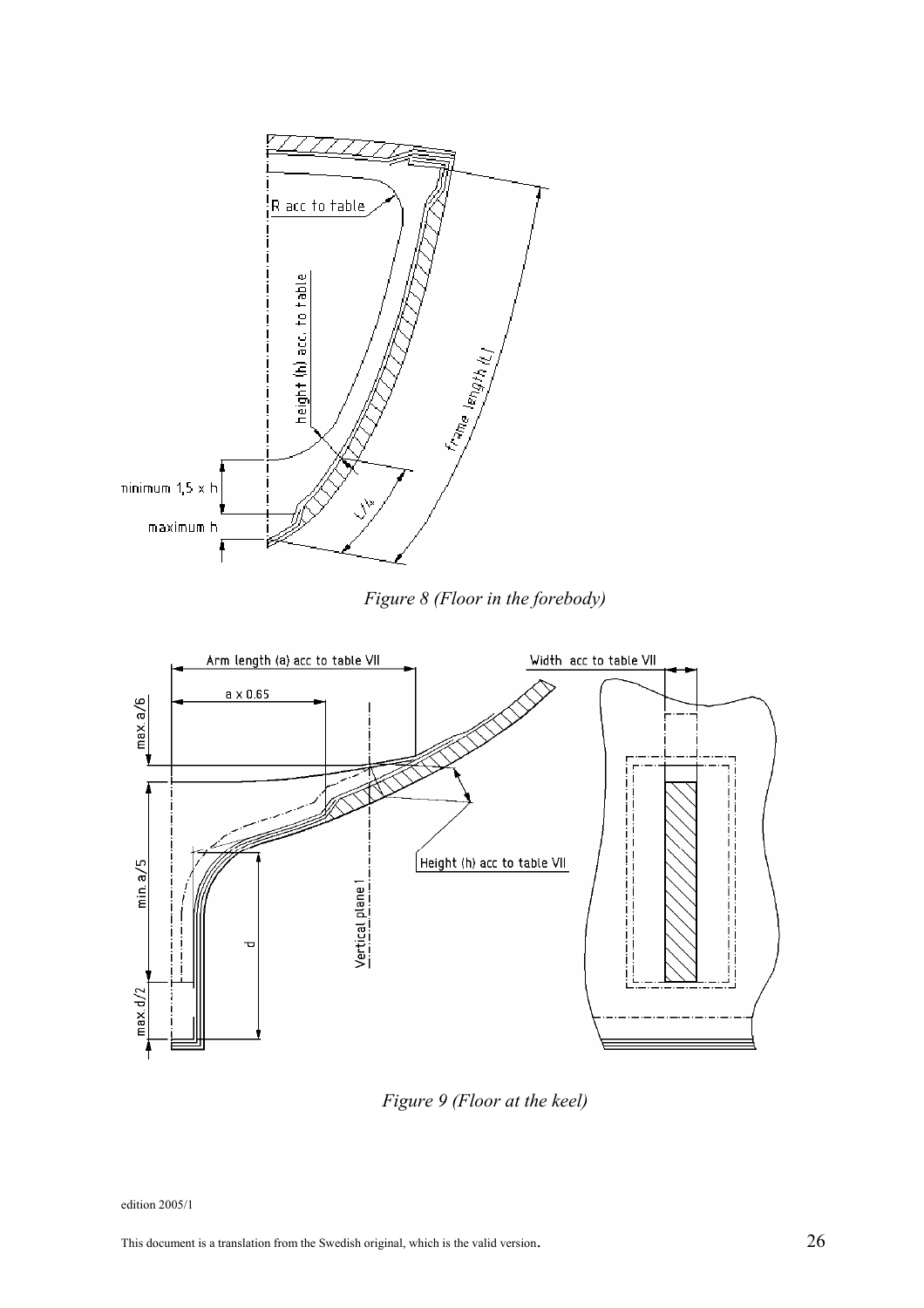*Figure 8 (Floor in the forebody)*

*Figure 9 (Floor at the keel)*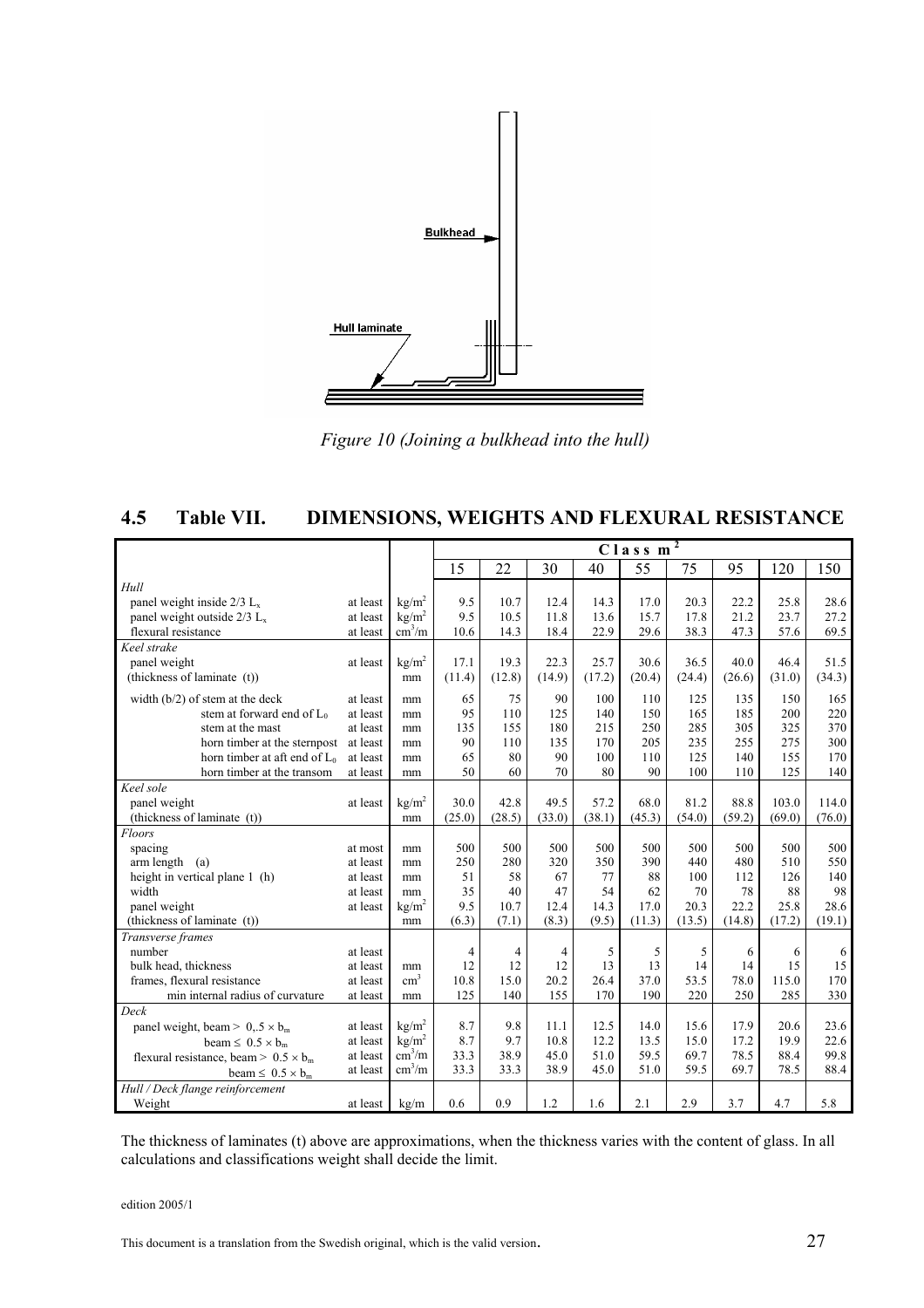Bulkhead

Hull laminate

*Figure 10 (Joining a bulkhead into the hull)*

## 4.5 Table VII. DIMENSIONS, WEIGHTS AND FLEXURAL RESISTANCE

| | | | Class $m^2$ | | | | | | | | |
|---|---|---|---|---|---|---|---|---|---|---|---|
| | | | 15 | 22 | 30 | 40 | 55 | 75 | 95 | 120 | 150 |
| *Hull* | | | | | | | | | | | |
| panel weight inside 2/3 $L_x$ | at least | $kg/m^2$ | 9.5 | 10.7 | 12.4 | 14.3 | 17.0 | 20.3 | 22.2 | 25.8 | 28.6 |
| panel weight outside 2/3 $L_x$ | at least | $kg/m^2$ | 9.5 | 10.5 | 11.8 | 13.6 | 15.7 | 17.8 | 21.2 | 23.7 | 27.2 |
| flexural resistance | at least | $cm^3/m$ | 10.6 | 14.3 | 18.4 | 22.9 | 29.6 | 38.3 | 47.3 | 57.6 | 69.5 |
| *Keel strake* | | | | | | | | | | | |
| panel weight | at least | $kg/m^2$ | 17.1 | 19.3 | 22.3 | 25.7 | 30.6 | 36.5 | 40.0 | 46.4 | 51.5 |
| (thickness of laminate (t)) | | mm | (11.4) | (12.8) | (14.9) | (17.2) | (20.4) | (24.4) | (26.6) | (31.0) | (34.3) |
| width (b/2) of stem at the deck | at least | mm | 65 | 75 | 90 | 100 | 110 | 125 | 135 | 150 | 165 |
| stem at forward end of $L_0$ | at least | mm | 95 | 110 | 125 | 140 | 150 | 165 | 185 | 200 | 220 |
| stem at the mast | at least | mm | 135 | 155 | 180 | 215 | 250 | 285 | 305 | 325 | 370 |
| horn timber at the sternpost | at least | mm | 90 | 110 | 135 | 170 | 205 | 235 | 255 | 275 | 300 |
| horn timber at aft end of $L_0$ | at least | mm | 65 | 80 | 90 | 100 | 110 | 125 | 140 | 155 | 170 |
| horn timber at the transom | at least | mm | 50 | 60 | 70 | 80 | 90 | 100 | 110 | 125 | 140 |
| *Keel sole* | | | | | | | | | | | |
| panel weight | at least | $kg/m^2$ | 30.0 | 42.8 | 49.5 | 57.2 | 68.0 | 81.2 | 88.8 | 103.0 | 114.0 |
| (thickness of laminate (t)) | | mm | (25.0) | (28.5) | (33.0) | (38.1) | (45.3) | (54.0) | (59.2) | (69.0) | (76.0) |
| *Floors* | | | | | | | | | | | |
| spacing | at most | mm | 500 | 500 | 500 | 500 | 500 | 500 | 500 | 500 | 500 |
| arm length (a) | at least | mm | 250 | 280 | 320 | 350 | 390 | 440 | 480 | 510 | 550 |
| height in vertical plane 1 (h) | at least | mm | 51 | 58 | 67 | 77 | 88 | 100 | 112 | 126 | 140 |
| width | at least | mm | 35 | 40 | 47 | 54 | 62 | 70 | 78 | 88 | 98 |
| panel weight | at least | $kg/m^2$ | 9.5 | 10.7 | 12.4 | 14.3 | 17.0 | 20.3 | 22.2 | 25.8 | 28.6 |
| (thickness of laminate (t)) | | mm | (6.3) | (7.1) | (8.3) | (9.5) | (11.3) | (13.5) | (14.8) | (17.2) | (19.1) |
| *Transverse frames* | | | | | | | | | | | |
| number | at least | | 4 | 4 | 4 | 5 | 5 | 5 | 6 | 6 | 6 |
| bulk head, thickness | at least | mm | 12 | 12 | 12 | 13 | 13 | 14 | 14 | 15 | 15 |
| frames, flexural resistance | at least | $cm^3$ | 10.8 | 15.0 | 20.2 | 26.4 | 37.0 | 53.5 | 78.0 | 115.0 | 170 |
| min internal radius of curvature | at least | mm | 125 | 140 | 155 | 170 | 190 | 220 | 250 | 285 | 330 |
| *Deck* | | | | | | | | | | | |
| panel weight, beam > $0,.5 \times b_m$ | at least | $kg/m^2$ | 8.7 | 9.8 | 11.1 | 12.5 | 14.0 | 15.6 | 17.9 | 20.6 | 23.6 |
| beam ≤ $0.5 \times b_m$ | at least | $kg/m^2$ | 8.7 | 9.7 | 10.8 | 12.2 | 13.5 | 15.0 | 17.2 | 19.9 | 22.6 |
| flexural resistance, beam > $0.5 \times b_m$ | at least | $cm^3/m$ | 33.3 | 38.9 | 45.0 | 51.0 | 59.5 | 69.7 | 78.5 | 88.4 | 99.8 |
| beam ≤ $0.5 \times b_m$ | at least | $cm^3/m$ | 33.3 | 33.3 | 38.9 | 45.0 | 51.0 | 59.5 | 69.7 | 78.5 | 88.4 |
| *Hull / Deck flange reinforcement* | | | | | | | | | | | |
| Weight | at least | kg/m | 0.6 | 0.9 | 1.2 | 1.6 | 2.1 | 2.9 | 3.7 | 4.7 | 5.8 |

The thickness of laminates (t) above are approximations, when the thickness varies with the content of glass. In all calculations and classifications weight shall decide the limit.

edition 2005/1

This document is a translation from the Swedish original, which is the valid version.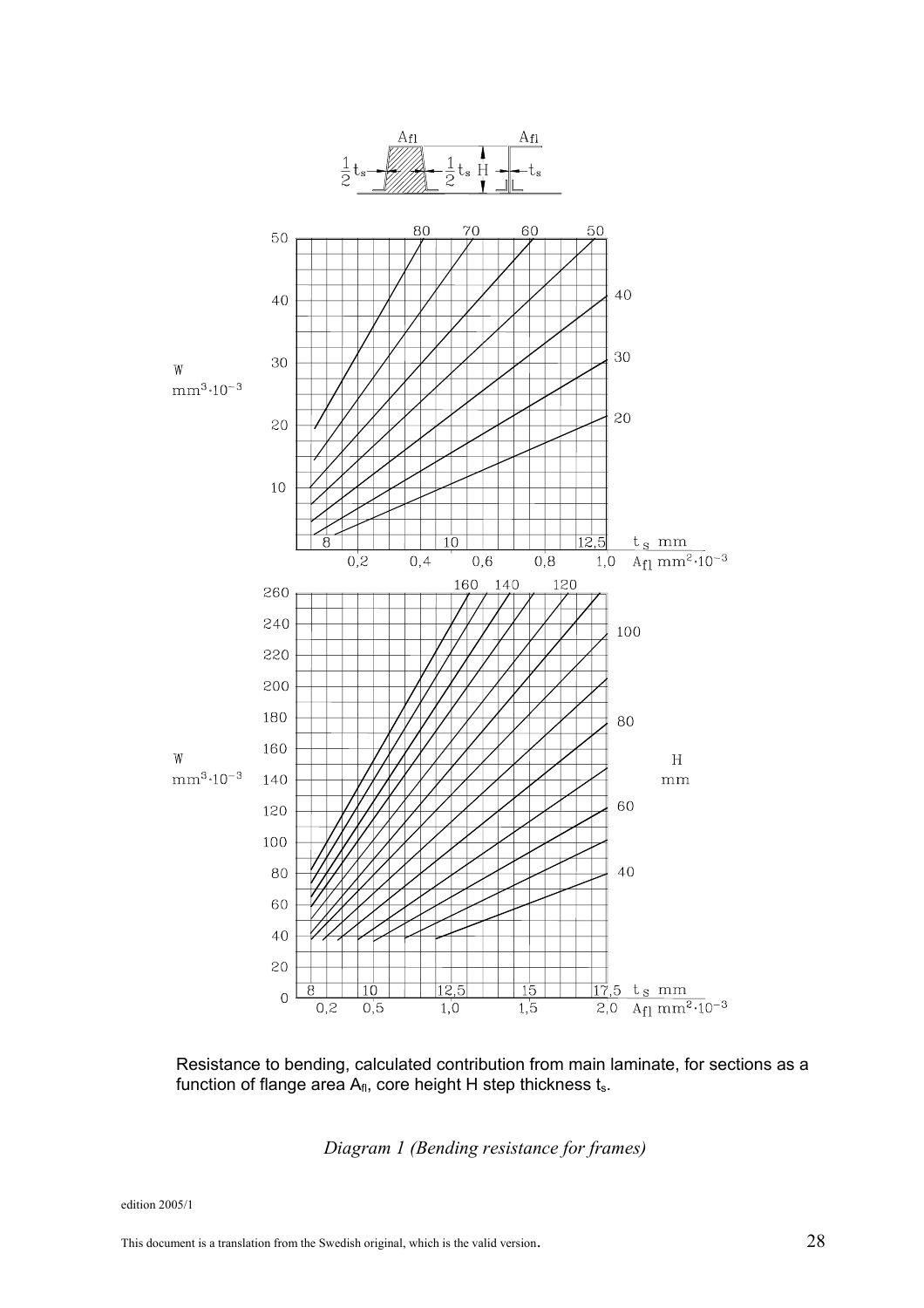Resistance to bending, calculated contribution from main laminate, for sections as a function of flange area $A_{fl}$, core height H step thickness $t_s$.

*Diagram 1 (Bending resistance for frames)*

edition 2005/1

This document is a translation from the Swedish original, which is the valid version.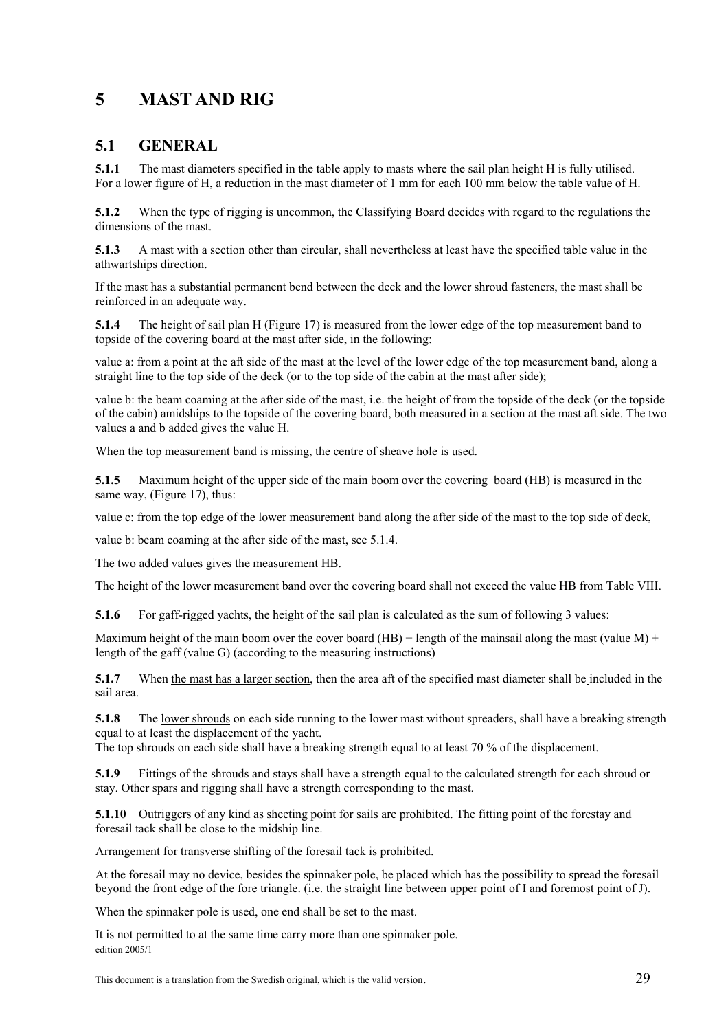# 5 MAST AND RIG

## 5.1 GENERAL

**5.1.1** The mast diameters specified in the table apply to masts where the sail plan height H is fully utilised. For a lower figure of H, a reduction in the mast diameter of 1 mm for each 100 mm below the table value of H.

**5.1.2** When the type of rigging is uncommon, the Classifying Board decides with regard to the regulations the dimensions of the mast.

**5.1.3** A mast with a section other than circular, shall nevertheless at least have the specified table value in the athwartships direction.

If the mast has a substantial permanent bend between the deck and the lower shroud fasteners, the mast shall be reinforced in an adequate way.

**5.1.4** The height of sail plan H (Figure 17) is measured from the lower edge of the top measurement band to topside of the covering board at the mast after side, in the following:

value a: from a point at the aft side of the mast at the level of the lower edge of the top measurement band, along a straight line to the top side of the deck (or to the top side of the cabin at the mast after side);

value b: the beam coaming at the after side of the mast, i.e. the height of from the topside of the deck (or the topside of the cabin) amidships to the topside of the covering board, both measured in a section at the mast aft side. The two values a and b added gives the value H.

When the top measurement band is missing, the centre of sheave hole is used.

**5.1.5** Maximum height of the upper side of the main boom over the covering board (HB) is measured in the same way, (Figure 17), thus:

value c: from the top edge of the lower measurement band along the after side of the mast to the top side of deck,

value b: beam coaming at the after side of the mast, see 5.1.4.

The two added values gives the measurement HB.

The height of the lower measurement band over the covering board shall not exceed the value HB from Table VIII.

**5.1.6** For gaff-rigged yachts, the height of the sail plan is calculated as the sum of following 3 values:

Maximum height of the main boom over the cover board (HB) + length of the mainsail along the mast (value M) + length of the gaff (value G) (according to the measuring instructions)

**5.1.7** When <u>the mast has a larger section</u>, then the area aft of the specified mast diameter shall be included in the sail area.

**5.1.8** The <u>lower shrouds</u> on each side running to the lower mast without spreaders, shall have a breaking strength equal to at least the displacement of the yacht.
The <u>top shrouds</u> on each side shall have a breaking strength equal to at least 70 % of the displacement.

**5.1.9** <u>Fittings of the shrouds and stays</u> shall have a strength equal to the calculated strength for each shroud or stay. Other spars and rigging shall have a strength corresponding to the mast.

**5.1.10** Outriggers of any kind as sheeting point for sails are prohibited. The fitting point of the forestay and foresail tack shall be close to the midship line.

Arrangement for transverse shifting of the foresail tack is prohibited.

At the foresail may no device, besides the spinnaker pole, be placed which has the possibility to spread the foresail beyond the front edge of the fore triangle. (i.e. the straight line between upper point of I and foremost point of J).

When the spinnaker pole is used, one end shall be set to the mast.

It is not permitted to at the same time carry more than one spinnaker pole.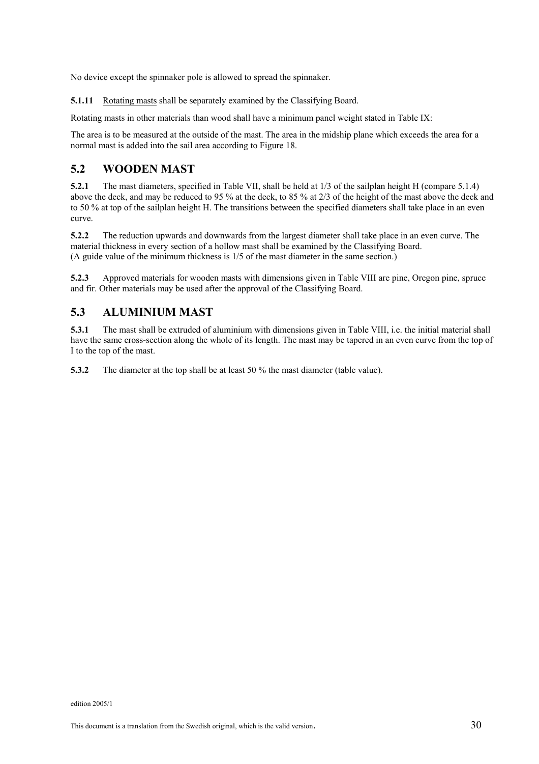No device except the spinnaker pole is allowed to spread the spinnaker.

**5.1.11** Rotating masts shall be separately examined by the Classifying Board.

Rotating masts in other materials than wood shall have a minimum panel weight stated in Table IX:

The area is to be measured at the outside of the mast. The area in the midship plane which exceeds the area for a normal mast is added into the sail area according to Figure 18.

## 5.2 WOODEN MAST

**5.2.1** The mast diameters, specified in Table VII, shall be held at 1/3 of the sailplan height H (compare 5.1.4) above the deck, and may be reduced to 95 % at the deck, to 85 % at 2/3 of the height of the mast above the deck and to 50 % at top of the sailplan height H. The transitions between the specified diameters shall take place in an even curve.

**5.2.2** The reduction upwards and downwards from the largest diameter shall take place in an even curve. The material thickness in every section of a hollow mast shall be examined by the Classifying Board.
(A guide value of the minimum thickness is 1/5 of the mast diameter in the same section.)

**5.2.3** Approved materials for wooden masts with dimensions given in Table VIII are pine, Oregon pine, spruce and fir. Other materials may be used after the approval of the Classifying Board.

## 5.3 ALUMINIUM MAST

**5.3.1** The mast shall be extruded of aluminium with dimensions given in Table VIII, i.e. the initial material shall have the same cross-section along the whole of its length. The mast may be tapered in an even curve from the top of I to the top of the mast.

**5.3.2** The diameter at the top shall be at least 50 % the mast diameter (table value).

edition 2005/1

This document is a translation from the Swedish original, which is the valid version.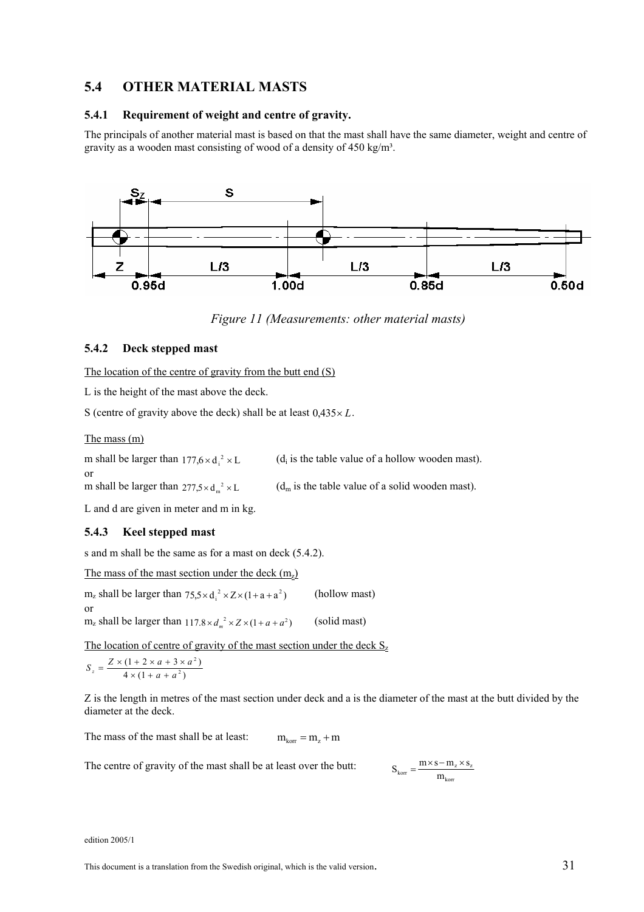## 5.4 OTHER MATERIAL MASTS

### 5.4.1 Requirement of weight and centre of gravity.

The principals of another material mast is based on that the mast shall have the same diameter, weight and centre of gravity as a wooden mast consisting of wood of a density of 450 kg/m³.

*Figure 11 (Measurements: other material masts)*

### 5.4.2 Deck stepped mast

The location of the centre of gravity from the butt end (S)

L is the height of the mast above the deck.

S (centre of gravity above the deck) shall be at least $0{,}435 \times L$.

The mass (m)

m shall be larger than $177{,}6 \times d_i^2 \times L$ ($d_i$ is the table value of a hollow wooden mast).

or

m shall be larger than $277{,}5 \times d_m^2 \times L$ ($d_m$ is the table value of a solid wooden mast).

L and d are given in meter and m in kg.

### 5.4.3 Keel stepped mast

s and m shall be the same as for a mast on deck (5.4.2).

The mass of the mast section under the deck ($m_z$)

$m_z$ shall be larger than $75{,}5 \times d_i^2 \times Z \times (1 + a + a^2)$ (hollow mast)

or

$m_z$ shall be larger than $117.8 \times d_m^2 \times Z \times (1 + a + a^2)$ (solid mast)

The location of centre of gravity of the mast section under the deck $S_z$

$$S_z = \frac{Z \times (1 + 2 \times a + 3 \times a^2)}{4 \times (1 + a + a^2)}$$

Z is the length in metres of the mast section under deck and a is the diameter of the mast at the butt divided by the diameter at the deck.

The mass of the mast shall be at least: $m_{korr} = m_z + m$

The centre of gravity of the mast shall be at least over the butt: $S_{korr} = \dfrac{m \times s - m_z \times s_z}{m_{korr}}$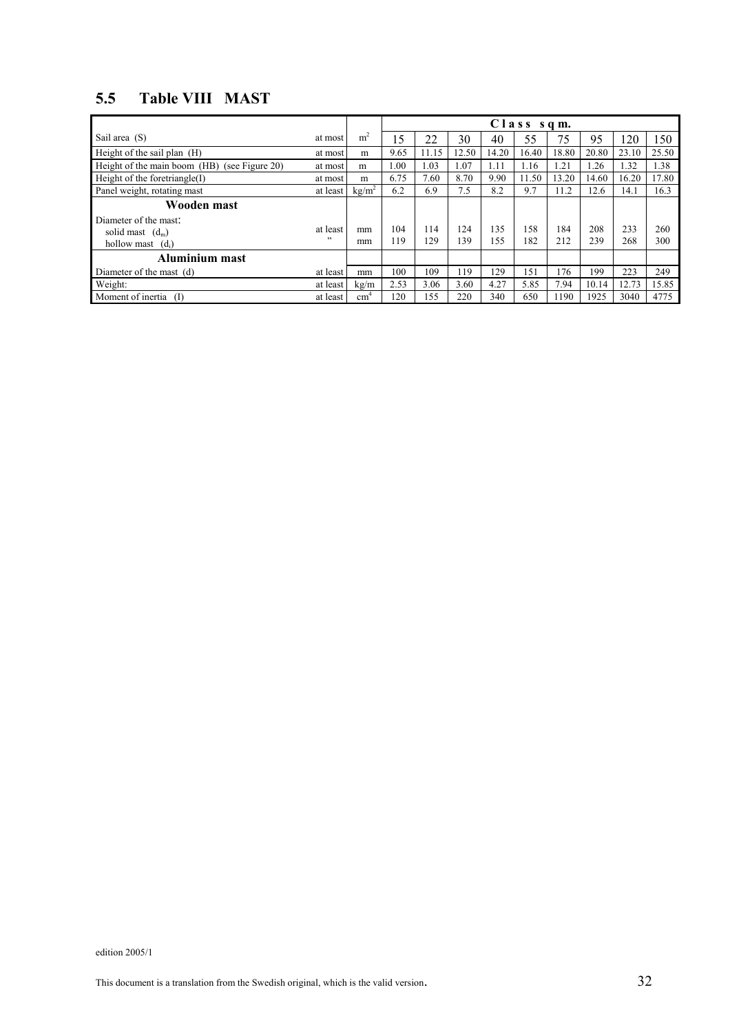## 5.5 Table VIII MAST

| | | | Class sq m. | | | | | | | | |
|---|---|---|---|---|---|---|---|---|---|---|---|
| Sail area (S) | at most | $m^2$ | 15 | 22 | 30 | 40 | 55 | 75 | 95 | 120 | 150 |
| Height of the sail plan (H) | at most | m | 9.65 | 11.15 | 12.50 | 14.20 | 16.40 | 18.80 | 20.80 | 23.10 | 25.50 |
| Height of the main boom (HB) (see Figure 20) | at most | m | 1.00 | 1.03 | 1.07 | 1.11 | 1.16 | 1.21 | 1.26 | 1.32 | 1.38 |
| Height of the foretriangle(I) | at most | m | 6.75 | 7.60 | 8.70 | 9.90 | 11.50 | 13.20 | 14.60 | 16.20 | 17.80 |
| Panel weight, rotating mast | at least | $kg/m^2$ | 6.2 | 6.9 | 7.5 | 8.2 | 9.7 | 11.2 | 12.6 | 14.1 | 16.3 |
| **Wooden mast** | | | | | | | | | | | |
| Diameter of the mast: | | | | | | | | | | | |
| solid mast ($d_m$) | at least | mm | 104 | 114 | 124 | 135 | 158 | 184 | 208 | 233 | 260 |
| hollow mast ($d_i$) | " | mm | 119 | 129 | 139 | 155 | 182 | 212 | 239 | 268 | 300 |
| **Aluminium mast** | | | | | | | | | | | |
| Diameter of the mast (d) | at least | mm | 100 | 109 | 119 | 129 | 151 | 176 | 199 | 223 | 249 |
| Weight: | at least | kg/m | 2.53 | 3.06 | 3.60 | 4.27 | 5.85 | 7.94 | 10.14 | 12.73 | 15.85 |
| Moment of inertia (I) | at least | $cm^4$ | 120 | 155 | 220 | 340 | 650 | 1190 | 1925 | 3040 | 4775 |

edition 2005/1

This document is a translation from the Swedish original, which is the valid version.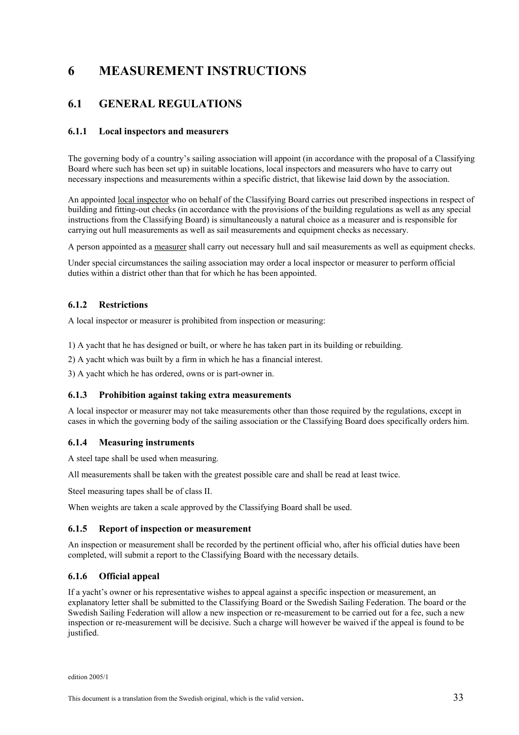# 6 MEASUREMENT INSTRUCTIONS

## 6.1 GENERAL REGULATIONS

### 6.1.1 Local inspectors and measurers

The governing body of a country's sailing association will appoint (in accordance with the proposal of a Classifying Board where such has been set up) in suitable locations, local inspectors and measurers who have to carry out necessary inspections and measurements within a specific district, that likewise laid down by the association.

An appointed local inspector who on behalf of the Classifying Board carries out prescribed inspections in respect of building and fitting-out checks (in accordance with the provisions of the building regulations as well as any special instructions from the Classifying Board) is simultaneously a natural choice as a measurer and is responsible for carrying out hull measurements as well as sail measurements and equipment checks as necessary.

A person appointed as a measurer shall carry out necessary hull and sail measurements as well as equipment checks.

Under special circumstances the sailing association may order a local inspector or measurer to perform official duties within a district other than that for which he has been appointed.

### 6.1.2 Restrictions

A local inspector or measurer is prohibited from inspection or measuring:

1) A yacht that he has designed or built, or where he has taken part in its building or rebuilding.

2) A yacht which was built by a firm in which he has a financial interest.

3) A yacht which he has ordered, owns or is part-owner in.

### 6.1.3 Prohibition against taking extra measurements

A local inspector or measurer may not take measurements other than those required by the regulations, except in cases in which the governing body of the sailing association or the Classifying Board does specifically orders him.

### 6.1.4 Measuring instruments

A steel tape shall be used when measuring.

All measurements shall be taken with the greatest possible care and shall be read at least twice.

Steel measuring tapes shall be of class II.

When weights are taken a scale approved by the Classifying Board shall be used.

### 6.1.5 Report of inspection or measurement

An inspection or measurement shall be recorded by the pertinent official who, after his official duties have been completed, will submit a report to the Classifying Board with the necessary details.

### 6.1.6 Official appeal

If a yacht's owner or his representative wishes to appeal against a specific inspection or measurement, an explanatory letter shall be submitted to the Classifying Board or the Swedish Sailing Federation. The board or the Swedish Sailing Federation will allow a new inspection or re-measurement to be carried out for a fee, such a new inspection or re-measurement will be decisive. Such a charge will however be waived if the appeal is found to be justified.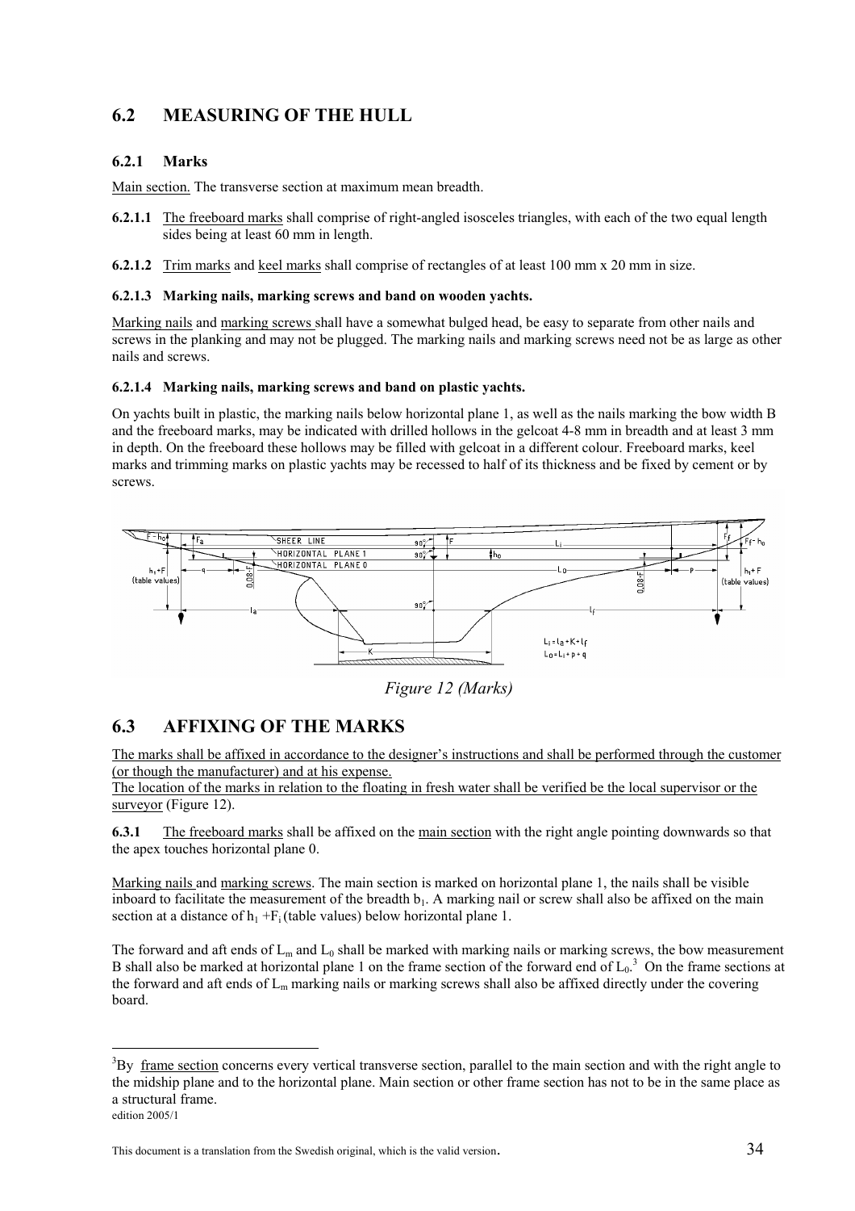## 6.2 MEASURING OF THE HULL

### 6.2.1 Marks

Main section. The transverse section at maximum mean breadth.

**6.2.1.1** The freeboard marks shall comprise of right-angled isosceles triangles, with each of the two equal length sides being at least 60 mm in length.

**6.2.1.2** Trim marks and keel marks shall comprise of rectangles of at least 100 mm x 20 mm in size.

**6.2.1.3 Marking nails, marking screws and band on wooden yachts.**

Marking nails and marking screws shall have a somewhat bulged head, be easy to separate from other nails and screws in the planking and may not be plugged. The marking nails and marking screws need not be as large as other nails and screws.

**6.2.1.4 Marking nails, marking screws and band on plastic yachts.**

On yachts built in plastic, the marking nails below horizontal plane 1, as well as the nails marking the bow width B and the freeboard marks, may be indicated with drilled hollows in the gelcoat 4-8 mm in breadth and at least 3 mm in depth. On the freeboard these hollows may be filled with gelcoat in a different colour. Freeboard marks, keel marks and trimming marks on plastic yachts may be recessed to half of its thickness and be fixed by cement or by screws.

*Figure 12 (Marks)*

## 6.3 AFFIXING OF THE MARKS

The marks shall be affixed in accordance to the designer's instructions and shall be performed through the customer (or though the manufacturer) and at his expense.
The location of the marks in relation to the floating in fresh water shall be verified be the local supervisor or the surveyor (Figure 12).

**6.3.1** The freeboard marks shall be affixed on the main section with the right angle pointing downwards so that the apex touches horizontal plane 0.

Marking nails and marking screws. The main section is marked on horizontal plane 1, the nails shall be visible inboard to facilitate the measurement of the breadth $b_1$. A marking nail or screw shall also be affixed on the main section at a distance of $h_1 + F_i$ (table values) below horizontal plane 1.

The forward and aft ends of $L_m$ and $L_0$ shall be marked with marking nails or marking screws, the bow measurement B shall also be marked at horizontal plane 1 on the frame section of the forward end of $L_0$.[3] On the frame sections at the forward and aft ends of $L_m$ marking nails or marking screws shall also be affixed directly under the covering board.

---

[3] By frame section concerns every vertical transverse section, parallel to the main section and with the right angle to the midship plane and to the horizontal plane. Main section or other frame section has not to be in the same place as a structural frame.

edition 2005/1

This document is a translation from the Swedish original, which is the valid version.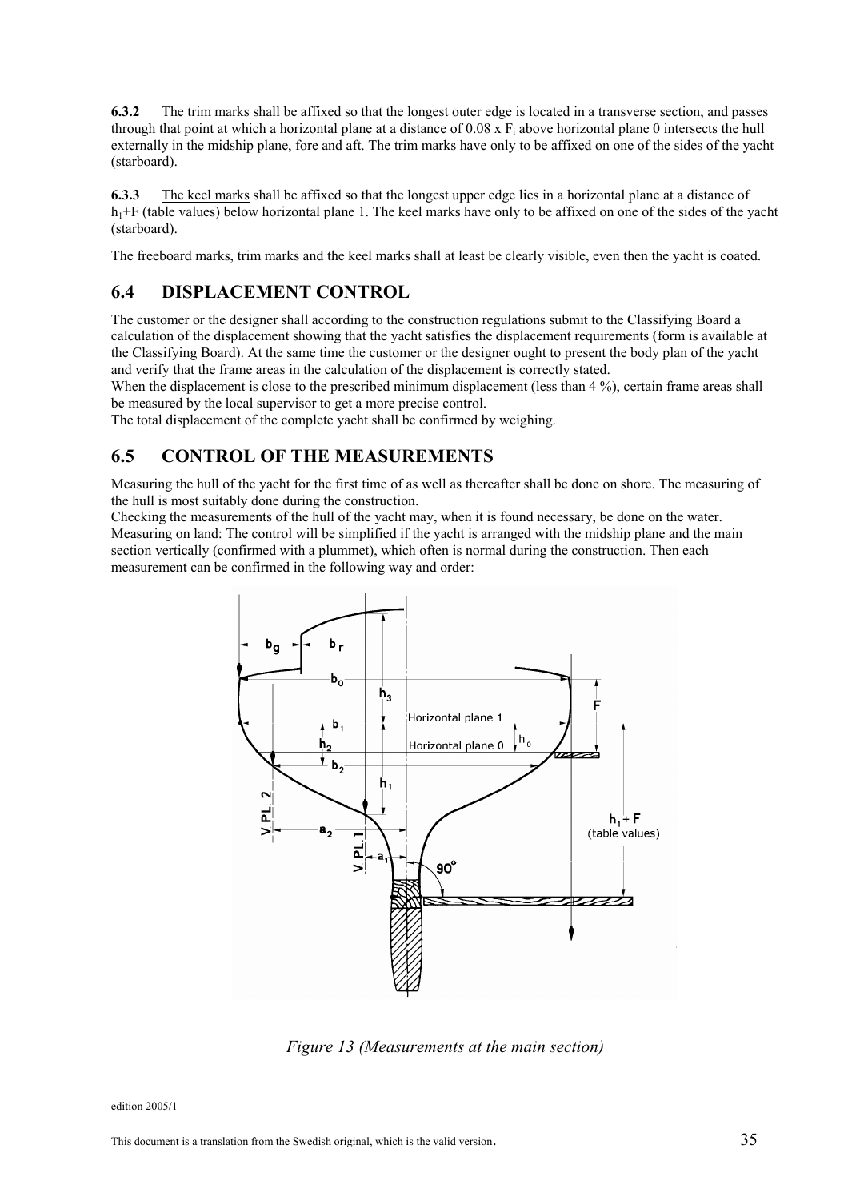**6.3.2** The trim marks shall be affixed so that the longest outer edge is located in a transverse section, and passes through that point at which a horizontal plane at a distance of 0.08 x $F_i$ above horizontal plane 0 intersects the hull externally in the midship plane, fore and aft. The trim marks have only to be affixed on one of the sides of the yacht (starboard).

**6.3.3** The keel marks shall be affixed so that the longest upper edge lies in a horizontal plane at a distance of $h_1$+F (table values) below horizontal plane 1. The keel marks have only to be affixed on one of the sides of the yacht (starboard).

The freeboard marks, trim marks and the keel marks shall at least be clearly visible, even then the yacht is coated.

## 6.4 DISPLACEMENT CONTROL

The customer or the designer shall according to the construction regulations submit to the Classifying Board a calculation of the displacement showing that the yacht satisfies the displacement requirements (form is available at the Classifying Board). At the same time the customer or the designer ought to present the body plan of the yacht and verify that the frame areas in the calculation of the displacement is correctly stated.
When the displacement is close to the prescribed minimum displacement (less than 4 %), certain frame areas shall be measured by the local supervisor to get a more precise control.
The total displacement of the complete yacht shall be confirmed by weighing.

## 6.5 CONTROL OF THE MEASUREMENTS

Measuring the hull of the yacht for the first time of as well as thereafter shall be done on shore. The measuring of the hull is most suitably done during the construction.
Checking the measurements of the hull of the yacht may, when it is found necessary, be done on the water.
Measuring on land: The control will be simplified if the yacht is arranged with the midship plane and the main section vertically (confirmed with a plummet), which often is normal during the construction. Then each measurement can be confirmed in the following way and order:

*Figure 13 (Measurements at the main section)*

edition 2005/1

This document is a translation from the Swedish original, which is the valid version.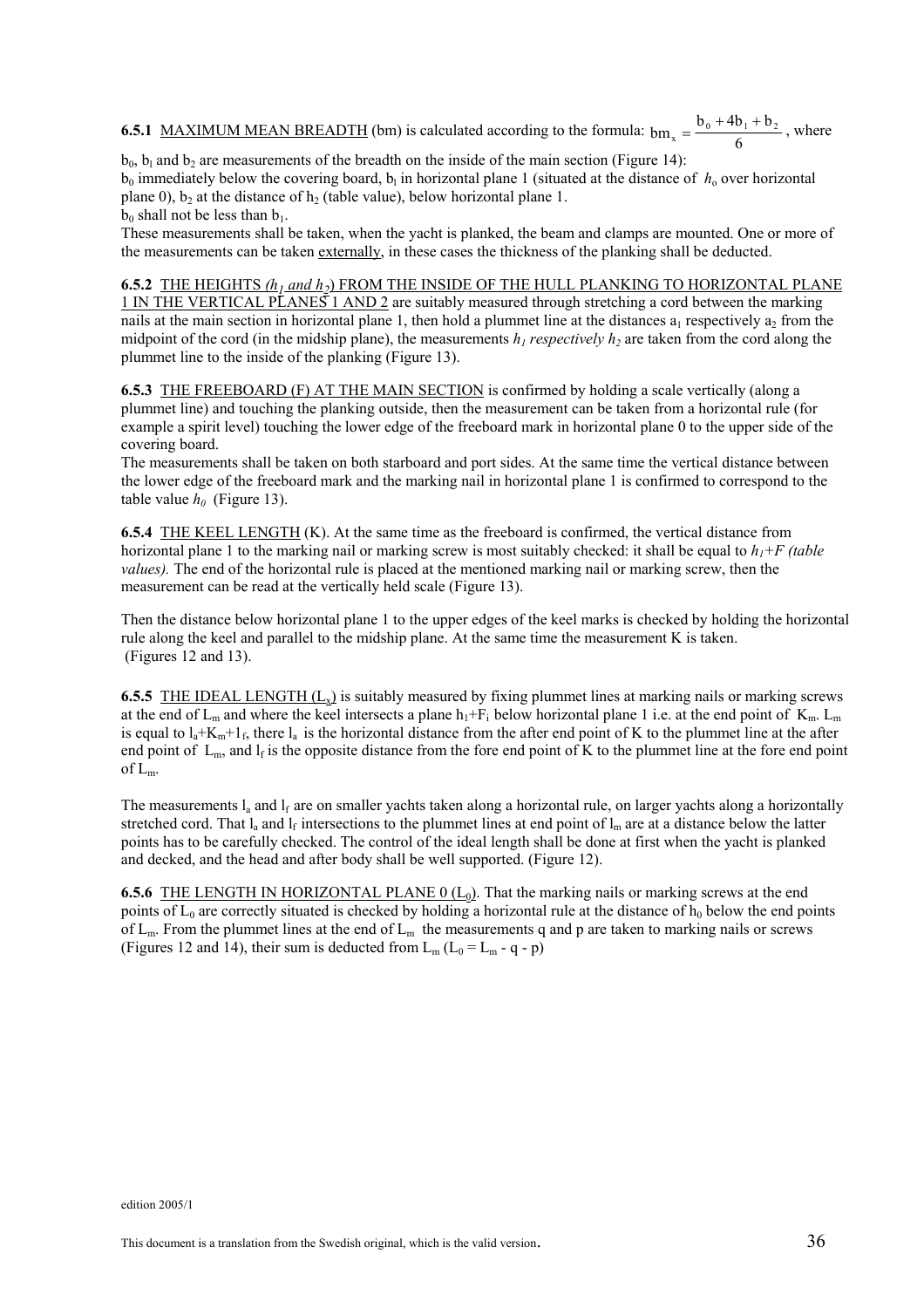**6.5.1** MAXIMUM MEAN BREADTH (bm) is calculated according to the formula: $bm_x = \frac{b_0 + 4b_1 + b_2}{6}$, where $b_0$, $b_l$ and $b_2$ are measurements of the breadth on the inside of the main section (Figure 14):
$b_0$ immediately below the covering board, $b_l$ in horizontal plane 1 (situated at the distance of $h_o$ over horizontal plane 0), $b_2$ at the distance of $h_2$ (table value), below horizontal plane 1.
$b_0$ shall not be less than $b_1$.
These measurements shall be taken, when the yacht is planked, the beam and clamps are mounted. One or more of the measurements can be taken externally, in these cases the thickness of the planking shall be deducted.

**6.5.2** THE HEIGHTS *($h_1$ and $h_2$)* FROM THE INSIDE OF THE HULL PLANKING TO HORIZONTAL PLANE 1 IN THE VERTICAL PLANES 1 AND 2 are suitably measured through stretching a cord between the marking nails at the main section in horizontal plane 1, then hold a plummet line at the distances $a_1$ respectively $a_2$ from the midpoint of the cord (in the midship plane), the measurements *$h_1$ respectively $h_2$* are taken from the cord along the plummet line to the inside of the planking (Figure 13).

**6.5.3** THE FREEBOARD (F) AT THE MAIN SECTION is confirmed by holding a scale vertically (along a plummet line) and touching the planking outside, then the measurement can be taken from a horizontal rule (for example a spirit level) touching the lower edge of the freeboard mark in horizontal plane 0 to the upper side of the covering board.
The measurements shall be taken on both starboard and port sides. At the same time the vertical distance between the lower edge of the freeboard mark and the marking nail in horizontal plane 1 is confirmed to correspond to the table value $h_0$ (Figure 13).

**6.5.4** THE KEEL LENGTH (K). At the same time as the freeboard is confirmed, the vertical distance from horizontal plane 1 to the marking nail or marking screw is most suitably checked: it shall be equal to *$h_1$+F (table values).* The end of the horizontal rule is placed at the mentioned marking nail or marking screw, then the measurement can be read at the vertically held scale (Figure 13).

Then the distance below horizontal plane 1 to the upper edges of the keel marks is checked by holding the horizontal rule along the keel and parallel to the midship plane. At the same time the measurement K is taken. (Figures 12 and 13).

**6.5.5** THE IDEAL LENGTH ($L_x$) is suitably measured by fixing plummet lines at marking nails or marking screws at the end of $L_m$ and where the keel intersects a plane $h_1$+$F_i$ below horizontal plane 1 i.e. at the end point of $K_m$. $L_m$ is equal to $l_a$+$K_m$+$1_f$, there $l_a$ is the horizontal distance from the after end point of K to the plummet line at the after end point of $L_m$, and $l_f$ is the opposite distance from the fore end point of K to the plummet line at the fore end point of $L_m$.

The measurements $l_a$ and $l_f$ are on smaller yachts taken along a horizontal rule, on larger yachts along a horizontally stretched cord. That $l_a$ and $l_f$ intersections to the plummet lines at end point of $l_m$ are at a distance below the latter points has to be carefully checked. The control of the ideal length shall be done at first when the yacht is planked and decked, and the head and after body shall be well supported. (Figure 12).

**6.5.6** THE LENGTH IN HORIZONTAL PLANE 0 ($L_0$). That the marking nails or marking screws at the end points of $L_0$ are correctly situated is checked by holding a horizontal rule at the distance of $h_0$ below the end points of $L_m$. From the plummet lines at the end of $L_m$ the measurements q and p are taken to marking nails or screws (Figures 12 and 14), their sum is deducted from $L_m$ ($L_0 = L_m$ - q - p)

edition 2005/1

This document is a translation from the Swedish original, which is the valid version.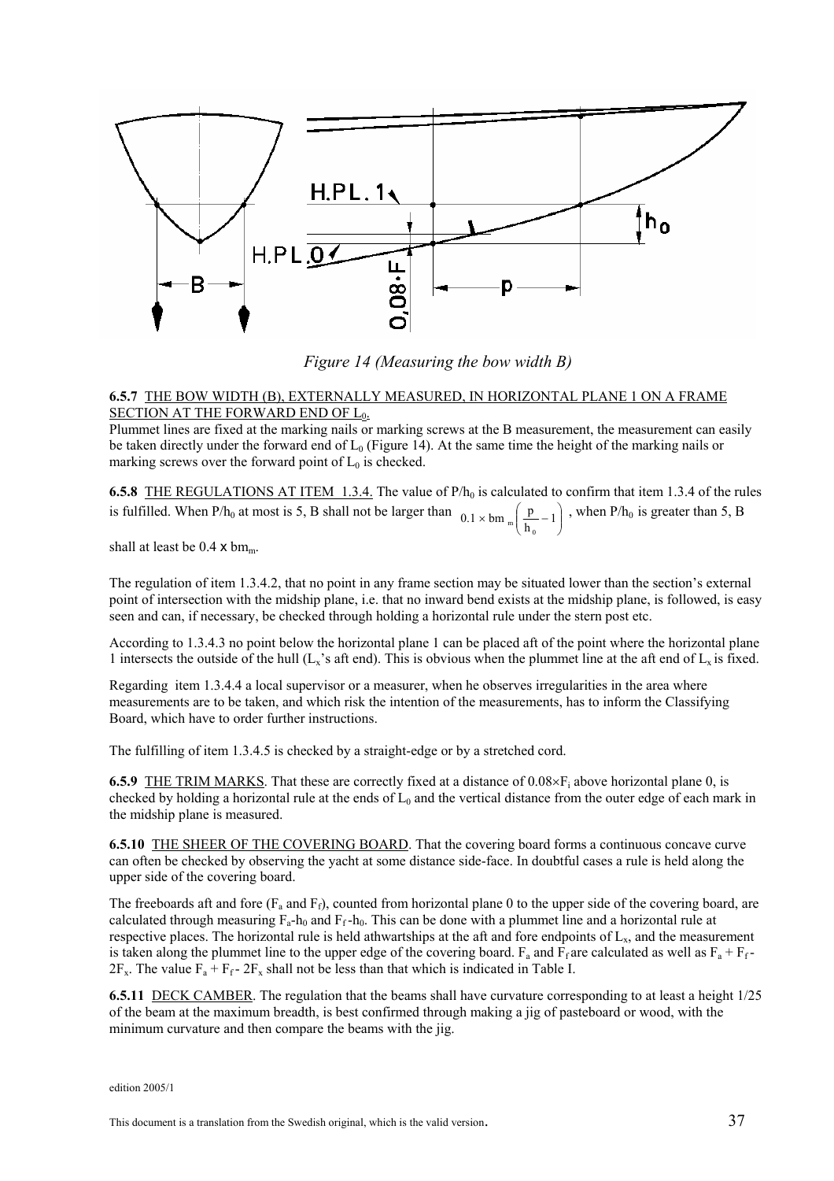*Figure 14 (Measuring the bow width B)*

**6.5.7** THE BOW WIDTH (B), EXTERNALLY MEASURED, IN HORIZONTAL PLANE 1 ON A FRAME SECTION AT THE FORWARD END OF $L_0$.

Plummet lines are fixed at the marking nails or marking screws at the B measurement, the measurement can easily be taken directly under the forward end of $L_0$ (Figure 14). At the same time the height of the marking nails or marking screws over the forward point of $L_0$ is checked.

**6.5.8** THE REGULATIONS AT ITEM 1.3.4. The value of $P/h_0$ is calculated to confirm that item 1.3.4 of the rules is fulfilled. When $P/h_0$ at most is 5, B shall not be larger than $0.1 \times bm_m \left( \frac{p}{h_0} - 1 \right)$, when $P/h_0$ is greater than 5, B shall at least be $0.4 \times bm_m$.

The regulation of item 1.3.4.2, that no point in any frame section may be situated lower than the section's external point of intersection with the midship plane, i.e. that no inward bend exists at the midship plane, is followed, is easy seen and can, if necessary, be checked through holding a horizontal rule under the stern post etc.

According to 1.3.4.3 no point below the horizontal plane 1 can be placed aft of the point where the horizontal plane 1 intersects the outside of the hull ($L_x$'s aft end). This is obvious when the plummet line at the aft end of $L_x$ is fixed.

Regarding item 1.3.4.4 a local supervisor or a measurer, when he observes irregularities in the area where measurements are to be taken, and which risk the intention of the measurements, has to inform the Classifying Board, which have to order further instructions.

The fulfilling of item 1.3.4.5 is checked by a straight-edge or by a stretched cord.

**6.5.9** THE TRIM MARKS. That these are correctly fixed at a distance of $0.08 \times F_i$ above horizontal plane 0, is checked by holding a horizontal rule at the ends of $L_0$ and the vertical distance from the outer edge of each mark in the midship plane is measured.

**6.5.10** THE SHEER OF THE COVERING BOARD. That the covering board forms a continuous concave curve can often be checked by observing the yacht at some distance side-face. In doubtful cases a rule is held along the upper side of the covering board.

The freeboards aft and fore ($F_a$ and $F_f$), counted from horizontal plane 0 to the upper side of the covering board, are calculated through measuring $F_a$-$h_0$ and $F_f$-$h_0$. This can be done with a plummet line and a horizontal rule at respective places. The horizontal rule is held athwartships at the aft and fore endpoints of $L_x$, and the measurement is taken along the plummet line to the upper edge of the covering board. $F_a$ and $F_f$ are calculated as well as $F_a + F_f - 2F_x$. The value $F_a + F_f - 2F_x$ shall not be less than that which is indicated in Table I.

**6.5.11** DECK CAMBER. The regulation that the beams shall have curvature corresponding to at least a height 1/25 of the beam at the maximum breadth, is best confirmed through making a jig of pasteboard or wood, with the minimum curvature and then compare the beams with the jig.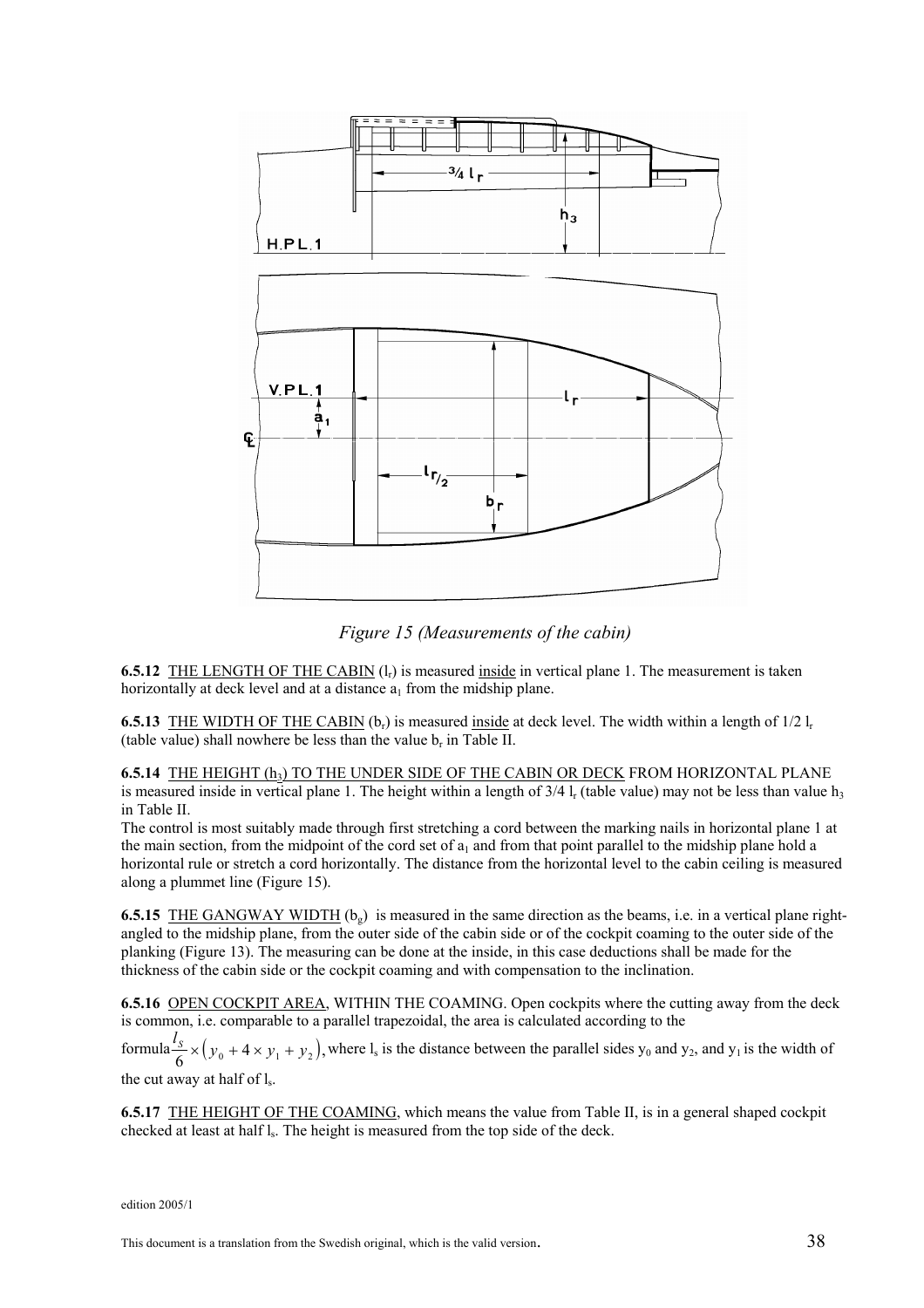*Figure 15 (Measurements of the cabin)*

**6.5.12** THE LENGTH OF THE CABIN ($l_r$) is measured inside in vertical plane 1. The measurement is taken horizontally at deck level and at a distance $a_1$ from the midship plane.

**6.5.13** THE WIDTH OF THE CABIN ($b_r$) is measured inside at deck level. The width within a length of 1/2 $l_r$ (table value) shall nowhere be less than the value $b_r$ in Table II.

**6.5.14** THE HEIGHT ($h_3$) TO THE UNDER SIDE OF THE CABIN OR DECK FROM HORIZONTAL PLANE is measured inside in vertical plane 1. The height within a length of 3/4 $l_r$ (table value) may not be less than value $h_3$ in Table II.

The control is most suitably made through first stretching a cord between the marking nails in horizontal plane 1 at the main section, from the midpoint of the cord set of $a_1$ and from that point parallel to the midship plane hold a horizontal rule or stretch a cord horizontally. The distance from the horizontal level to the cabin ceiling is measured along a plummet line (Figure 15).

**6.5.15** THE GANGWAY WIDTH ($b_g$) is measured in the same direction as the beams, i.e. in a vertical plane right-angled to the midship plane, from the outer side of the cabin side or of the cockpit coaming to the outer side of the planking (Figure 13). The measuring can be done at the inside, in this case deductions shall be made for the thickness of the cabin side or the cockpit coaming and with compensation to the inclination.

**6.5.16** OPEN COCKPIT AREA, WITHIN THE COAMING. Open cockpits where the cutting away from the deck is common, i.e. comparable to a parallel trapezoidal, the area is calculated according to the formula $\frac{l_s}{6} \times \left(y_0 + 4 \times y_1 + y_2\right)$, where $l_s$ is the distance between the parallel sides $y_0$ and $y_2$, and $y_1$ is the width of the cut away at half of $l_s$.

**6.5.17** THE HEIGHT OF THE COAMING, which means the value from Table II, is in a general shaped cockpit checked at least at half $l_s$. The height is measured from the top side of the deck.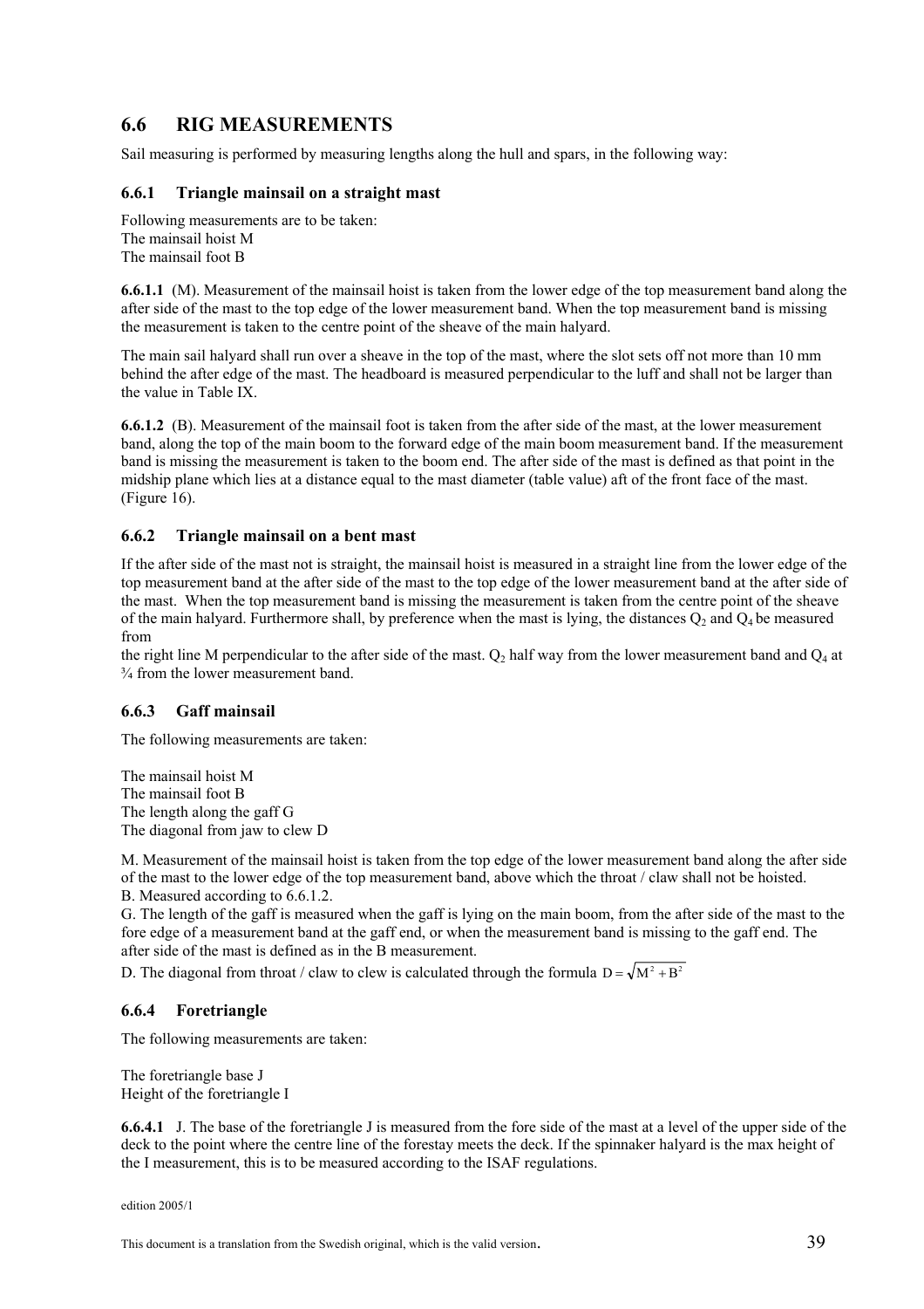## 6.6 RIG MEASUREMENTS

Sail measuring is performed by measuring lengths along the hull and spars, in the following way:

### 6.6.1 Triangle mainsail on a straight mast

Following measurements are to be taken:
The mainsail hoist M
The mainsail foot B

**6.6.1.1** (M). Measurement of the mainsail hoist is taken from the lower edge of the top measurement band along the after side of the mast to the top edge of the lower measurement band. When the top measurement band is missing the measurement is taken to the centre point of the sheave of the main halyard.

The main sail halyard shall run over a sheave in the top of the mast, where the slot sets off not more than 10 mm behind the after edge of the mast. The headboard is measured perpendicular to the luff and shall not be larger than the value in Table IX.

**6.6.1.2** (B). Measurement of the mainsail foot is taken from the after side of the mast, at the lower measurement band, along the top of the main boom to the forward edge of the main boom measurement band. If the measurement band is missing the measurement is taken to the boom end. The after side of the mast is defined as that point in the midship plane which lies at a distance equal to the mast diameter (table value) aft of the front face of the mast. (Figure 16).

### 6.6.2 Triangle mainsail on a bent mast

If the after side of the mast not is straight, the mainsail hoist is measured in a straight line from the lower edge of the top measurement band at the after side of the mast to the top edge of the lower measurement band at the after side of the mast. When the top measurement band is missing the measurement is taken from the centre point of the sheave of the main halyard. Furthermore shall, by preference when the mast is lying, the distances $Q_2$ and $Q_4$ be measured from
the right line M perpendicular to the after side of the mast. $Q_2$ half way from the lower measurement band and $Q_4$ at ¾ from the lower measurement band.

### 6.6.3 Gaff mainsail

The following measurements are taken:

The mainsail hoist M
The mainsail foot B
The length along the gaff G
The diagonal from jaw to clew D

M. Measurement of the mainsail hoist is taken from the top edge of the lower measurement band along the after side of the mast to the lower edge of the top measurement band, above which the throat / claw shall not be hoisted.
B. Measured according to 6.6.1.2.
G. The length of the gaff is measured when the gaff is lying on the main boom, from the after side of the mast to the fore edge of a measurement band at the gaff end, or when the measurement band is missing to the gaff end. The after side of the mast is defined as in the B measurement.
D. The diagonal from throat / claw to clew is calculated through the formula $D = \sqrt{M^2 + B^2}$

### 6.6.4 Foretriangle

The following measurements are taken:

The foretriangle base J
Height of the foretriangle I

**6.6.4.1** J. The base of the foretriangle J is measured from the fore side of the mast at a level of the upper side of the deck to the point where the centre line of the forestay meets the deck. If the spinnaker halyard is the max height of the I measurement, this is to be measured according to the ISAF regulations.

edition 2005/1

This document is a translation from the Swedish original, which is the valid version.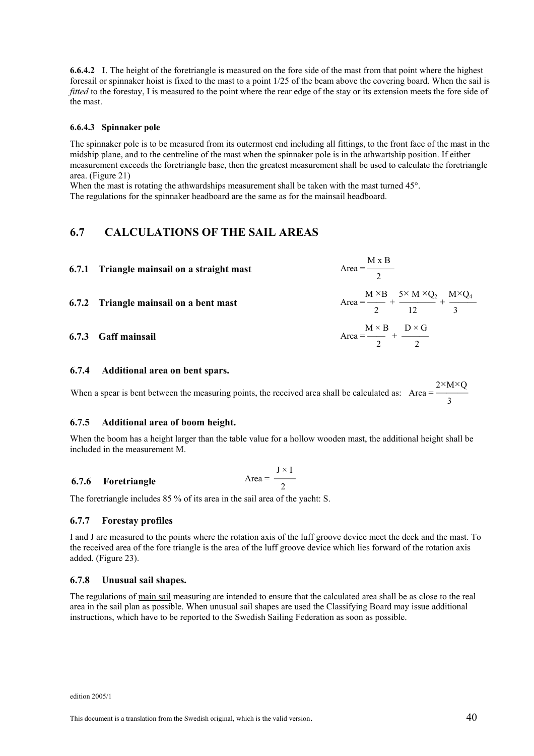**6.6.4.2 I**. The height of the foretriangle is measured on the fore side of the mast from that point where the highest foresail or spinnaker hoist is fixed to the mast to a point 1/25 of the beam above the covering board. When the sail is *fitted* to the forestay, I is measured to the point where the rear edge of the stay or its extension meets the fore side of the mast.

#### 6.6.4.3 Spinnaker pole

The spinnaker pole is to be measured from its outermost end including all fittings, to the front face of the mast in the midship plane, and to the centreline of the mast when the spinnaker pole is in the athwartship position. If either measurement exceeds the foretriangle base, then the greatest measurement shall be used to calculate the foretriangle area. (Figure 21)
When the mast is rotating the athwardships measurement shall be taken with the mast turned 45°.
The regulations for the spinnaker headboard are the same as for the mainsail headboard.

## 6.7 CALCULATIONS OF THE SAIL AREAS

### 6.7.1 Triangle mainsail on a straight mast

$$\text{Area} = \frac{M \times B}{2}$$

### 6.7.2 Triangle mainsail on a bent mast

$$\text{Area} = \frac{M \times B}{2} + \frac{5 \times M \times Q_2}{12} + \frac{M \times Q_4}{3}$$

### 6.7.3 Gaff mainsail

$$\text{Area} = \frac{M \times B}{2} + \frac{D \times G}{2}$$

### 6.7.4 Additional area on bent spars.

When a spear is bent between the measuring points, the received area shall be calculated as: $\text{Area} = \frac{2 \times M \times Q}{3}$

### 6.7.5 Additional area of boom height.

When the boom has a height larger than the table value for a hollow wooden mast, the additional height shall be included in the measurement M.

### 6.7.6 Foretriangle

$$\text{Area} = \frac{J \times I}{2}$$

The foretriangle includes 85 % of its area in the sail area of the yacht: S.

### 6.7.7 Forestay profiles

I and J are measured to the points where the rotation axis of the luff groove device meet the deck and the mast. To the received area of the fore triangle is the area of the luff groove device which lies forward of the rotation axis added. (Figure 23).

### 6.7.8 Unusual sail shapes.

The regulations of main sail measuring are intended to ensure that the calculated area shall be as close to the real area in the sail plan as possible. When unusual sail shapes are used the Classifying Board may issue additional instructions, which have to be reported to the Swedish Sailing Federation as soon as possible.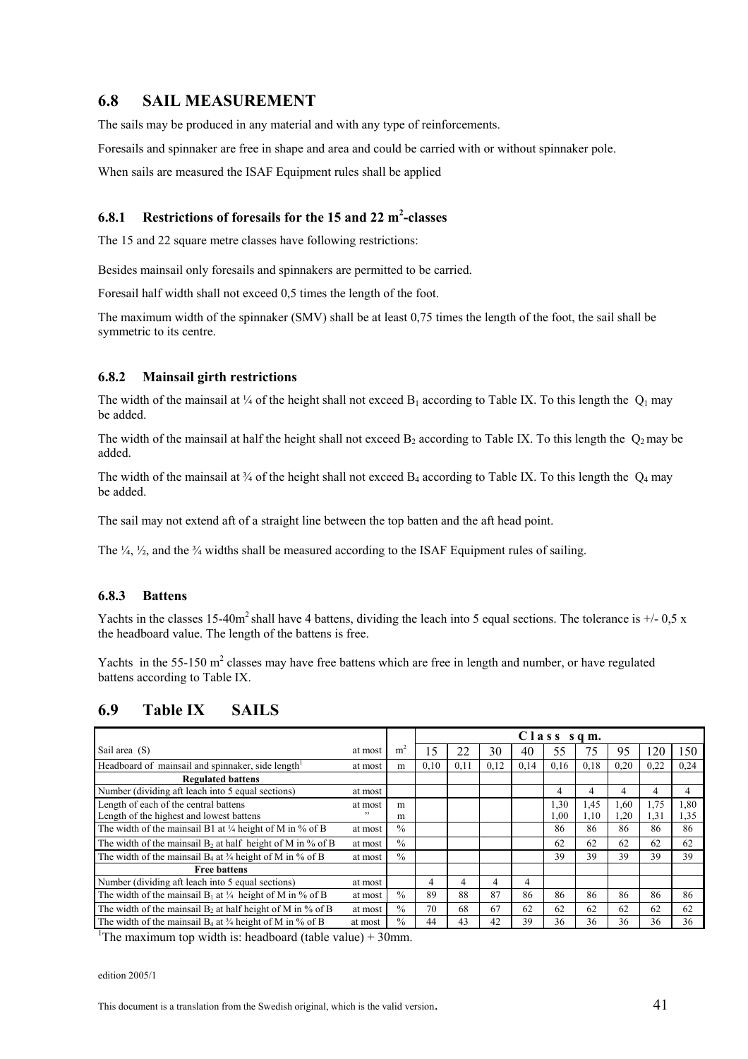## 6.8 SAIL MEASUREMENT

The sails may be produced in any material and with any type of reinforcements.

Foresails and spinnaker are free in shape and area and could be carried with or without spinnaker pole.

When sails are measured the ISAF Equipment rules shall be applied

### 6.8.1 Restrictions of foresails for the 15 and 22 m$^2$-classes

The 15 and 22 square metre classes have following restrictions:

Besides mainsail only foresails and spinnakers are permitted to be carried.

Foresail half width shall not exceed 0,5 times the length of the foot.

The maximum width of the spinnaker (SMV) shall be at least 0,75 times the length of the foot, the sail shall be symmetric to its centre.

### 6.8.2 Mainsail girth restrictions

The width of the mainsail at ¼ of the height shall not exceed $B_1$ according to Table IX. To this length the $Q_1$ may be added.

The width of the mainsail at half the height shall not exceed $B_2$ according to Table IX. To this length the $Q_2$ may be added.

The width of the mainsail at ¾ of the height shall not exceed $B_4$ according to Table IX. To this length the $Q_4$ may be added.

The sail may not extend aft of a straight line between the top batten and the aft head point.

The ¼, ½, and the ¾ widths shall be measured according to the ISAF Equipment rules of sailing.

### 6.8.3 Battens

Yachts in the classes 15-40m$^2$ shall have 4 battens, dividing the leach into 5 equal sections. The tolerance is +/- 0,5 x the headboard value. The length of the battens is free.

Yachts in the 55-150 m$^2$ classes may have free battens which are free in length and number, or have regulated battens according to Table IX.

## 6.9 Table IX SAILS

| | | | Class sq m. | | | | | | | | |
|---|---|---|---|---|---|---|---|---|---|---|---|
| Sail area (S) | at most | m$^2$ | 15 | 22 | 30 | 40 | 55 | 75 | 95 | 120 | 150 |
| Headboard of mainsail and spinnaker, side length[1] | at most | m | 0,10 | 0,11 | 0,12 | 0,14 | 0,16 | 0,18 | 0,20 | 0,22 | 0,24 |
| **Regulated battens** | | | | | | | | | | | |
| Number (dividing aft leach into 5 equal sections) | at most | | | | | | 4 | 4 | 4 | 4 | 4 |
| Length of each of the central battens | at most | m | | | | | 1,30 | 1,45 | 1,60 | 1,75 | 1,80 |
| Length of the highest and lowest battens | ” | m | | | | | 1,00 | 1,10 | 1,20 | 1,31 | 1,35 |
| The width of the mainsail B1 at ¼ height of M in % of B | at most | % | | | | | 86 | 86 | 86 | 86 | 86 |
| The width of the mainsail $B_2$ at half height of M in % of B | at most | % | | | | | 62 | 62 | 62 | 62 | 62 |
| The width of the mainsail $B_4$ at ¾ height of M in % of B | at most | % | | | | | 39 | 39 | 39 | 39 | 39 |
| **Free battens** | | | | | | | | | | | |
| Number (dividing aft leach into 5 equal sections) | at most | | 4 | 4 | 4 | 4 | | | | | |
| The width of the mainsail $B_1$ at ¼ height of M in % of B | at most | % | 89 | 88 | 87 | 86 | 86 | 86 | 86 | 86 | 86 |
| The width of the mainsail $B_2$ at half height of M in % of B | at most | % | 70 | 68 | 67 | 62 | 62 | 62 | 62 | 62 | 62 |
| The width of the mainsail $B_4$ at ¾ height of M in % of B | at most | % | 44 | 43 | 42 | 39 | 36 | 36 | 36 | 36 | 36 |

[1]The maximum top width is: headboard (table value) + 30mm.

edition 2005/1

This document is a translation from the Swedish original, which is the valid version.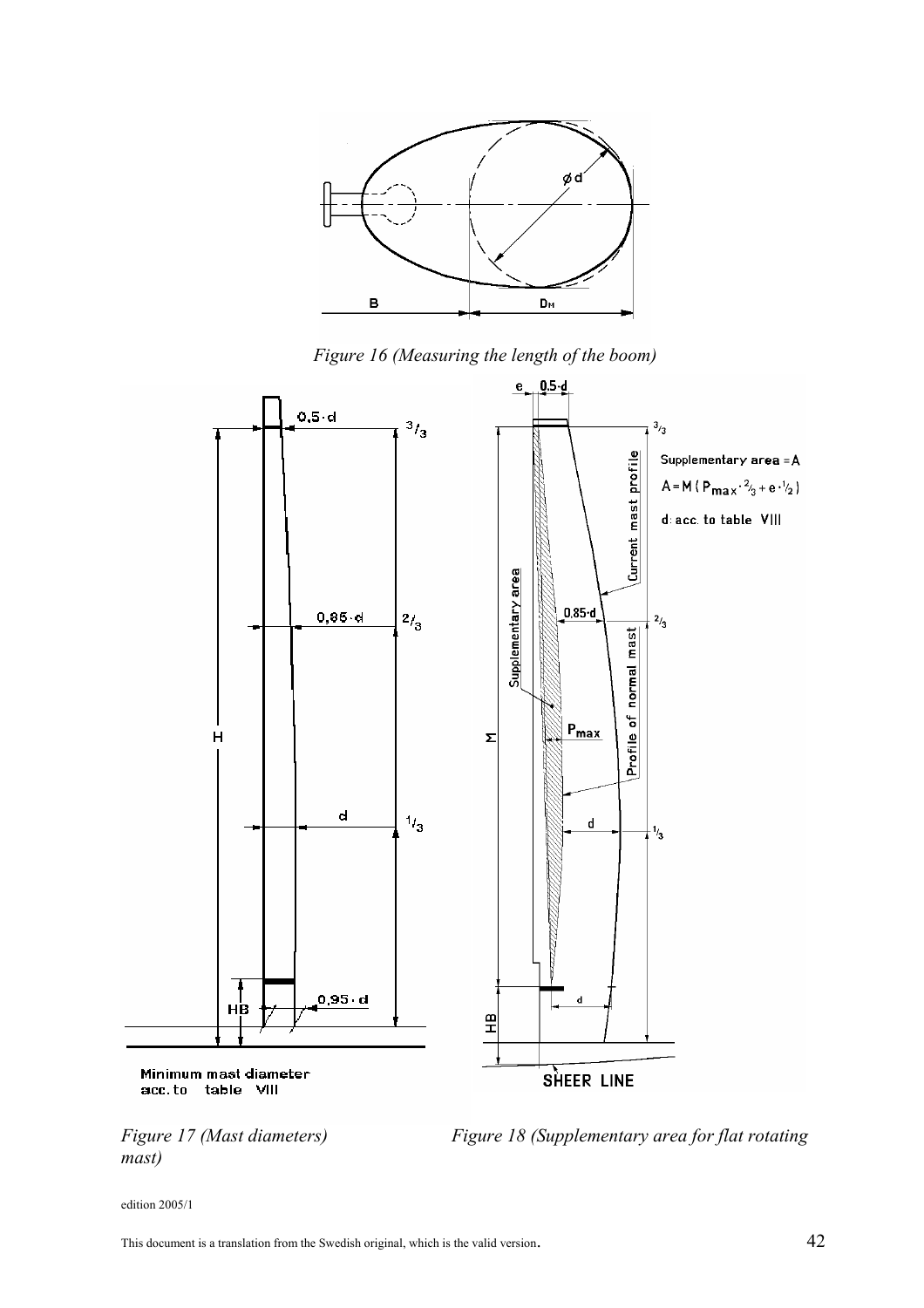*Figure 16 (Measuring the length of the boom)*

*Figure 17 (Mast diameters)*

*Figure 18 (Supplementary area for flat rotating mast)*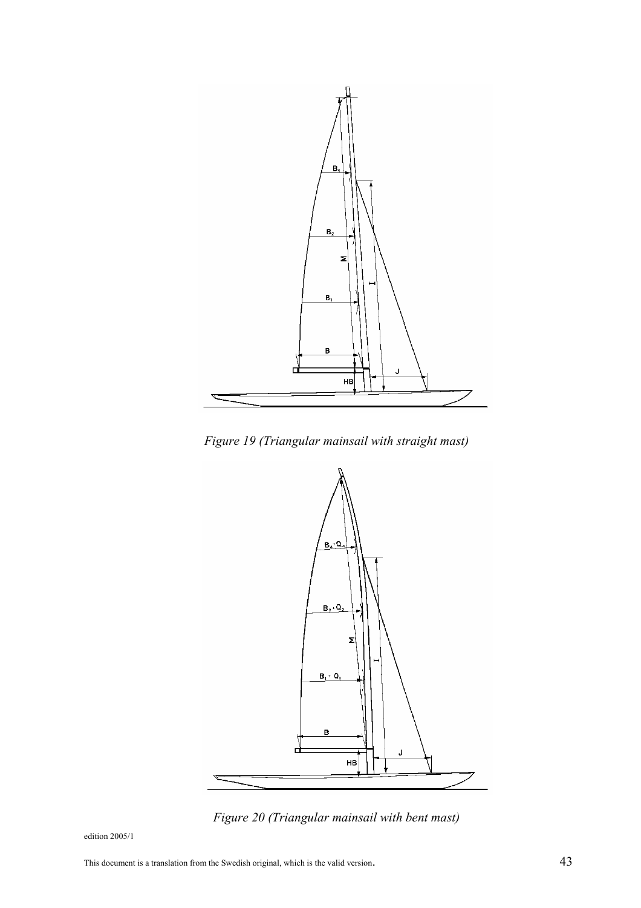*Figure 19 (Triangular mainsail with straight mast)*

*Figure 20 (Triangular mainsail with bent mast)*

edition 2005/1

This document is a translation from the Swedish original, which is the valid version.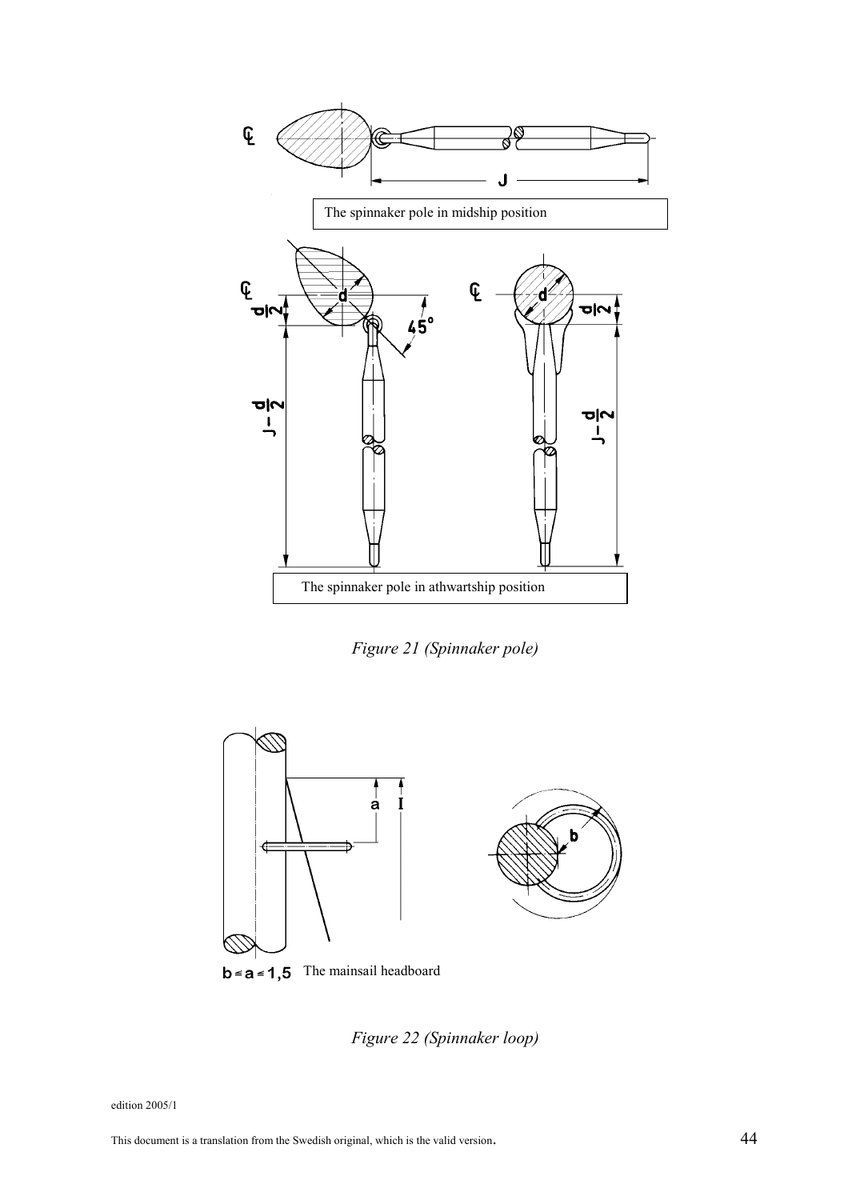The spinnaker pole in midship position

The spinnaker pole in athwartship position

*Figure 21 (Spinnaker pole)*

$b \leq a \leq 1{,}5$ The mainsail headboard

*Figure 22 (Spinnaker loop)*

edition 2005/1

This document is a translation from the Swedish original, which is the valid version.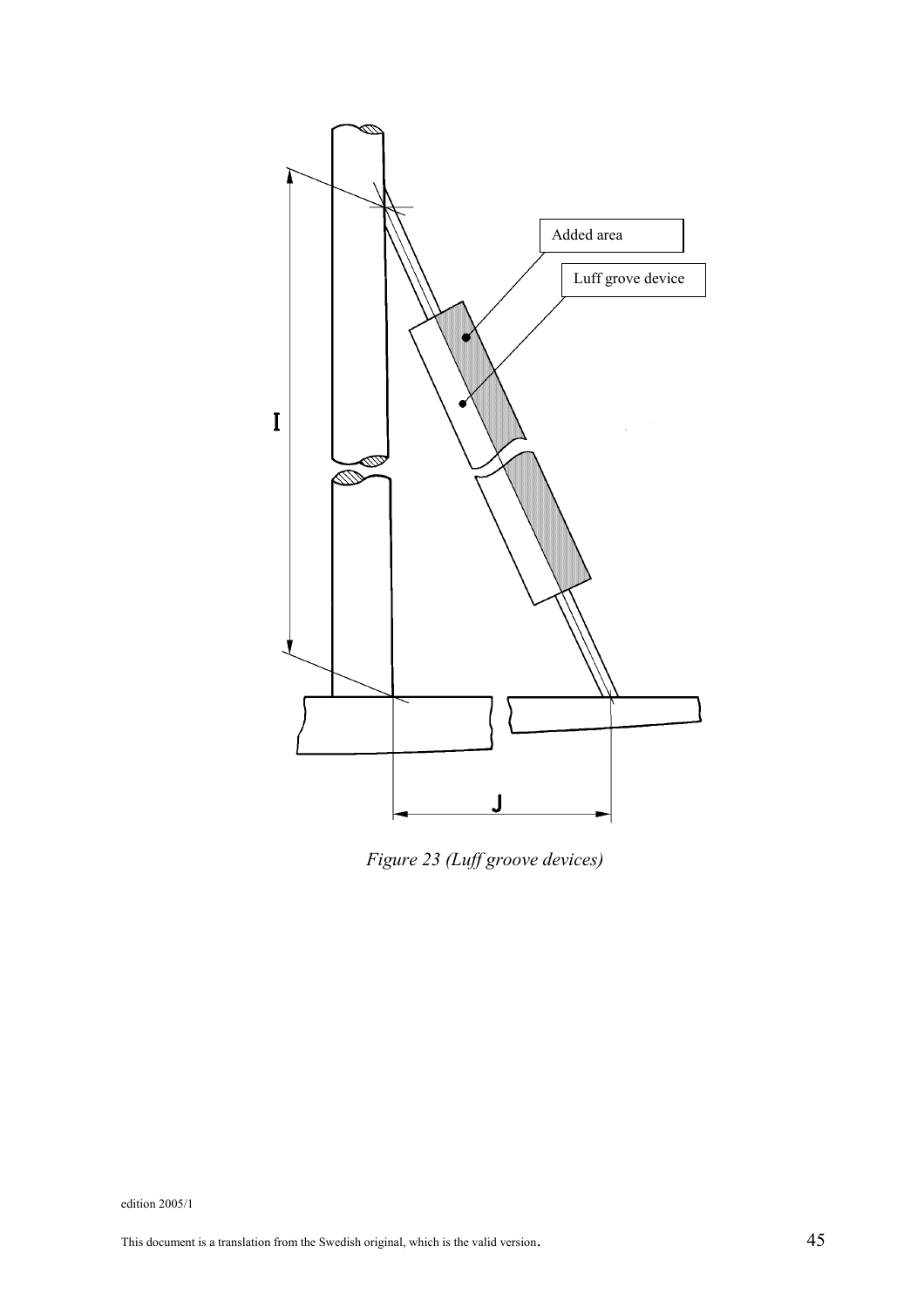*Figure 23 (Luff groove devices)*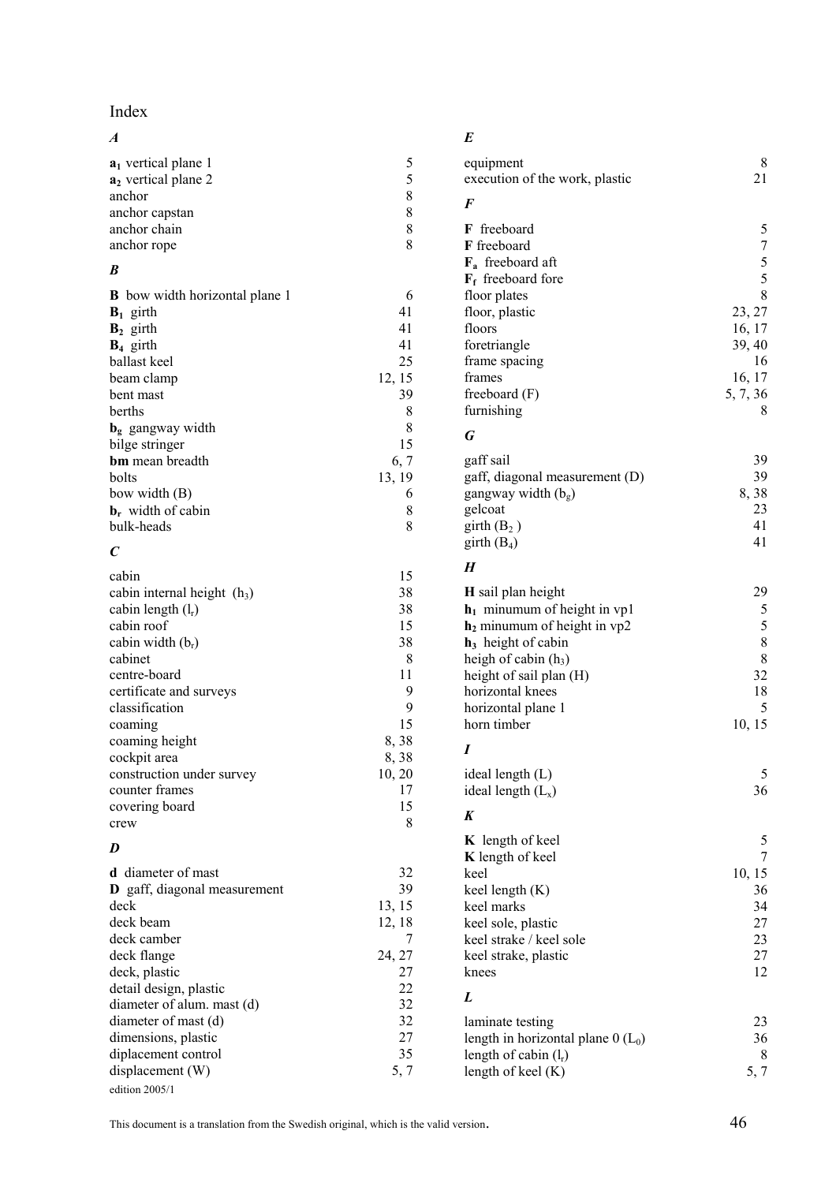# Index

### *A*

| | |
|---|---|
| $\mathbf{a_1}$ vertical plane 1 | 5 |
| $\mathbf{a_2}$ vertical plane 2 | 5 |
| anchor | 8 |
| anchor capstan | 8 |
| anchor chain | 8 |
| anchor rope | 8 |

### *B*

| | |
|---|---|
| **B** bow width horizontal plane 1 | 6 |
| $\mathbf{B_1}$ girth | 41 |
| $\mathbf{B_2}$ girth | 41 |
| $\mathbf{B_4}$ girth | 41 |
| ballast keel | 25 |
| beam clamp | 12, 15 |
| bent mast | 39 |
| berths | 8 |
| $\mathbf{b_g}$ gangway width | 8 |
| bilge stringer | 15 |
| **bm** mean breadth | 6, 7 |
| bolts | 13, 19 |
| bow width (B) | 6 |
| $\mathbf{b_r}$ width of cabin | 8 |
| bulk-heads | 8 |

### *C*

| | |
|---|---|
| cabin | 15 |
| cabin internal height ($h_3$) | 38 |
| cabin length ($l_r$) | 38 |
| cabin roof | 15 |
| cabin width ($b_r$) | 38 |
| cabinet | 8 |
| centre-board | 11 |
| certificate and surveys | 9 |
| classification | 9 |
| coaming | 15 |
| coaming height | 8, 38 |
| cockpit area | 8, 38 |
| construction under survey | 10, 20 |
| counter frames | 17 |
| covering board | 15 |
| crew | 8 |

### *D*

| | |
|---|---|
| **d** diameter of mast | 32 |
| **D** gaff, diagonal measurement | 39 |
| deck | 13, 15 |
| deck beam | 12, 18 |
| deck camber | 7 |
| deck flange | 24, 27 |
| deck, plastic | 27 |
| detail design, plastic | 22 |
| diameter of alum. mast (d) | 32 |
| diameter of mast (d) | 32 |
| dimensions, plastic | 27 |
| diplacement control | 35 |
| displacement (W) | 5, 7 |

edition 2005/1

### *E*

| | |
|---|---|
| equipment | 8 |
| execution of the work, plastic | 21 |

### *F*

| | |
|---|---|
| **F** freeboard | 5 |
| **F** freeboard | 7 |
| $\mathbf{F_a}$ freeboard aft | 5 |
| $\mathbf{F_f}$ freeboard fore | 5 |
| floor plates | 8 |
| floor, plastic | 23, 27 |
| floors | 16, 17 |
| foretriangle | 39, 40 |
| frame spacing | 16 |
| frames | 16, 17 |
| freeboard (F) | 5, 7, 36 |
| furnishing | 8 |

### *G*

| | |
|---|---|
| gaff sail | 39 |
| gaff, diagonal measurement (D) | 39 |
| gangway width ($b_g$) | 8, 38 |
| gelcoat | 23 |
| girth ($B_2$) | 41 |
| girth ($B_4$) | 41 |

### *H*

| | |
|---|---|
| **H** sail plan height | 29 |
| $\mathbf{h_1}$ minumum of height in vp1 | 5 |
| $\mathbf{h_2}$ minumum of height in vp2 | 5 |
| $\mathbf{h_3}$ height of cabin | 8 |
| heigh of cabin ($h_3$) | 8 |
| height of sail plan (H) | 32 |
| horizontal knees | 18 |
| horizontal plane 1 | 5 |
| horn timber | 10, 15 |

### *I*

| | |
|---|---|
| ideal length (L) | 5 |
| ideal length ($L_x$) | 36 |

### *K*

| | |
|---|---|
| **K** length of keel | 5 |
| **K** length of keel | 7 |
| keel | 10, 15 |
| keel length (K) | 36 |
| keel marks | 34 |
| keel sole, plastic | 27 |
| keel strake / keel sole | 23 |
| keel strake, plastic | 27 |
| knees | 12 |

### *L*

| | |
|---|---|
| laminate testing | 23 |
| length in horizontal plane 0 ($L_0$) | 36 |
| length of cabin ($l_r$) | 8 |
| length of keel (K) | 5, 7 |

This document is a translation from the Swedish original, which is the valid version.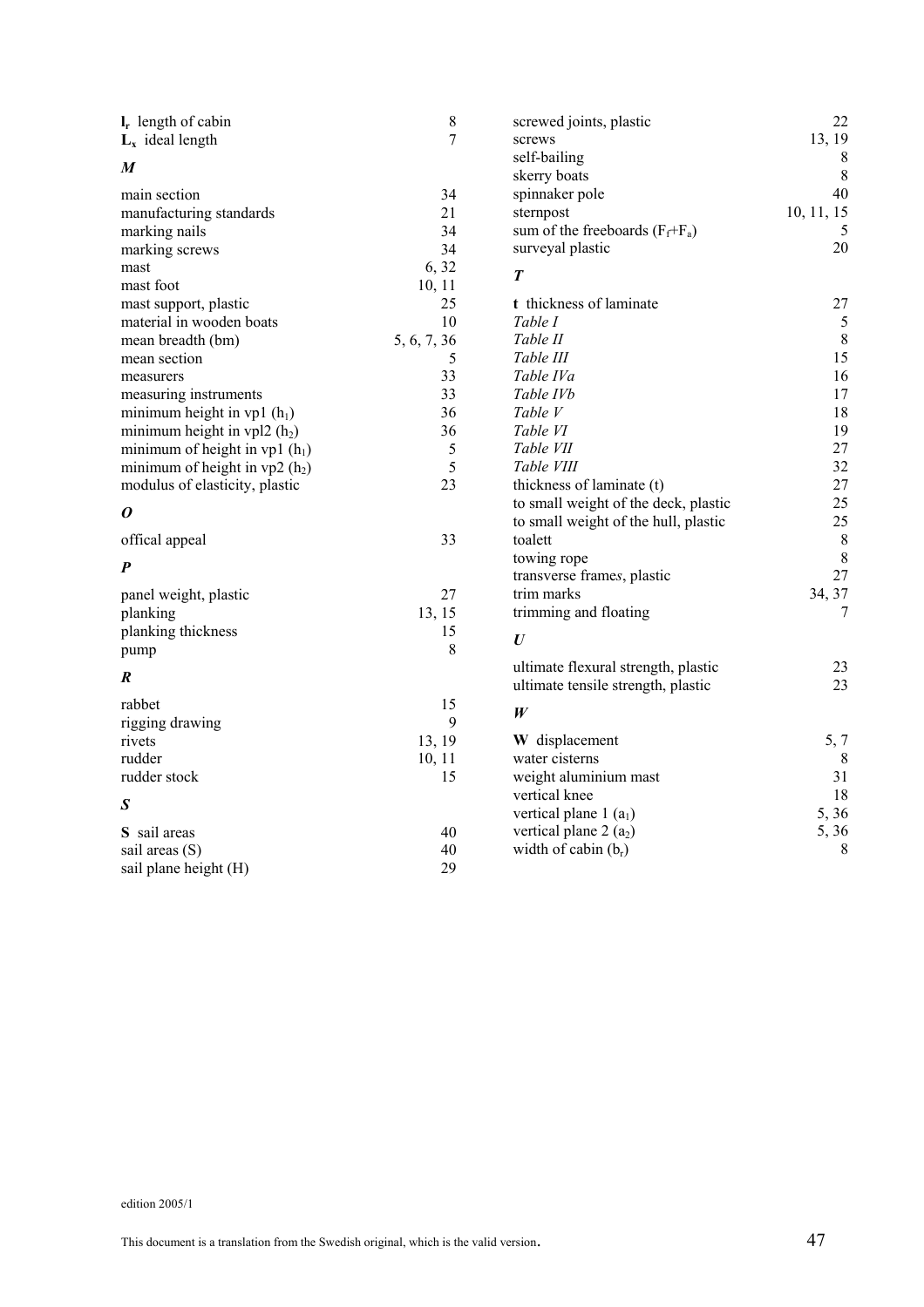**$l_r$** length of cabin 8
**$L_x$** ideal length 7

***M***

main section 34
manufacturing standards 21
marking nails 34
marking screws 34
mast 6, 32
mast foot 10, 11
mast support, plastic 25
material in wooden boats 10
mean breadth (bm) 5, 6, 7, 36
mean section 5
measurers 33
measuring instruments 33
minimum height in vp1 ($h_1$) 36
minimum height in vpl2 ($h_2$) 36
minimum of height in vp1 ($h_1$) 5
minimum of height in vp2 ($h_2$) 5
modulus of elasticity, plastic 23

***O***

offical appeal 33

***P***

panel weight, plastic 27
planking 13, 15
planking thickness 15
pump 8

***R***

rabbet 15
rigging drawing 9
rivets 13, 19
rudder 10, 11
rudder stock 15

***S***

**S** sail areas 40
sail areas (S) 40
sail plane height (H) 29
screwed joints, plastic 22
screws 13, 19
self-bailing 8
skerry boats 8
spinnaker pole 40
sternpost 10, 11, 15
sum of the freeboards ($F_f$+$F_a$) 5
surveyal plastic 20

***T***

**t** thickness of laminate 27
*Table I* 5
*Table II* 8
*Table III* 15
*Table IVa* 16
*Table IVb* 17
*Table V* 18
*Table VI* 19
*Table VII* 27
*Table VIII* 32
thickness of laminate (t) 27
to small weight of the deck, plastic 25
to small weight of the hull, plastic 25
toalett 8
towing rope 8
transverse frame*s*, plastic 27
trim marks 34, 37
trimming and floating 7

***U***

ultimate flexural strength, plastic 23
ultimate tensile strength, plastic 23

***W***

**W** displacement 5, 7
water cisterns 8
weight aluminium mast 31
vertical knee 18
vertical plane 1 ($a_1$) 5, 36
vertical plane 2 ($a_2$) 5, 36
width of cabin ($b_r$) 8

edition 2005/1

This document is a translation from the Swedish original, which is the valid version.